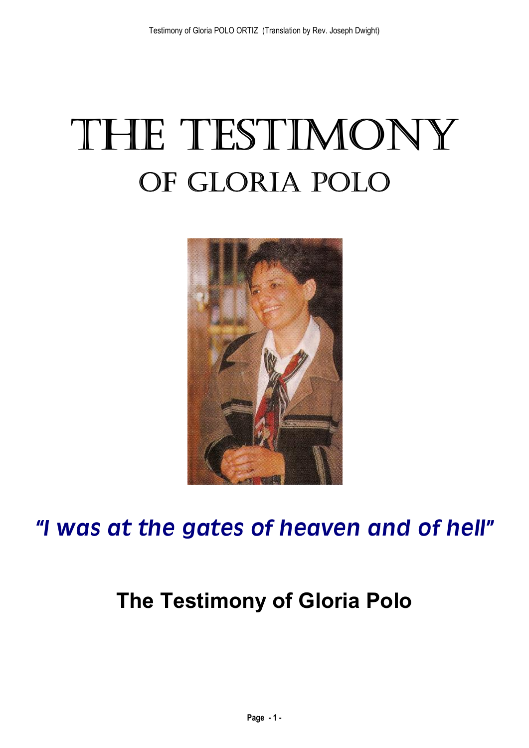# THE TESTIMONY
## OF GLORIA POLO

*"I was at the gates of heaven and of hell"*

**The Testimony of Gloria Polo**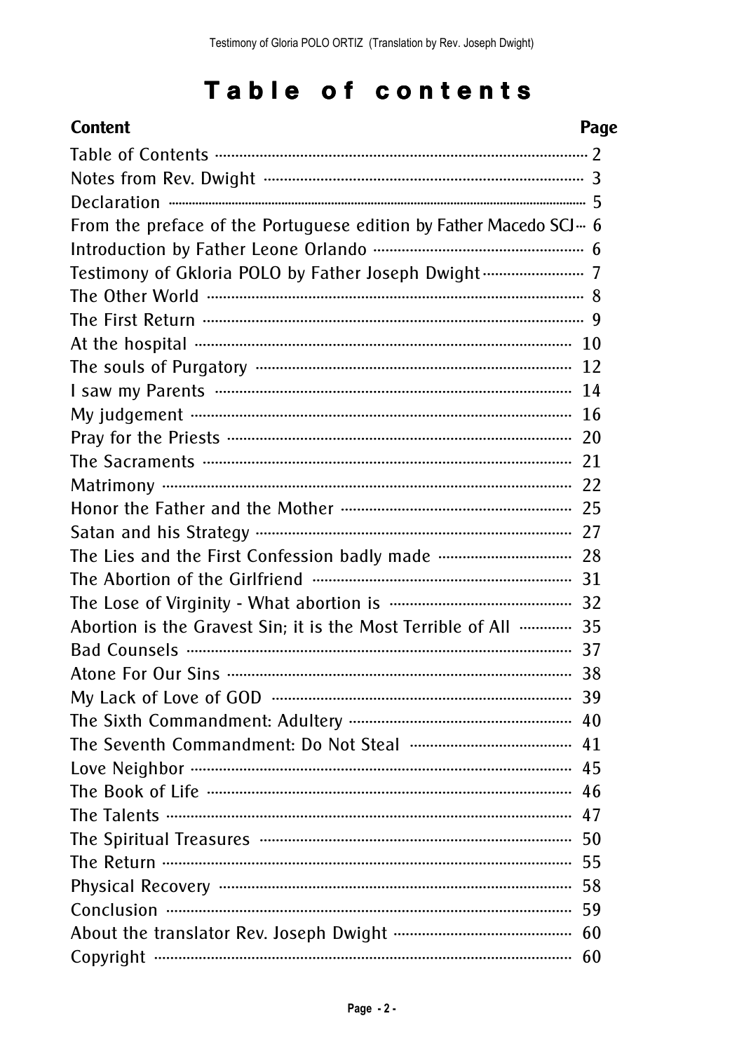# Table of contents

| Content | Page |
| --- | --- |
| Table of Contents | 2 |
| Notes from Rev. Dwight | 3 |
| Declaration | 5 |
| From the preface of the Portuguese edition by Father Macedo SCJ | 6 |
| Introduction by Father Leone Orlando | 6 |
| Testimony of Gkloria POLO by Father Joseph Dwight | 7 |
| The Other World | 8 |
| The First Return | 9 |
| At the hospital | 10 |
| The souls of Purgatory | 12 |
| I saw my Parents | 14 |
| My judgement | 16 |
| Pray for the Priests | 20 |
| The Sacraments | 21 |
| Matrimony | 22 |
| Honor the Father and the Mother | 25 |
| Satan and his Strategy | 27 |
| The Lies and the First Confession badly made | 28 |
| The Abortion of the Girlfriend | 31 |
| The Lose of Virginity - What abortion is | 32 |
| Abortion is the Gravest Sin; it is the Most Terrible of All | 35 |
| Bad Counsels | 37 |
| Atone For Our Sins | 38 |
| My Lack of Love of GOD | 39 |
| The Sixth Commandment: Adultery | 40 |
| The Seventh Commandment: Do Not Steal | 41 |
| Love Neighbor | 45 |
| The Book of Life | 46 |
| The Talents | 47 |
| The Spiritual Treasures | 50 |
| The Return | 55 |
| Physical Recovery | 58 |
| Conclusion | 59 |
| About the translator Rev. Joseph Dwight | 60 |
| Copyright | 60 |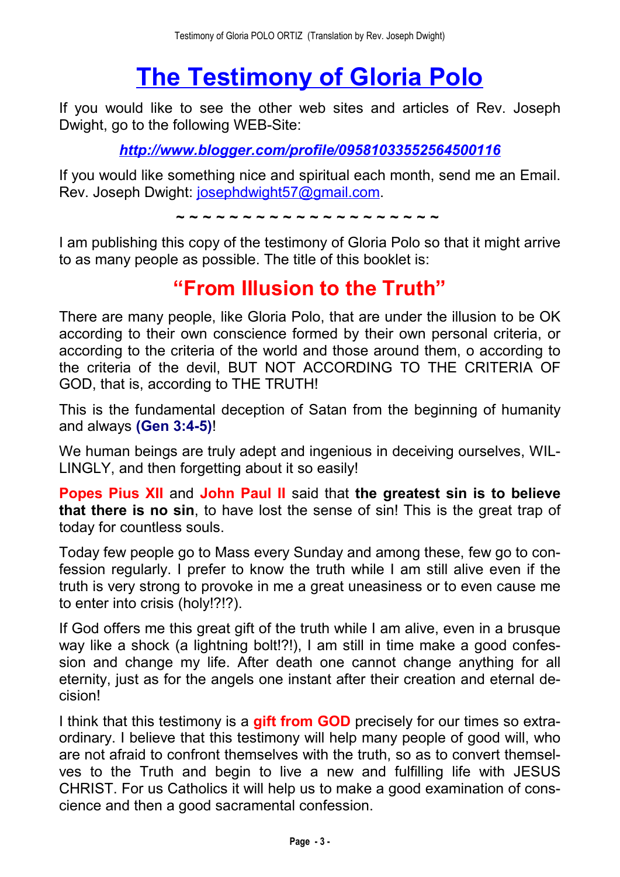# The Testimony of Gloria Polo

If you would like to see the other web sites and articles of Rev. Joseph Dwight, go to the following WEB-Site:

***http://www.blogger.com/profile/09581033552564500116***

If you would like something nice and spiritual each month, send me an Email. Rev. Joseph Dwight: josephdwight57@gmail.com.

~ ~ ~ ~ ~ ~ ~ ~ ~ ~ ~ ~ ~ ~ ~ ~ ~ ~ ~ ~ ~ ~

I am publishing this copy of the testimony of Gloria Polo so that it might arrive to as many people as possible. The title of this booklet is:

## "From Illusion to the Truth"

There are many people, like Gloria Polo, that are under the illusion to be OK according to their own conscience formed by their own personal criteria, or according to the criteria of the world and those around them, o according to the criteria of the devil, BUT NOT ACCORDING TO THE CRITERIA OF GOD, that is, according to THE TRUTH!

This is the fundamental deception of Satan from the beginning of humanity and always **(Gen 3:4-5)**!

We human beings are truly adept and ingenious in deceiving ourselves, WILLINGLY, and then forgetting about it so easily!

**Popes Pius XII** and **John Paul II** said that **the greatest sin is to believe that there is no sin**, to have lost the sense of sin! This is the great trap of today for countless souls.

Today few people go to Mass every Sunday and among these, few go to confession regularly. I prefer to know the truth while I am still alive even if the truth is very strong to provoke in me a great uneasiness or to even cause me to enter into crisis (holy!?!?).

If God offers me this great gift of the truth while I am alive, even in a brusque way like a shock (a lightning bolt!?!), I am still in time make a good confession and change my life. After death one cannot change anything for all eternity, just as for the angels one instant after their creation and eternal decision!

I think that this testimony is a **gift from GOD** precisely for our times so extraordinary. I believe that this testimony will help many people of good will, who are not afraid to confront themselves with the truth, so as to convert themselves to the Truth and begin to live a new and fulfilling life with JESUS CHRIST. For us Catholics it will help us to make a good examination of conscience and then a good sacramental confession.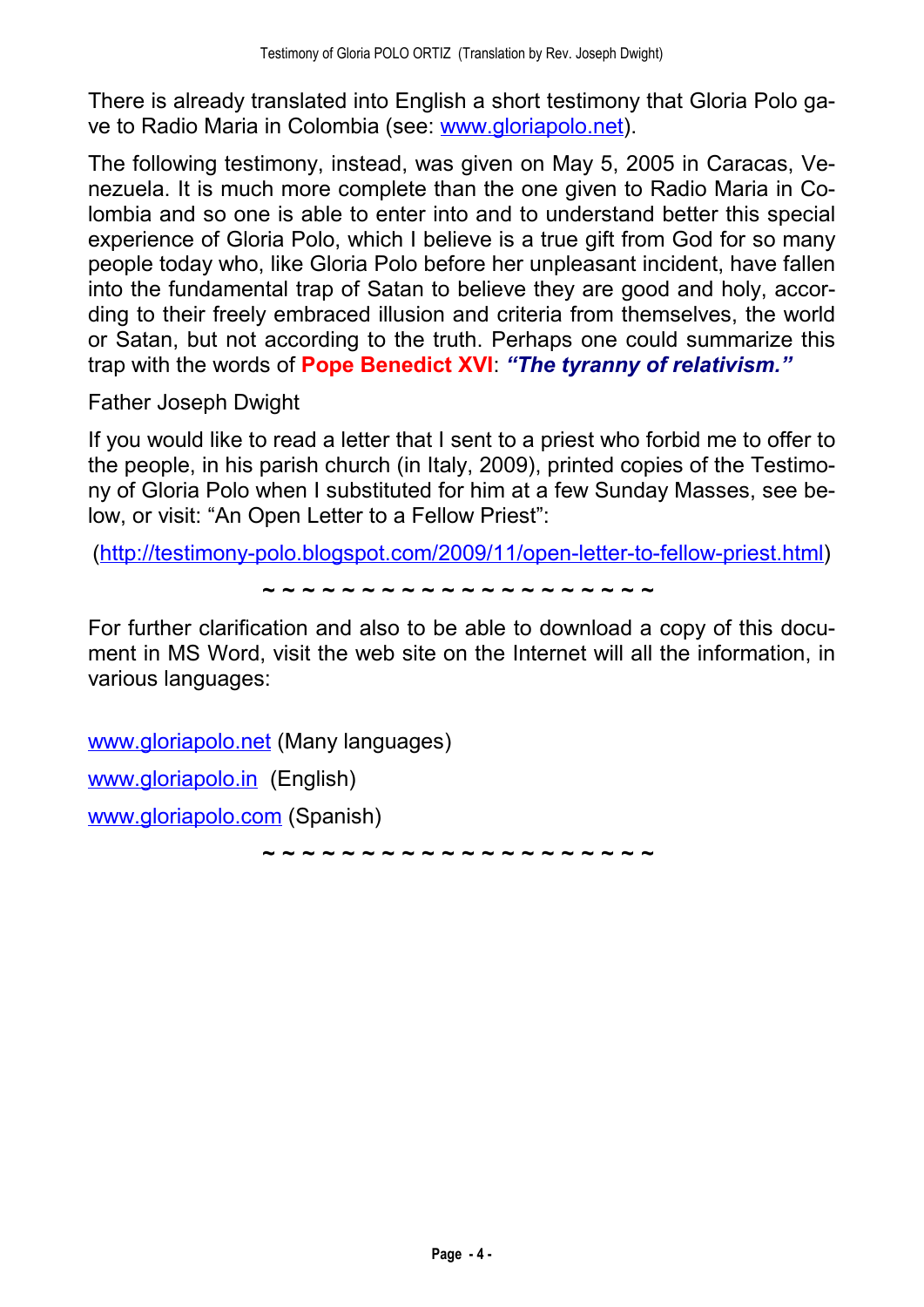There is already translated into English a short testimony that Gloria Polo gave to Radio Maria in Colombia (see: www.gloriapolo.net).

The following testimony, instead, was given on May 5, 2005 in Caracas, Venezuela. It is much more complete than the one given to Radio Maria in Colombia and so one is able to enter into and to understand better this special experience of Gloria Polo, which I believe is a true gift from God for so many people today who, like Gloria Polo before her unpleasant incident, have fallen into the fundamental trap of Satan to believe they are good and holy, according to their freely embraced illusion and criteria from themselves, the world or Satan, but not according to the truth. Perhaps one could summarize this trap with the words of **Pope Benedict XVI**: ***"The tyranny of relativism."***

Father Joseph Dwight

If you would like to read a letter that I sent to a priest who forbid me to offer to the people, in his parish church (in Italy, 2009), printed copies of the Testimony of Gloria Polo when I substituted for him at a few Sunday Masses, see below, or visit: "An Open Letter to a Fellow Priest":

(http://testimony-polo.blogspot.com/2009/11/open-letter-to-fellow-priest.html)

~ ~ ~ ~ ~ ~ ~ ~ ~ ~ ~ ~ ~ ~ ~ ~ ~ ~ ~ ~ ~

For further clarification and also to be able to download a copy of this document in MS Word, visit the web site on the Internet will all the information, in various languages:

www.gloriapolo.net (Many languages)

www.gloriapolo.in (English)

www.gloriapolo.com (Spanish)

~ ~ ~ ~ ~ ~ ~ ~ ~ ~ ~ ~ ~ ~ ~ ~ ~ ~ ~ ~ ~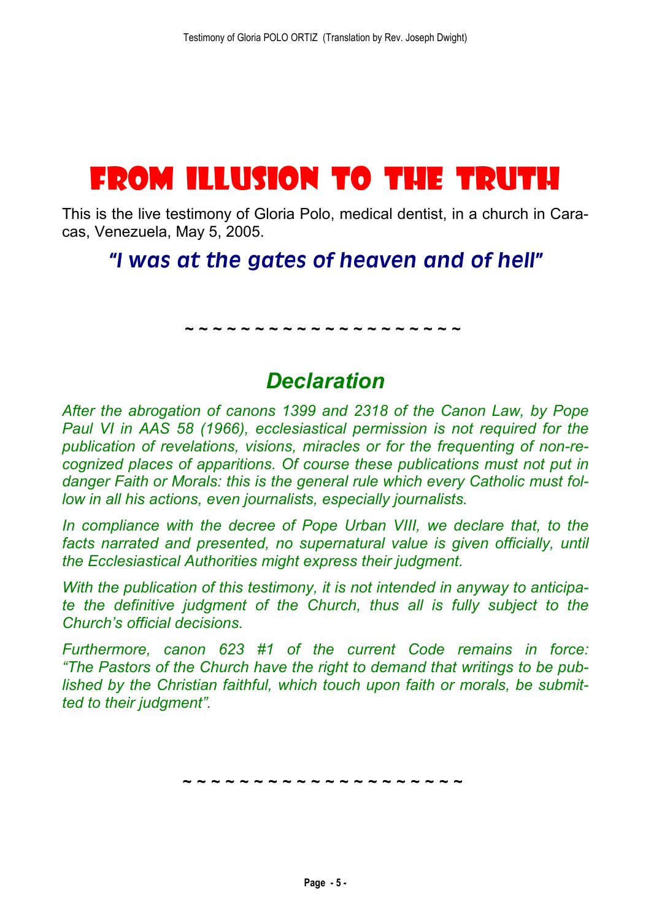# FROM ILLUSION TO THE TRUTH

This is the live testimony of Gloria Polo, medical dentist, in a church in Caracas, Venezuela, May 5, 2005.

## *"I was at the gates of heaven and of hell"*

~ ~ ~ ~ ~ ~ ~ ~ ~ ~ ~ ~ ~ ~ ~ ~ ~ ~ ~ ~

## *Declaration*

*After the abrogation of canons 1399 and 2318 of the Canon Law, by Pope Paul VI in AAS 58 (1966), ecclesiastical permission is not required for the publication of revelations, visions, miracles or for the frequenting of non-recognized places of apparitions. Of course these publications must not put in danger Faith or Morals: this is the general rule which every Catholic must follow in all his actions, even journalists, especially journalists.*

*In compliance with the decree of Pope Urban VIII, we declare that, to the facts narrated and presented, no supernatural value is given officially, until the Ecclesiastical Authorities might express their judgment.*

*With the publication of this testimony, it is not intended in anyway to anticipate the definitive judgment of the Church, thus all is fully subject to the Church's official decisions.*

*Furthermore, canon 623 #1 of the current Code remains in force: "The Pastors of the Church have the right to demand that writings to be published by the Christian faithful, which touch upon faith or morals, be submitted to their judgment".*

~ ~ ~ ~ ~ ~ ~ ~ ~ ~ ~ ~ ~ ~ ~ ~ ~ ~ ~ ~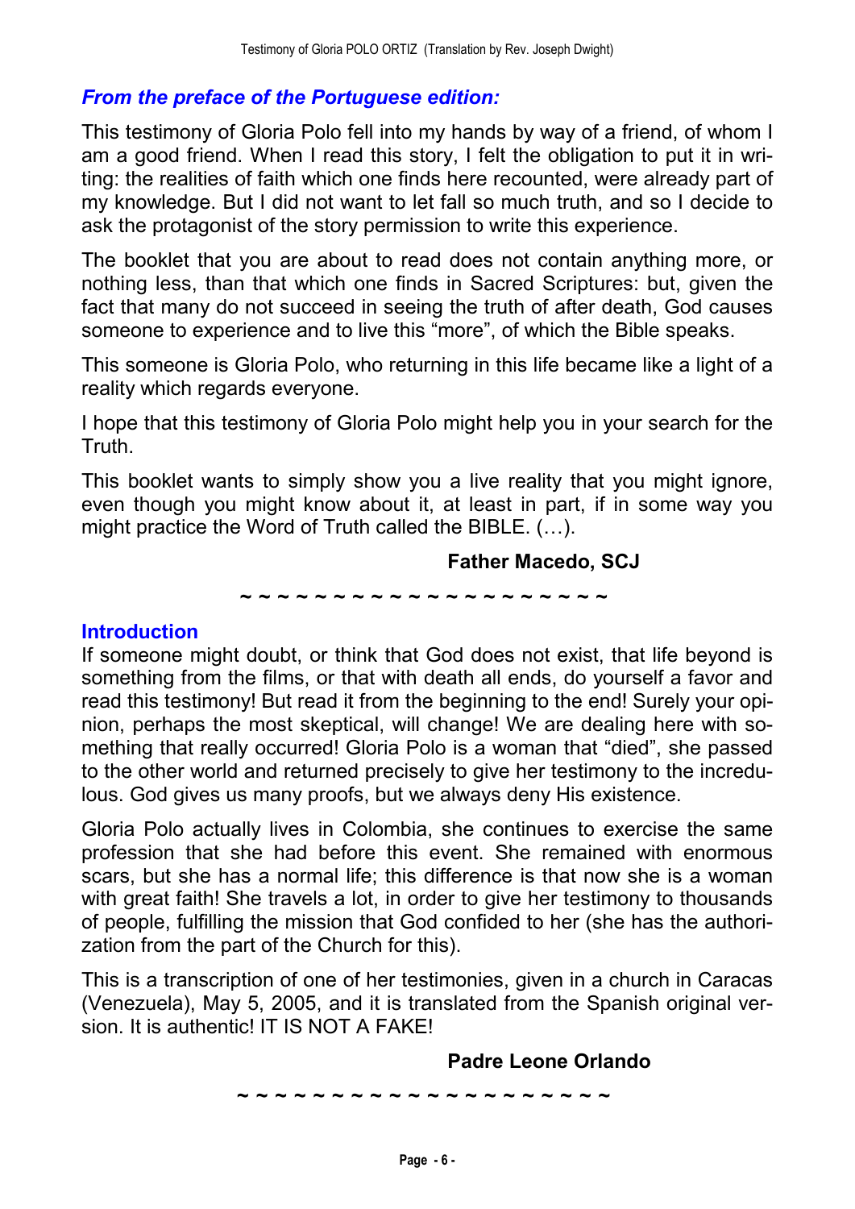## *From the preface of the Portuguese edition:*

This testimony of Gloria Polo fell into my hands by way of a friend, of whom I am a good friend. When I read this story, I felt the obligation to put it in writing: the realities of faith which one finds here recounted, were already part of my knowledge. But I did not want to let fall so much truth, and so I decide to ask the protagonist of the story permission to write this experience.

The booklet that you are about to read does not contain anything more, or nothing less, than that which one finds in Sacred Scriptures: but, given the fact that many do not succeed in seeing the truth of after death, God causes someone to experience and to live this "more", of which the Bible speaks.

This someone is Gloria Polo, who returning in this life became like a light of a reality which regards everyone.

I hope that this testimony of Gloria Polo might help you in your search for the Truth.

This booklet wants to simply show you a live reality that you might ignore, even though you might know about it, at least in part, if in some way you might practice the Word of Truth called the BIBLE. (…).

**Father Macedo, SCJ**

~ ~ ~ ~ ~ ~ ~ ~ ~ ~ ~ ~ ~ ~ ~ ~ ~ ~ ~ ~ ~

## Introduction

If someone might doubt, or think that God does not exist, that life beyond is something from the films, or that with death all ends, do yourself a favor and read this testimony! But read it from the beginning to the end! Surely your opinion, perhaps the most skeptical, will change! We are dealing here with something that really occurred! Gloria Polo is a woman that "died", she passed to the other world and returned precisely to give her testimony to the incredulous. God gives us many proofs, but we always deny His existence.

Gloria Polo actually lives in Colombia, she continues to exercise the same profession that she had before this event. She remained with enormous scars, but she has a normal life; this difference is that now she is a woman with great faith! She travels a lot, in order to give her testimony to thousands of people, fulfilling the mission that God confided to her (she has the authorization from the part of the Church for this).

This is a transcription of one of her testimonies, given in a church in Caracas (Venezuela), May 5, 2005, and it is translated from the Spanish original version. It is authentic! IT IS NOT A FAKE!

**Padre Leone Orlando**

~ ~ ~ ~ ~ ~ ~ ~ ~ ~ ~ ~ ~ ~ ~ ~ ~ ~ ~ ~ ~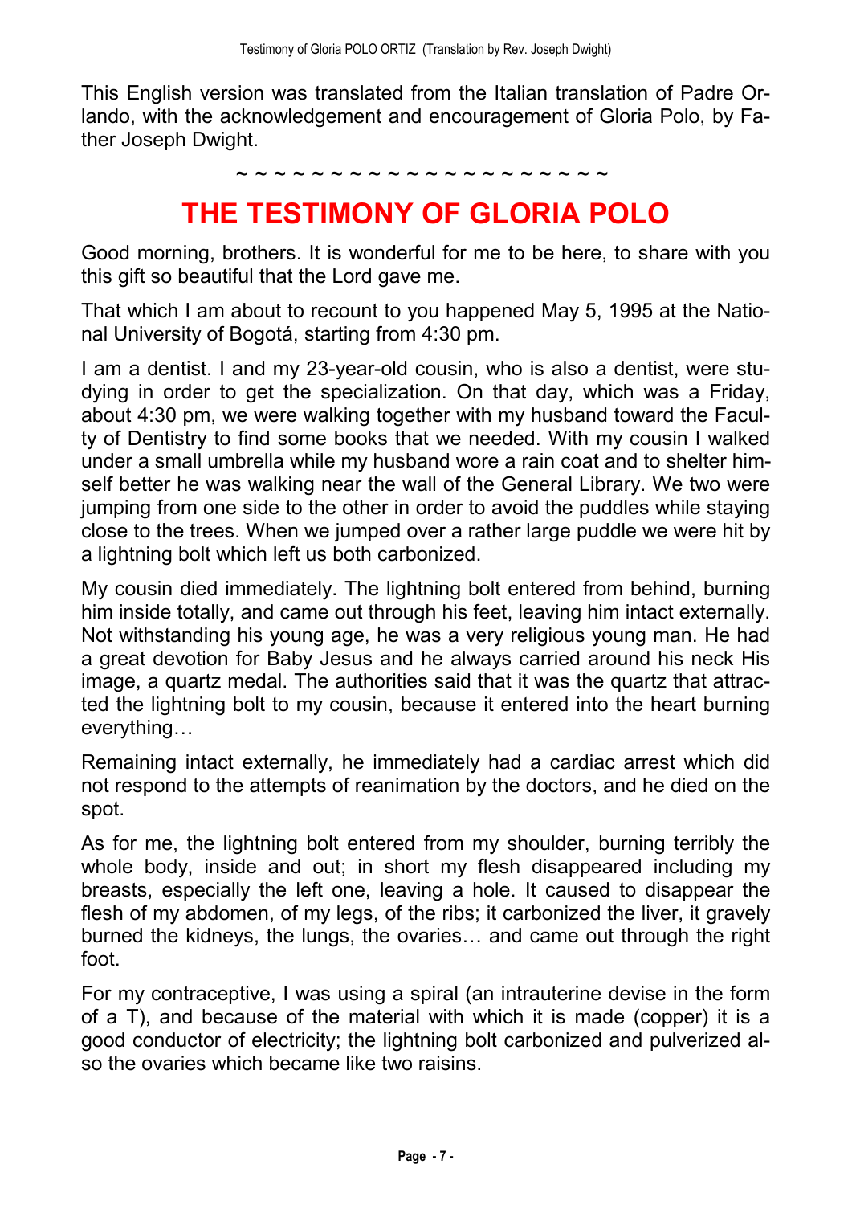This English version was translated from the Italian translation of Padre Orlando, with the acknowledgement and encouragement of Gloria Polo, by Father Joseph Dwight.

~ ~ ~ ~ ~ ~ ~ ~ ~ ~ ~ ~ ~ ~ ~ ~ ~ ~ ~ ~ ~

# THE TESTIMONY OF GLORIA POLO

Good morning, brothers. It is wonderful for me to be here, to share with you this gift so beautiful that the Lord gave me.

That which I am about to recount to you happened May 5, 1995 at the National University of Bogotá, starting from 4:30 pm.

I am a dentist. I and my 23-year-old cousin, who is also a dentist, were studying in order to get the specialization. On that day, which was a Friday, about 4:30 pm, we were walking together with my husband toward the Faculty of Dentistry to find some books that we needed. With my cousin I walked under a small umbrella while my husband wore a rain coat and to shelter himself better he was walking near the wall of the General Library. We two were jumping from one side to the other in order to avoid the puddles while staying close to the trees. When we jumped over a rather large puddle we were hit by a lightning bolt which left us both carbonized.

My cousin died immediately. The lightning bolt entered from behind, burning him inside totally, and came out through his feet, leaving him intact externally. Not withstanding his young age, he was a very religious young man. He had a great devotion for Baby Jesus and he always carried around his neck His image, a quartz medal. The authorities said that it was the quartz that attracted the lightning bolt to my cousin, because it entered into the heart burning everything…

Remaining intact externally, he immediately had a cardiac arrest which did not respond to the attempts of reanimation by the doctors, and he died on the spot.

As for me, the lightning bolt entered from my shoulder, burning terribly the whole body, inside and out; in short my flesh disappeared including my breasts, especially the left one, leaving a hole. It caused to disappear the flesh of my abdomen, of my legs, of the ribs; it carbonized the liver, it gravely burned the kidneys, the lungs, the ovaries… and came out through the right foot.

For my contraceptive, I was using a spiral (an intrauterine devise in the form of a T), and because of the material with which it is made (copper) it is a good conductor of electricity; the lightning bolt carbonized and pulverized also the ovaries which became like two raisins.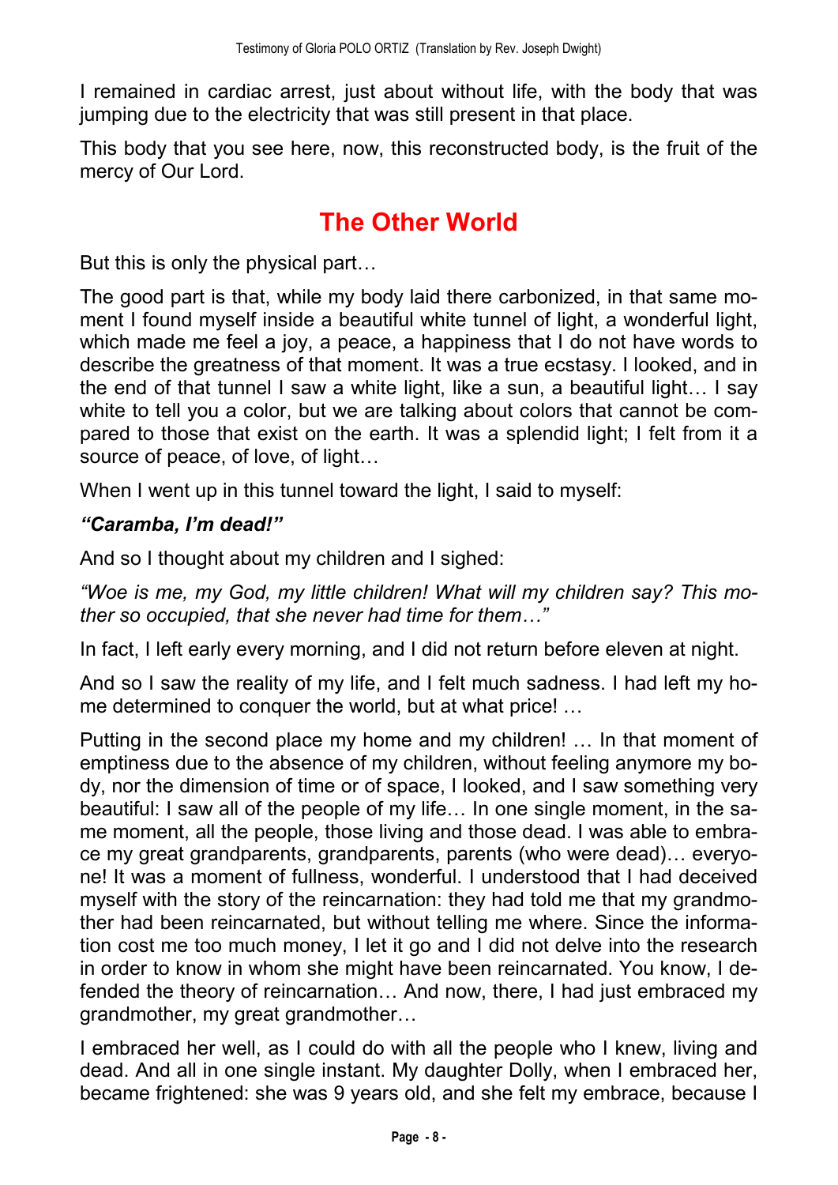I remained in cardiac arrest, just about without life, with the body that was jumping due to the electricity that was still present in that place.

This body that you see here, now, this reconstructed body, is the fruit of the mercy of Our Lord.

## The Other World

But this is only the physical part…

The good part is that, while my body laid there carbonized, in that same moment I found myself inside a beautiful white tunnel of light, a wonderful light, which made me feel a joy, a peace, a happiness that I do not have words to describe the greatness of that moment. It was a true ecstasy. I looked, and in the end of that tunnel I saw a white light, like a sun, a beautiful light… I say white to tell you a color, but we are talking about colors that cannot be compared to those that exist on the earth. It was a splendid light; I felt from it a source of peace, of love, of light…

When I went up in this tunnel toward the light, I said to myself:

***"Caramba, I'm dead!"***

And so I thought about my children and I sighed:

*"Woe is me, my God, my little children! What will my children say? This mother so occupied, that she never had time for them…"*

In fact, I left early every morning, and I did not return before eleven at night.

And so I saw the reality of my life, and I felt much sadness. I had left my home determined to conquer the world, but at what price! …

Putting in the second place my home and my children! … In that moment of emptiness due to the absence of my children, without feeling anymore my body, nor the dimension of time or of space, I looked, and I saw something very beautiful: I saw all of the people of my life… In one single moment, in the same moment, all the people, those living and those dead. I was able to embrace my great grandparents, grandparents, parents (who were dead)… everyone! It was a moment of fullness, wonderful. I understood that I had deceived myself with the story of the reincarnation: they had told me that my grandmother had been reincarnated, but without telling me where. Since the information cost me too much money, I let it go and I did not delve into the research in order to know in whom she might have been reincarnated. You know, I defended the theory of reincarnation… And now, there, I had just embraced my grandmother, my great grandmother…

I embraced her well, as I could do with all the people who I knew, living and dead. And all in one single instant. My daughter Dolly, when I embraced her, became frightened: she was 9 years old, and she felt my embrace, because I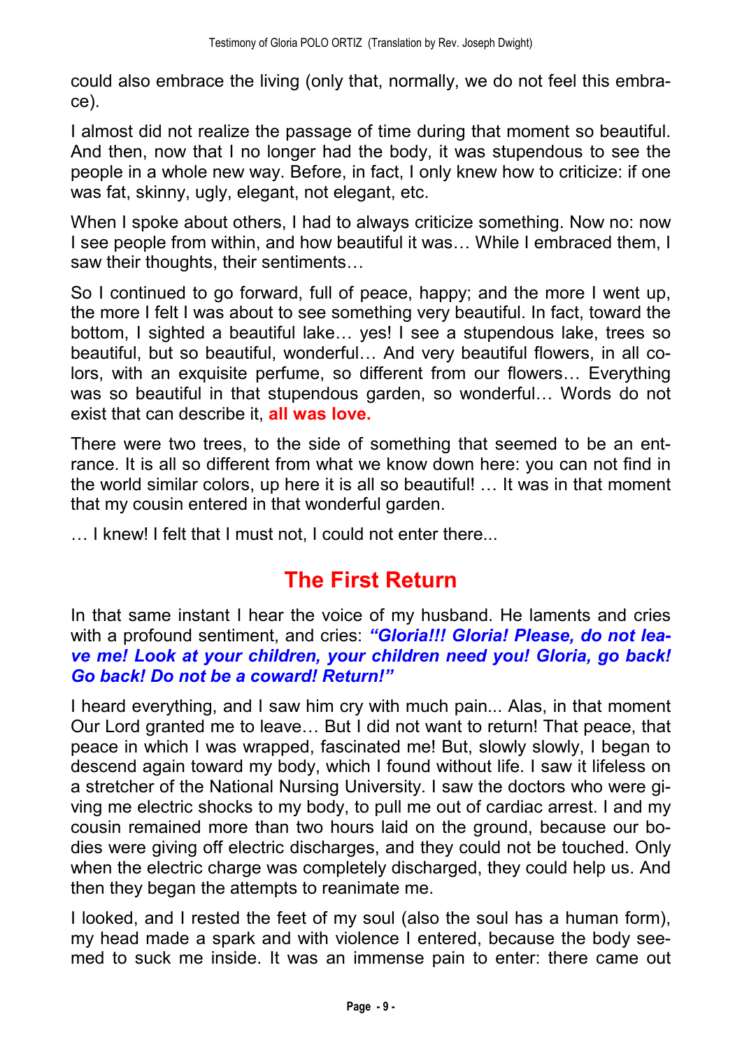could also embrace the living (only that, normally, we do not feel this embrace).

I almost did not realize the passage of time during that moment so beautiful. And then, now that I no longer had the body, it was stupendous to see the people in a whole new way. Before, in fact, I only knew how to criticize: if one was fat, skinny, ugly, elegant, not elegant, etc.

When I spoke about others, I had to always criticize something. Now no: now I see people from within, and how beautiful it was… While I embraced them, I saw their thoughts, their sentiments…

So I continued to go forward, full of peace, happy; and the more I went up, the more I felt I was about to see something very beautiful. In fact, toward the bottom, I sighted a beautiful lake… yes! I see a stupendous lake, trees so beautiful, but so beautiful, wonderful… And very beautiful flowers, in all colors, with an exquisite perfume, so different from our flowers… Everything was so beautiful in that stupendous garden, so wonderful… Words do not exist that can describe it, **all was love.**

There were two trees, to the side of something that seemed to be an entrance. It is all so different from what we know down here: you can not find in the world similar colors, up here it is all so beautiful! … It was in that moment that my cousin entered in that wonderful garden.

… I knew! I felt that I must not, I could not enter there...

## The First Return

In that same instant I hear the voice of my husband. He laments and cries with a profound sentiment, and cries: ***"Gloria!!! Gloria! Please, do not leave me! Look at your children, your children need you! Gloria, go back! Go back! Do not be a coward! Return!"***

I heard everything, and I saw him cry with much pain... Alas, in that moment Our Lord granted me to leave… But I did not want to return! That peace, that peace in which I was wrapped, fascinated me! But, slowly slowly, I began to descend again toward my body, which I found without life. I saw it lifeless on a stretcher of the National Nursing University. I saw the doctors who were giving me electric shocks to my body, to pull me out of cardiac arrest. I and my cousin remained more than two hours laid on the ground, because our bodies were giving off electric discharges, and they could not be touched. Only when the electric charge was completely discharged, they could help us. And then they began the attempts to reanimate me.

I looked, and I rested the feet of my soul (also the soul has a human form), my head made a spark and with violence I entered, because the body seemed to suck me inside. It was an immense pain to enter: there came out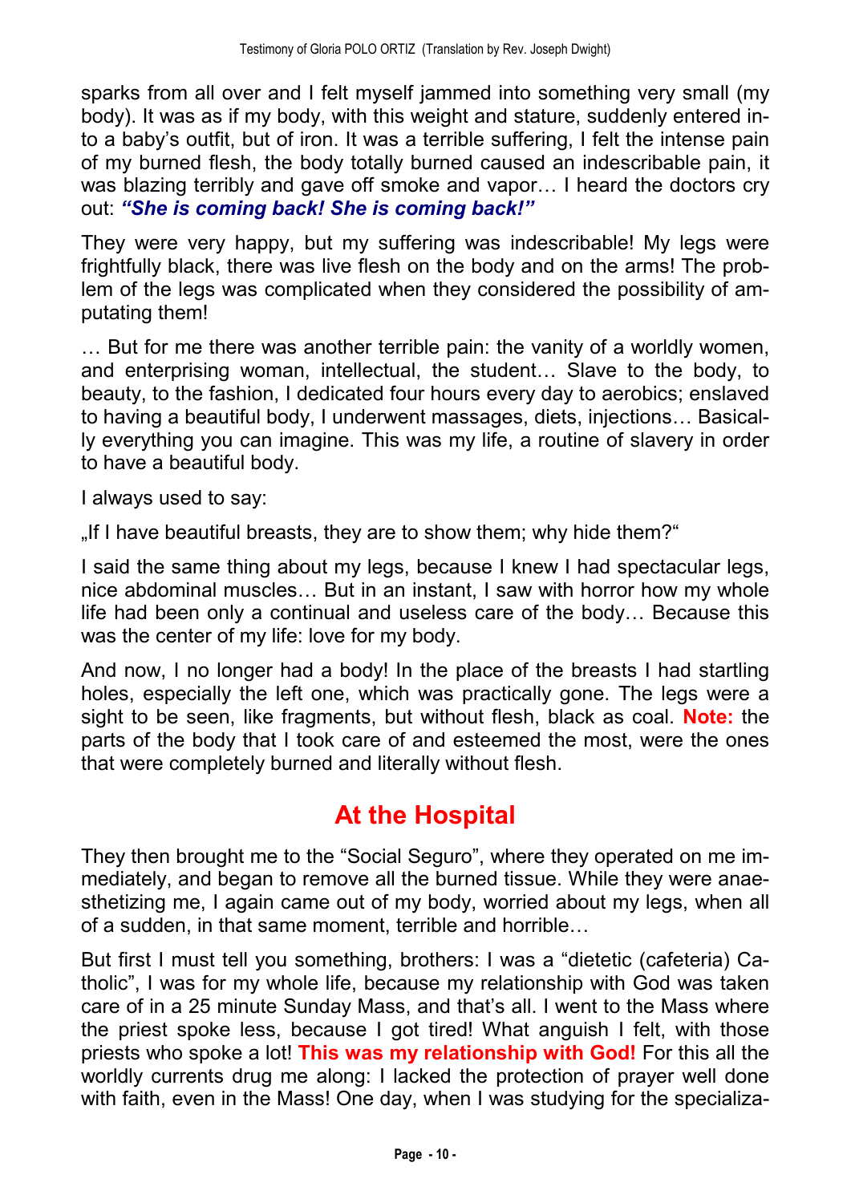sparks from all over and I felt myself jammed into something very small (my body). It was as if my body, with this weight and stature, suddenly entered into a baby's outfit, but of iron. It was a terrible suffering, I felt the intense pain of my burned flesh, the body totally burned caused an indescribable pain, it was blazing terribly and gave off smoke and vapor… I heard the doctors cry out: ***"She is coming back! She is coming back!"***

They were very happy, but my suffering was indescribable! My legs were frightfully black, there was live flesh on the body and on the arms! The problem of the legs was complicated when they considered the possibility of amputating them!

… But for me there was another terrible pain: the vanity of a worldly women, and enterprising woman, intellectual, the student… Slave to the body, to beauty, to the fashion, I dedicated four hours every day to aerobics; enslaved to having a beautiful body, I underwent massages, diets, injections… Basically everything you can imagine. This was my life, a routine of slavery in order to have a beautiful body.

I always used to say:

„If I have beautiful breasts, they are to show them; why hide them?"

I said the same thing about my legs, because I knew I had spectacular legs, nice abdominal muscles… But in an instant, I saw with horror how my whole life had been only a continual and useless care of the body… Because this was the center of my life: love for my body.

And now, I no longer had a body! In the place of the breasts I had startling holes, especially the left one, which was practically gone. The legs were a sight to be seen, like fragments, but without flesh, black as coal. **Note:** the parts of the body that I took care of and esteemed the most, were the ones that were completely burned and literally without flesh.

## At the Hospital

They then brought me to the "Social Seguro", where they operated on me immediately, and began to remove all the burned tissue. While they were anaesthetizing me, I again came out of my body, worried about my legs, when all of a sudden, in that same moment, terrible and horrible…

But first I must tell you something, brothers: I was a "dietetic (cafeteria) Catholic", I was for my whole life, because my relationship with God was taken care of in a 25 minute Sunday Mass, and that's all. I went to the Mass where the priest spoke less, because I got tired! What anguish I felt, with those priests who spoke a lot! **This was my relationship with God!** For this all the worldly currents drug me along: I lacked the protection of prayer well done with faith, even in the Mass! One day, when I was studying for the specializa-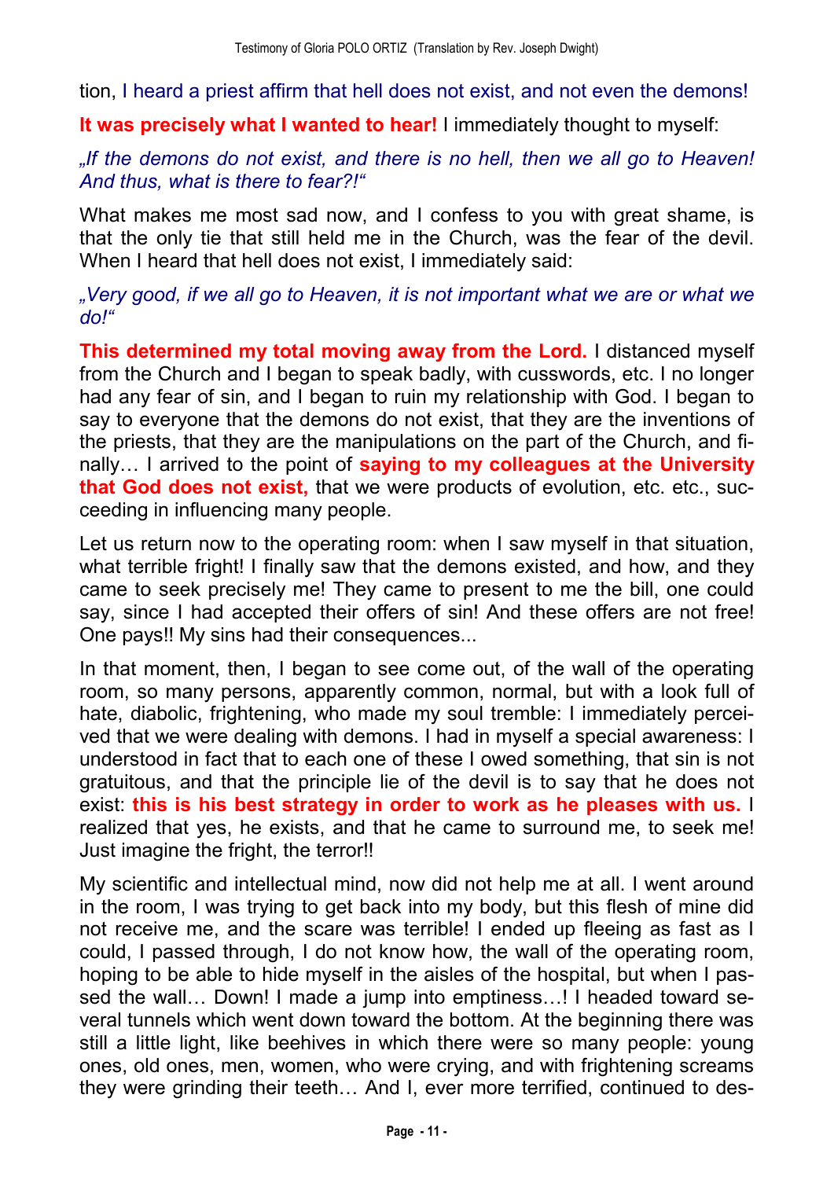tion, I heard a priest affirm that hell does not exist, and not even the demons!

**It was precisely what I wanted to hear!** I immediately thought to myself:

*„If the demons do not exist, and there is no hell, then we all go to Heaven! And thus, what is there to fear?!"*

What makes me most sad now, and I confess to you with great shame, is that the only tie that still held me in the Church, was the fear of the devil. When I heard that hell does not exist, I immediately said:

*„Very good, if we all go to Heaven, it is not important what we are or what we do!"*

**This determined my total moving away from the Lord.** I distanced myself from the Church and I began to speak badly, with cusswords, etc. I no longer had any fear of sin, and I began to ruin my relationship with God. I began to say to everyone that the demons do not exist, that they are the inventions of the priests, that they are the manipulations on the part of the Church, and finally… I arrived to the point of **saying to my colleagues at the University that God does not exist,** that we were products of evolution, etc. etc., succeeding in influencing many people.

Let us return now to the operating room: when I saw myself in that situation, what terrible fright! I finally saw that the demons existed, and how, and they came to seek precisely me! They came to present to me the bill, one could say, since I had accepted their offers of sin! And these offers are not free! One pays!! My sins had their consequences...

In that moment, then, I began to see come out, of the wall of the operating room, so many persons, apparently common, normal, but with a look full of hate, diabolic, frightening, who made my soul tremble: I immediately perceived that we were dealing with demons. I had in myself a special awareness: I understood in fact that to each one of these I owed something, that sin is not gratuitous, and that the principle lie of the devil is to say that he does not exist: **this is his best strategy in order to work as he pleases with us.** I realized that yes, he exists, and that he came to surround me, to seek me! Just imagine the fright, the terror!!

My scientific and intellectual mind, now did not help me at all. I went around in the room, I was trying to get back into my body, but this flesh of mine did not receive me, and the scare was terrible! I ended up fleeing as fast as I could, I passed through, I do not know how, the wall of the operating room, hoping to be able to hide myself in the aisles of the hospital, but when I passed the wall… Down! I made a jump into emptiness…! I headed toward several tunnels which went down toward the bottom. At the beginning there was still a little light, like beehives in which there were so many people: young ones, old ones, men, women, who were crying, and with frightening screams they were grinding their teeth… And I, ever more terrified, continued to des-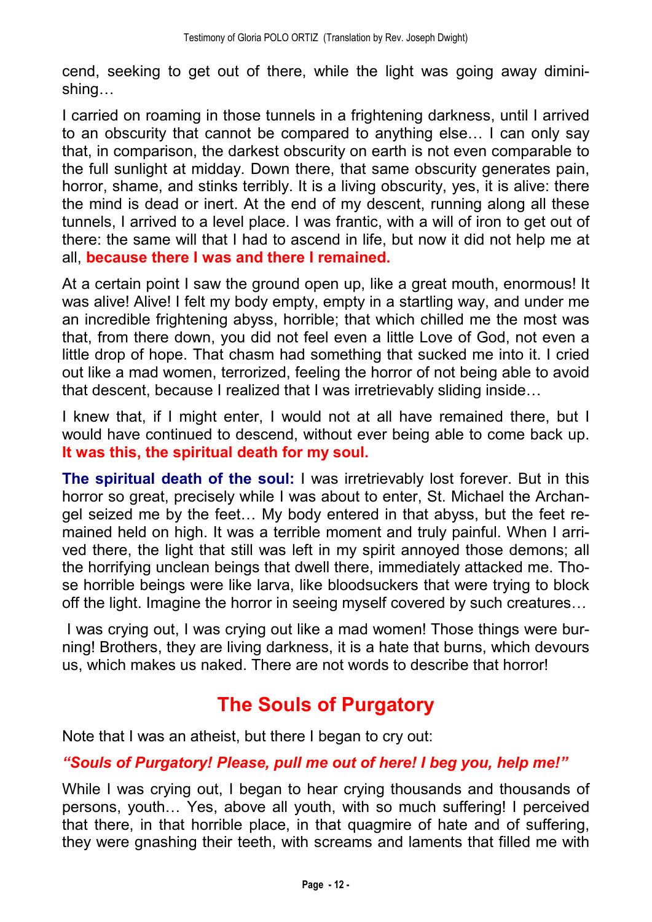cend, seeking to get out of there, while the light was going away diminishing…

I carried on roaming in those tunnels in a frightening darkness, until I arrived to an obscurity that cannot be compared to anything else… I can only say that, in comparison, the darkest obscurity on earth is not even comparable to the full sunlight at midday. Down there, that same obscurity generates pain, horror, shame, and stinks terribly. It is a living obscurity, yes, it is alive: there the mind is dead or inert. At the end of my descent, running along all these tunnels, I arrived to a level place. I was frantic, with a will of iron to get out of there: the same will that I had to ascend in life, but now it did not help me at all, **because there I was and there I remained.**

At a certain point I saw the ground open up, like a great mouth, enormous! It was alive! Alive! I felt my body empty, empty in a startling way, and under me an incredible frightening abyss, horrible; that which chilled me the most was that, from there down, you did not feel even a little Love of God, not even a little drop of hope. That chasm had something that sucked me into it. I cried out like a mad women, terrorized, feeling the horror of not being able to avoid that descent, because I realized that I was irretrievably sliding inside…

I knew that, if I might enter, I would not at all have remained there, but I would have continued to descend, without ever being able to come back up. **It was this, the spiritual death for my soul.**

**The spiritual death of the soul:** I was irretrievably lost forever. But in this horror so great, precisely while I was about to enter, St. Michael the Archangel seized me by the feet… My body entered in that abyss, but the feet remained held on high. It was a terrible moment and truly painful. When I arrived there, the light that still was left in my spirit annoyed those demons; all the horrifying unclean beings that dwell there, immediately attacked me. Those horrible beings were like larva, like bloodsuckers that were trying to block off the light. Imagine the horror in seeing myself covered by such creatures…

I was crying out, I was crying out like a mad women! Those things were burning! Brothers, they are living darkness, it is a hate that burns, which devours us, which makes us naked. There are not words to describe that horror!

## The Souls of Purgatory

Note that I was an atheist, but there I began to cry out:

***"Souls of Purgatory! Please, pull me out of here! I beg you, help me!"***

While I was crying out, I began to hear crying thousands and thousands of persons, youth… Yes, above all youth, with so much suffering! I perceived that there, in that horrible place, in that quagmire of hate and of suffering, they were gnashing their teeth, with screams and laments that filled me with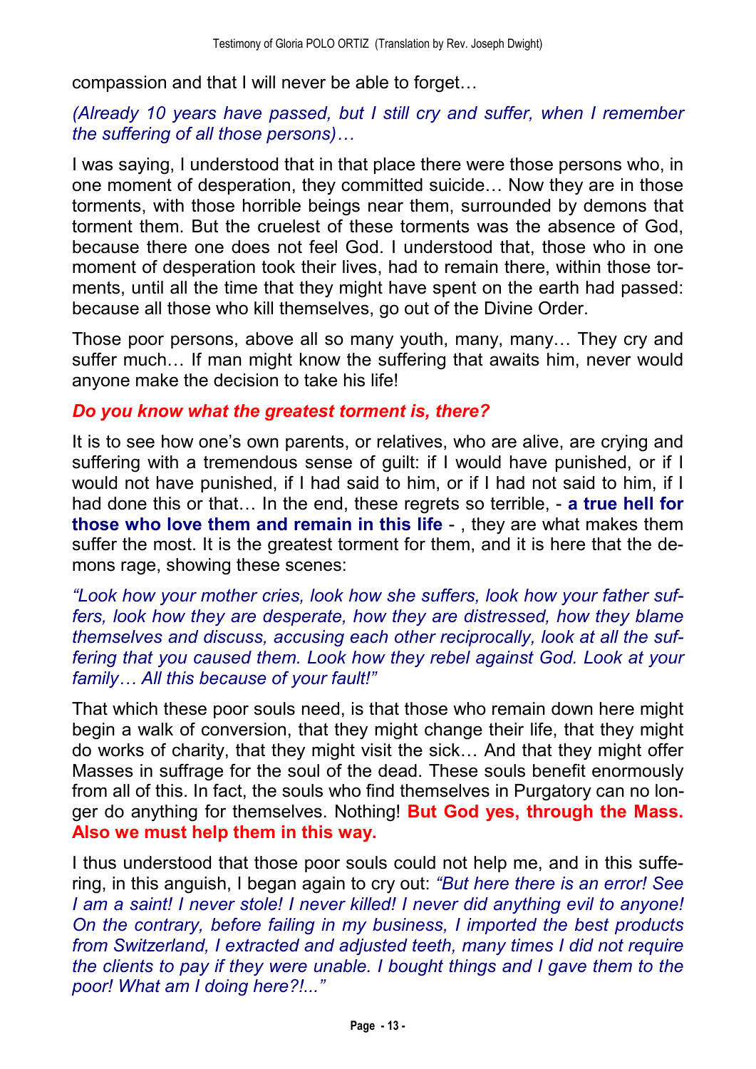compassion and that I will never be able to forget…

*(Already 10 years have passed, but I still cry and suffer, when I remember the suffering of all those persons)…*

I was saying, I understood that in that place there were those persons who, in one moment of desperation, they committed suicide… Now they are in those torments, with those horrible beings near them, surrounded by demons that torment them. But the cruelest of these torments was the absence of God, because there one does not feel God. I understood that, those who in one moment of desperation took their lives, had to remain there, within those torments, until all the time that they might have spent on the earth had passed: because all those who kill themselves, go out of the Divine Order.

Those poor persons, above all so many youth, many, many… They cry and suffer much… If man might know the suffering that awaits him, never would anyone make the decision to take his life!

***Do you know what the greatest torment is, there?***

It is to see how one's own parents, or relatives, who are alive, are crying and suffering with a tremendous sense of guilt: if I would have punished, or if I would not have punished, if I had said to him, or if I had not said to him, if I had done this or that… In the end, these regrets so terrible, - **a true hell for those who love them and remain in this life** - , they are what makes them suffer the most. It is the greatest torment for them, and it is here that the demons rage, showing these scenes:

*"Look how your mother cries, look how she suffers, look how your father suffers, look how they are desperate, how they are distressed, how they blame themselves and discuss, accusing each other reciprocally, look at all the suffering that you caused them. Look how they rebel against God. Look at your family… All this because of your fault!"*

That which these poor souls need, is that those who remain down here might begin a walk of conversion, that they might change their life, that they might do works of charity, that they might visit the sick… And that they might offer Masses in suffrage for the soul of the dead. These souls benefit enormously from all of this. In fact, the souls who find themselves in Purgatory can no longer do anything for themselves. Nothing! **But God yes, through the Mass. Also we must help them in this way.**

I thus understood that those poor souls could not help me, and in this suffering, in this anguish, I began again to cry out: *"But here there is an error! See I am a saint! I never stole! I never killed! I never did anything evil to anyone! On the contrary, before failing in my business, I imported the best products from Switzerland, I extracted and adjusted teeth, many times I did not require the clients to pay if they were unable. I bought things and I gave them to the poor! What am I doing here?!..."*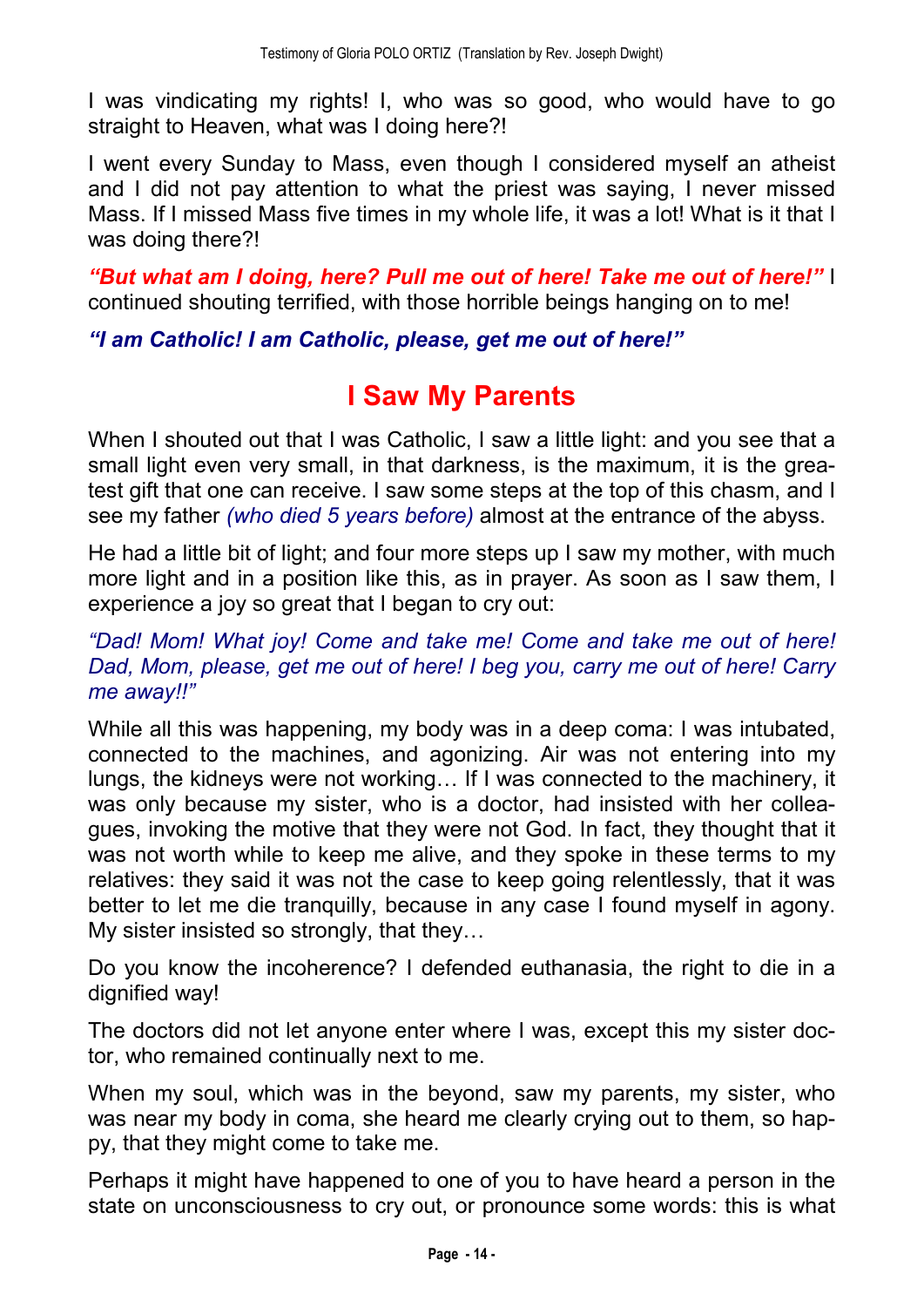I was vindicating my rights! I, who was so good, who would have to go straight to Heaven, what was I doing here?!

I went every Sunday to Mass, even though I considered myself an atheist and I did not pay attention to what the priest was saying, I never missed Mass. If I missed Mass five times in my whole life, it was a lot! What is it that I was doing there?!

***"But what am I doing, here? Pull me out of here! Take me out of here!"*** I continued shouting terrified, with those horrible beings hanging on to me!

***"I am Catholic! I am Catholic, please, get me out of here!"***

## I Saw My Parents

When I shouted out that I was Catholic, I saw a little light: and you see that a small light even very small, in that darkness, is the maximum, it is the greatest gift that one can receive. I saw some steps at the top of this chasm, and I see my father *(who died 5 years before)* almost at the entrance of the abyss.

He had a little bit of light; and four more steps up I saw my mother, with much more light and in a position like this, as in prayer. As soon as I saw them, I experience a joy so great that I began to cry out:

*"Dad! Mom! What joy! Come and take me! Come and take me out of here! Dad, Mom, please, get me out of here! I beg you, carry me out of here! Carry me away!!"*

While all this was happening, my body was in a deep coma: I was intubated, connected to the machines, and agonizing. Air was not entering into my lungs, the kidneys were not working… If I was connected to the machinery, it was only because my sister, who is a doctor, had insisted with her colleagues, invoking the motive that they were not God. In fact, they thought that it was not worth while to keep me alive, and they spoke in these terms to my relatives: they said it was not the case to keep going relentlessly, that it was better to let me die tranquilly, because in any case I found myself in agony. My sister insisted so strongly, that they…

Do you know the incoherence? I defended euthanasia, the right to die in a dignified way!

The doctors did not let anyone enter where I was, except this my sister doctor, who remained continually next to me.

When my soul, which was in the beyond, saw my parents, my sister, who was near my body in coma, she heard me clearly crying out to them, so happy, that they might come to take me.

Perhaps it might have happened to one of you to have heard a person in the state on unconsciousness to cry out, or pronounce some words: this is what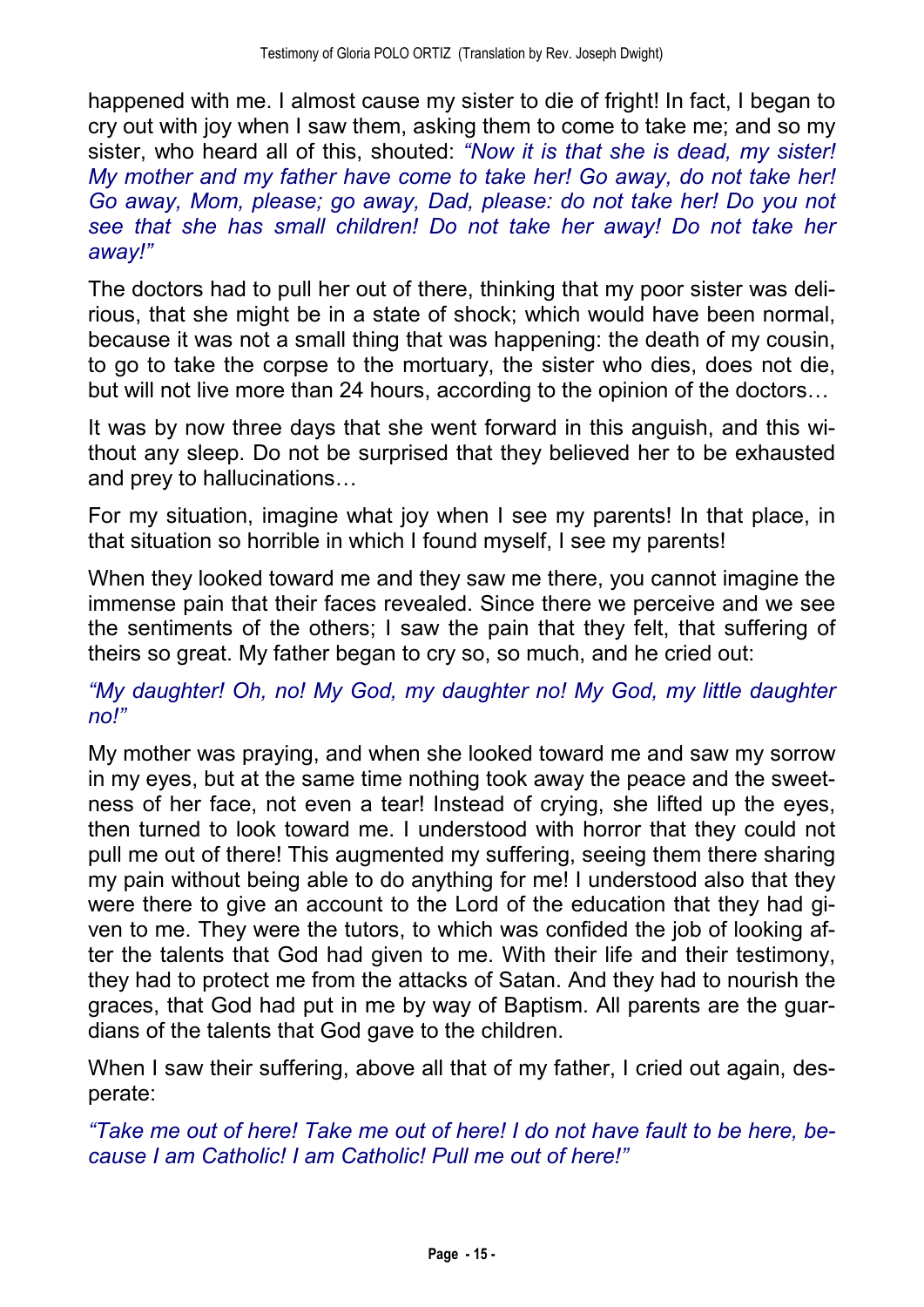happened with me. I almost cause my sister to die of fright! In fact, I began to cry out with joy when I saw them, asking them to come to take me; and so my sister, who heard all of this, shouted: *"Now it is that she is dead, my sister! My mother and my father have come to take her! Go away, do not take her! Go away, Mom, please; go away, Dad, please: do not take her! Do you not see that she has small children! Do not take her away! Do not take her away!"*

The doctors had to pull her out of there, thinking that my poor sister was delirious, that she might be in a state of shock; which would have been normal, because it was not a small thing that was happening: the death of my cousin, to go to take the corpse to the mortuary, the sister who dies, does not die, but will not live more than 24 hours, according to the opinion of the doctors…

It was by now three days that she went forward in this anguish, and this without any sleep. Do not be surprised that they believed her to be exhausted and prey to hallucinations…

For my situation, imagine what joy when I see my parents! In that place, in that situation so horrible in which I found myself, I see my parents!

When they looked toward me and they saw me there, you cannot imagine the immense pain that their faces revealed. Since there we perceive and we see the sentiments of the others; I saw the pain that they felt, that suffering of theirs so great. My father began to cry so, so much, and he cried out:

*"My daughter! Oh, no! My God, my daughter no! My God, my little daughter no!"*

My mother was praying, and when she looked toward me and saw my sorrow in my eyes, but at the same time nothing took away the peace and the sweetness of her face, not even a tear! Instead of crying, she lifted up the eyes, then turned to look toward me. I understood with horror that they could not pull me out of there! This augmented my suffering, seeing them there sharing my pain without being able to do anything for me! I understood also that they were there to give an account to the Lord of the education that they had given to me. They were the tutors, to which was confided the job of looking after the talents that God had given to me. With their life and their testimony, they had to protect me from the attacks of Satan. And they had to nourish the graces, that God had put in me by way of Baptism. All parents are the guardians of the talents that God gave to the children.

When I saw their suffering, above all that of my father, I cried out again, desperate:

*"Take me out of here! Take me out of here! I do not have fault to be here, because I am Catholic! I am Catholic! Pull me out of here!"*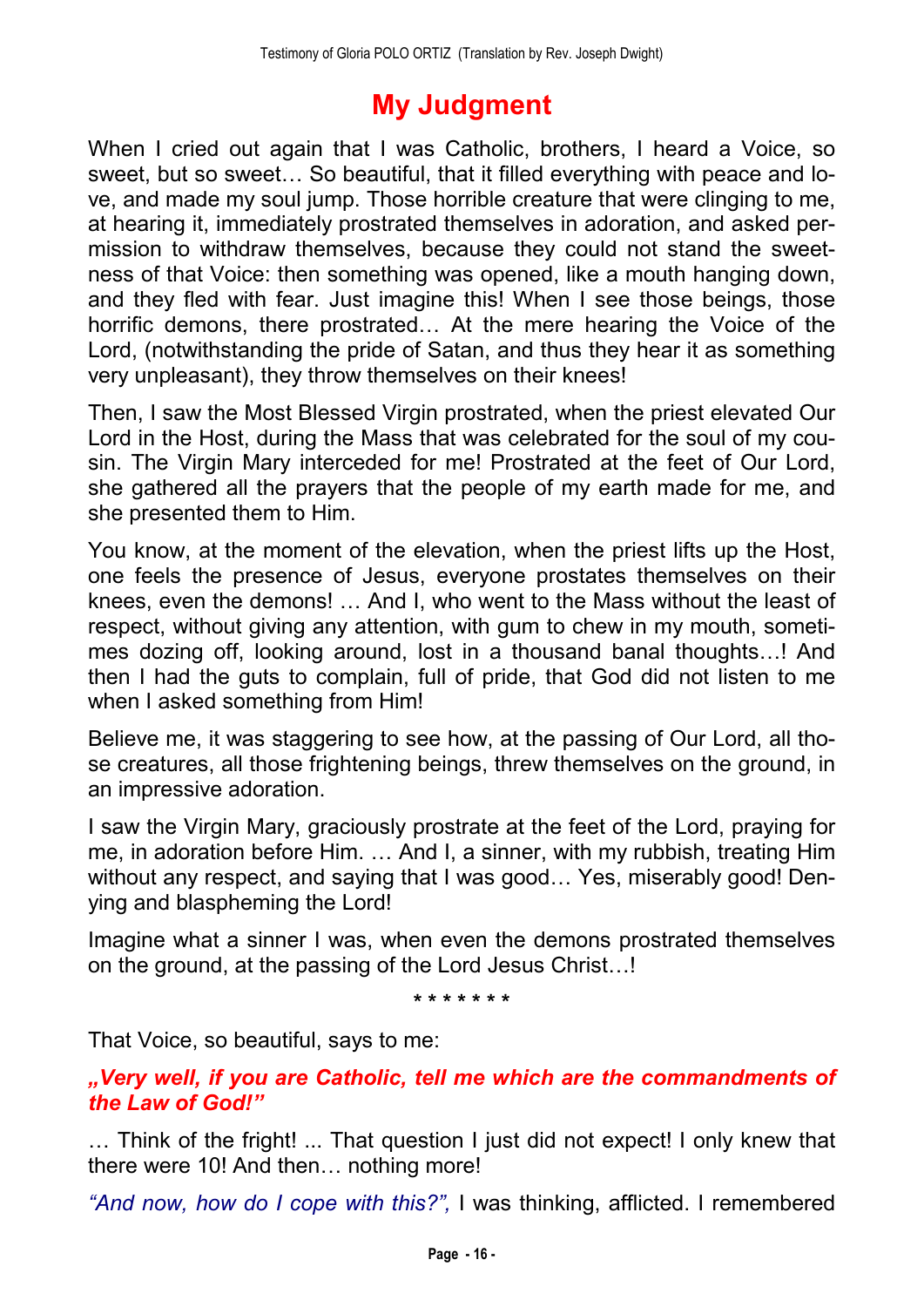# My Judgment

When I cried out again that I was Catholic, brothers, I heard a Voice, so sweet, but so sweet… So beautiful, that it filled everything with peace and love, and made my soul jump. Those horrible creature that were clinging to me, at hearing it, immediately prostrated themselves in adoration, and asked permission to withdraw themselves, because they could not stand the sweetness of that Voice: then something was opened, like a mouth hanging down, and they fled with fear. Just imagine this! When I see those beings, those horrific demons, there prostrated… At the mere hearing the Voice of the Lord, (notwithstanding the pride of Satan, and thus they hear it as something very unpleasant), they throw themselves on their knees!

Then, I saw the Most Blessed Virgin prostrated, when the priest elevated Our Lord in the Host, during the Mass that was celebrated for the soul of my cousin. The Virgin Mary interceded for me! Prostrated at the feet of Our Lord, she gathered all the prayers that the people of my earth made for me, and she presented them to Him.

You know, at the moment of the elevation, when the priest lifts up the Host, one feels the presence of Jesus, everyone prostates themselves on their knees, even the demons! … And I, who went to the Mass without the least of respect, without giving any attention, with gum to chew in my mouth, sometimes dozing off, looking around, lost in a thousand banal thoughts…! And then I had the guts to complain, full of pride, that God did not listen to me when I asked something from Him!

Believe me, it was staggering to see how, at the passing of Our Lord, all those creatures, all those frightening beings, threw themselves on the ground, in an impressive adoration.

I saw the Virgin Mary, graciously prostrate at the feet of the Lord, praying for me, in adoration before Him. … And I, a sinner, with my rubbish, treating Him without any respect, and saying that I was good… Yes, miserably good! Denying and blaspheming the Lord!

Imagine what a sinner I was, when even the demons prostrated themselves on the ground, at the passing of the Lord Jesus Christ…!

\* \* \* \* \* \* \*

That Voice, so beautiful, says to me:

***„Very well, if you are Catholic, tell me which are the commandments of the Law of God!"***

… Think of the fright! ... That question I just did not expect! I only knew that there were 10! And then… nothing more!

*"And now, how do I cope with this?",* I was thinking, afflicted. I remembered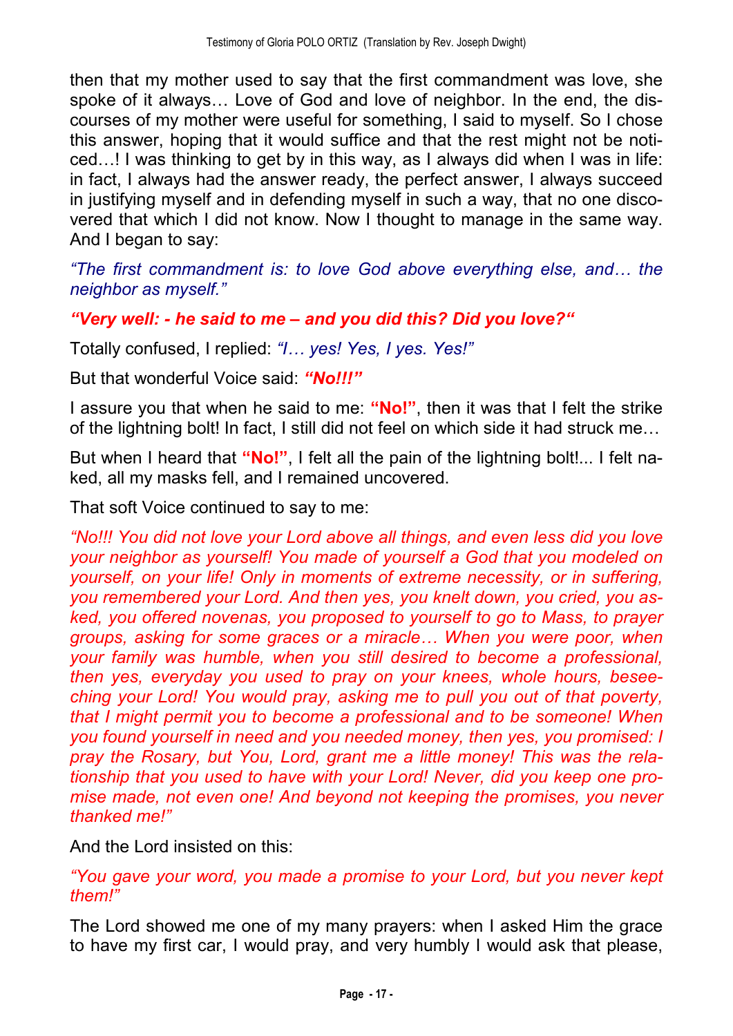then that my mother used to say that the first commandment was love, she spoke of it always… Love of God and love of neighbor. In the end, the discourses of my mother were useful for something, I said to myself. So I chose this answer, hoping that it would suffice and that the rest might not be noticed…! I was thinking to get by in this way, as I always did when I was in life: in fact, I always had the answer ready, the perfect answer, I always succeed in justifying myself and in defending myself in such a way, that no one discovered that which I did not know. Now I thought to manage in the same way. And I began to say:

*"The first commandment is: to love God above everything else, and… the neighbor as myself."*

***"Very well: - he said to me – and you did this? Did you love?"***

Totally confused, I replied: *"I… yes! Yes, I yes. Yes!"*

But that wonderful Voice said: ***"No!!!"***

I assure you that when he said to me: **"No!"**, then it was that I felt the strike of the lightning bolt! In fact, I still did not feel on which side it had struck me…

But when I heard that **"No!"**, I felt all the pain of the lightning bolt!... I felt naked, all my masks fell, and I remained uncovered.

That soft Voice continued to say to me:

*"No!!! You did not love your Lord above all things, and even less did you love your neighbor as yourself! You made of yourself a God that you modeled on yourself, on your life! Only in moments of extreme necessity, or in suffering, you remembered your Lord. And then yes, you knelt down, you cried, you asked, you offered novenas, you proposed to yourself to go to Mass, to prayer groups, asking for some graces or a miracle… When you were poor, when your family was humble, when you still desired to become a professional, then yes, everyday you used to pray on your knees, whole hours, beseeching your Lord! You would pray, asking me to pull you out of that poverty, that I might permit you to become a professional and to be someone! When you found yourself in need and you needed money, then yes, you promised: I pray the Rosary, but You, Lord, grant me a little money! This was the relationship that you used to have with your Lord! Never, did you keep one promise made, not even one! And beyond not keeping the promises, you never thanked me!"*

And the Lord insisted on this:

*"You gave your word, you made a promise to your Lord, but you never kept them!"*

The Lord showed me one of my many prayers: when I asked Him the grace to have my first car, I would pray, and very humbly I would ask that please,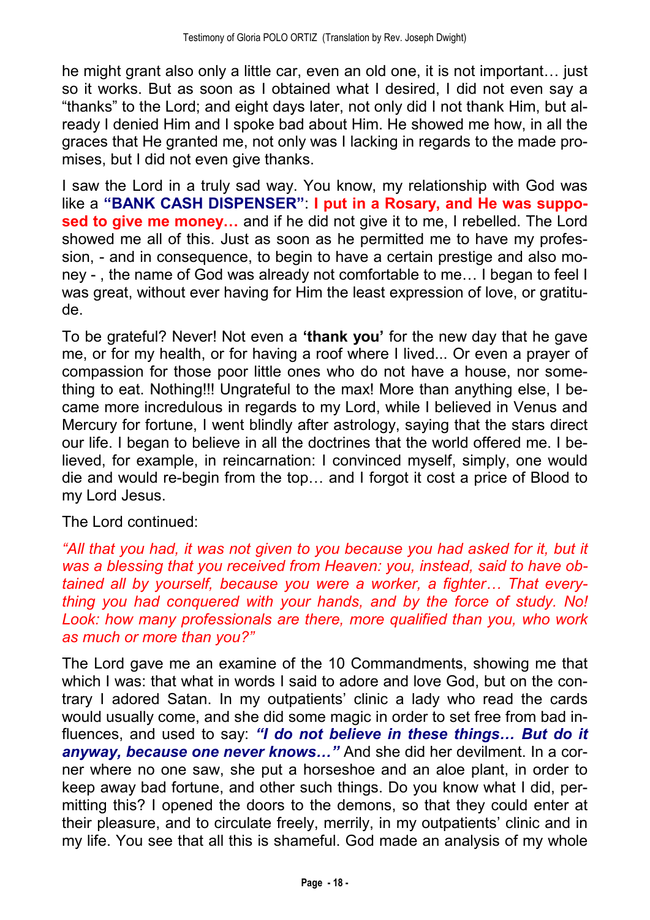he might grant also only a little car, even an old one, it is not important… just so it works. But as soon as I obtained what I desired, I did not even say a "thanks" to the Lord; and eight days later, not only did I not thank Him, but already I denied Him and I spoke bad about Him. He showed me how, in all the graces that He granted me, not only was I lacking in regards to the made promises, but I did not even give thanks.

I saw the Lord in a truly sad way. You know, my relationship with God was like a **"BANK CASH DISPENSER"**: **I put in a Rosary, and He was supposed to give me money…** and if he did not give it to me, I rebelled. The Lord showed me all of this. Just as soon as he permitted me to have my profession, - and in consequence, to begin to have a certain prestige and also money - , the name of God was already not comfortable to me… I began to feel I was great, without ever having for Him the least expression of love, or gratitude.

To be grateful? Never! Not even a **'thank you'** for the new day that he gave me, or for my health, or for having a roof where I lived... Or even a prayer of compassion for those poor little ones who do not have a house, nor something to eat. Nothing!!! Ungrateful to the max! More than anything else, I became more incredulous in regards to my Lord, while I believed in Venus and Mercury for fortune, I went blindly after astrology, saying that the stars direct our life. I began to believe in all the doctrines that the world offered me. I believed, for example, in reincarnation: I convinced myself, simply, one would die and would re-begin from the top… and I forgot it cost a price of Blood to my Lord Jesus.

The Lord continued:

*"All that you had, it was not given to you because you had asked for it, but it was a blessing that you received from Heaven: you, instead, said to have obtained all by yourself, because you were a worker, a fighter… That everything you had conquered with your hands, and by the force of study. No! Look: how many professionals are there, more qualified than you, who work as much or more than you?"*

The Lord gave me an examine of the 10 Commandments, showing me that which I was: that what in words I said to adore and love God, but on the contrary I adored Satan. In my outpatients' clinic a lady who read the cards would usually come, and she did some magic in order to set free from bad influences, and used to say: ***"I do not believe in these things… But do it anyway, because one never knows…"*** And she did her devilment. In a corner where no one saw, she put a horseshoe and an aloe plant, in order to keep away bad fortune, and other such things. Do you know what I did, permitting this? I opened the doors to the demons, so that they could enter at their pleasure, and to circulate freely, merrily, in my outpatients' clinic and in my life. You see that all this is shameful. God made an analysis of my whole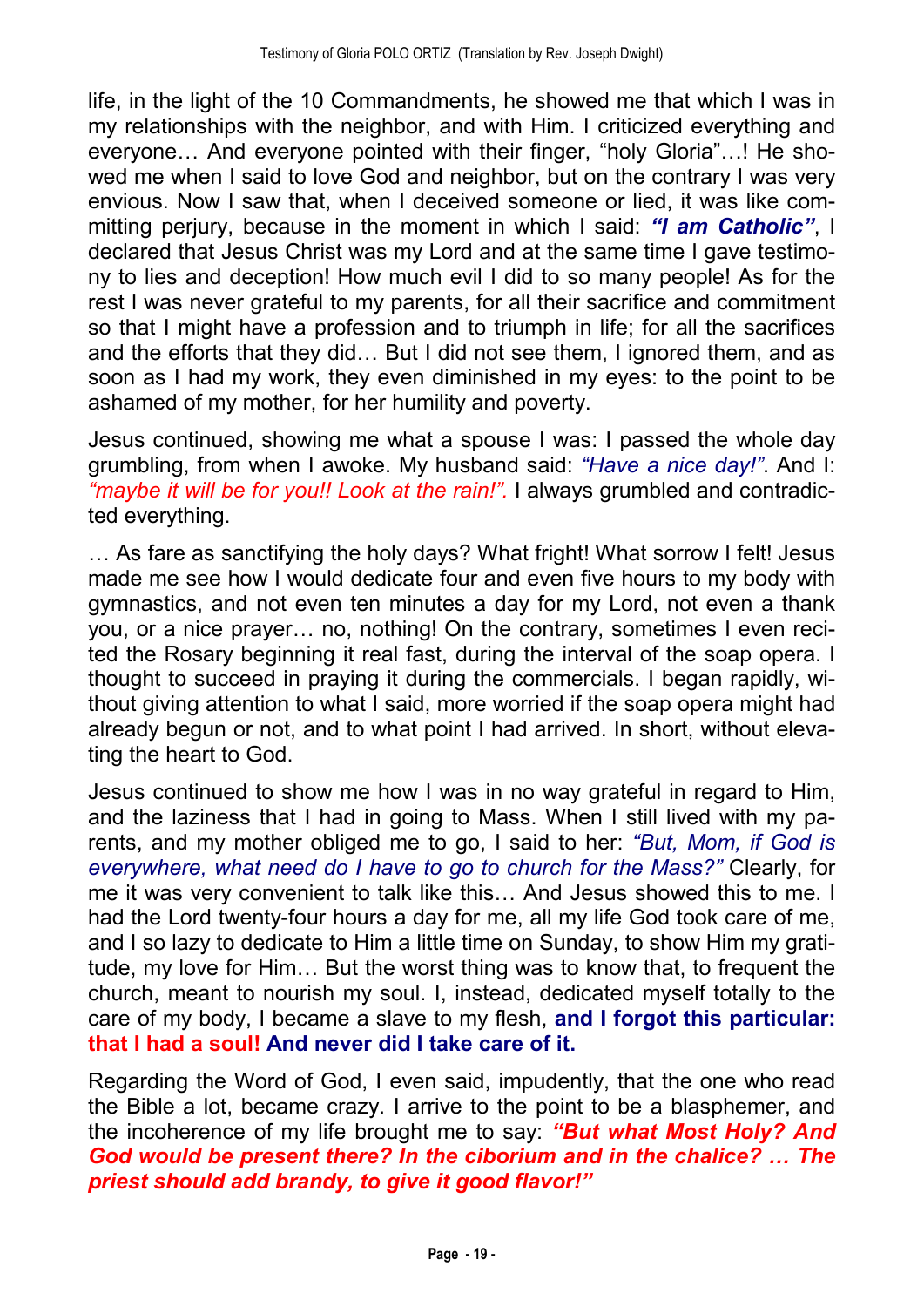life, in the light of the 10 Commandments, he showed me that which I was in my relationships with the neighbor, and with Him. I criticized everything and everyone… And everyone pointed with their finger, "holy Gloria"…! He showed me when I said to love God and neighbor, but on the contrary I was very envious. Now I saw that, when I deceived someone or lied, it was like committing perjury, because in the moment in which I said: ***"I am Catholic"***, I declared that Jesus Christ was my Lord and at the same time I gave testimony to lies and deception! How much evil I did to so many people! As for the rest I was never grateful to my parents, for all their sacrifice and commitment so that I might have a profession and to triumph in life; for all the sacrifices and the efforts that they did… But I did not see them, I ignored them, and as soon as I had my work, they even diminished in my eyes: to the point to be ashamed of my mother, for her humility and poverty.

Jesus continued, showing me what a spouse I was: I passed the whole day grumbling, from when I awoke. My husband said: *"Have a nice day!"*. And I: *"maybe it will be for you!! Look at the rain!".* I always grumbled and contradicted everything.

… As fare as sanctifying the holy days? What fright! What sorrow I felt! Jesus made me see how I would dedicate four and even five hours to my body with gymnastics, and not even ten minutes a day for my Lord, not even a thank you, or a nice prayer… no, nothing! On the contrary, sometimes I even recited the Rosary beginning it real fast, during the interval of the soap opera. I thought to succeed in praying it during the commercials. I began rapidly, without giving attention to what I said, more worried if the soap opera might had already begun or not, and to what point I had arrived. In short, without elevating the heart to God.

Jesus continued to show me how I was in no way grateful in regard to Him, and the laziness that I had in going to Mass. When I still lived with my parents, and my mother obliged me to go, I said to her: *"But, Mom, if God is everywhere, what need do I have to go to church for the Mass?"* Clearly, for me it was very convenient to talk like this… And Jesus showed this to me. I had the Lord twenty-four hours a day for me, all my life God took care of me, and I so lazy to dedicate to Him a little time on Sunday, to show Him my gratitude, my love for Him… But the worst thing was to know that, to frequent the church, meant to nourish my soul. I, instead, dedicated myself totally to the care of my body, I became a slave to my flesh, **and I forgot this particular: that I had a soul! And never did I take care of it.**

Regarding the Word of God, I even said, impudently, that the one who read the Bible a lot, became crazy. I arrive to the point to be a blasphemer, and the incoherence of my life brought me to say: ***"But what Most Holy? And God would be present there? In the ciborium and in the chalice? … The priest should add brandy, to give it good flavor!"***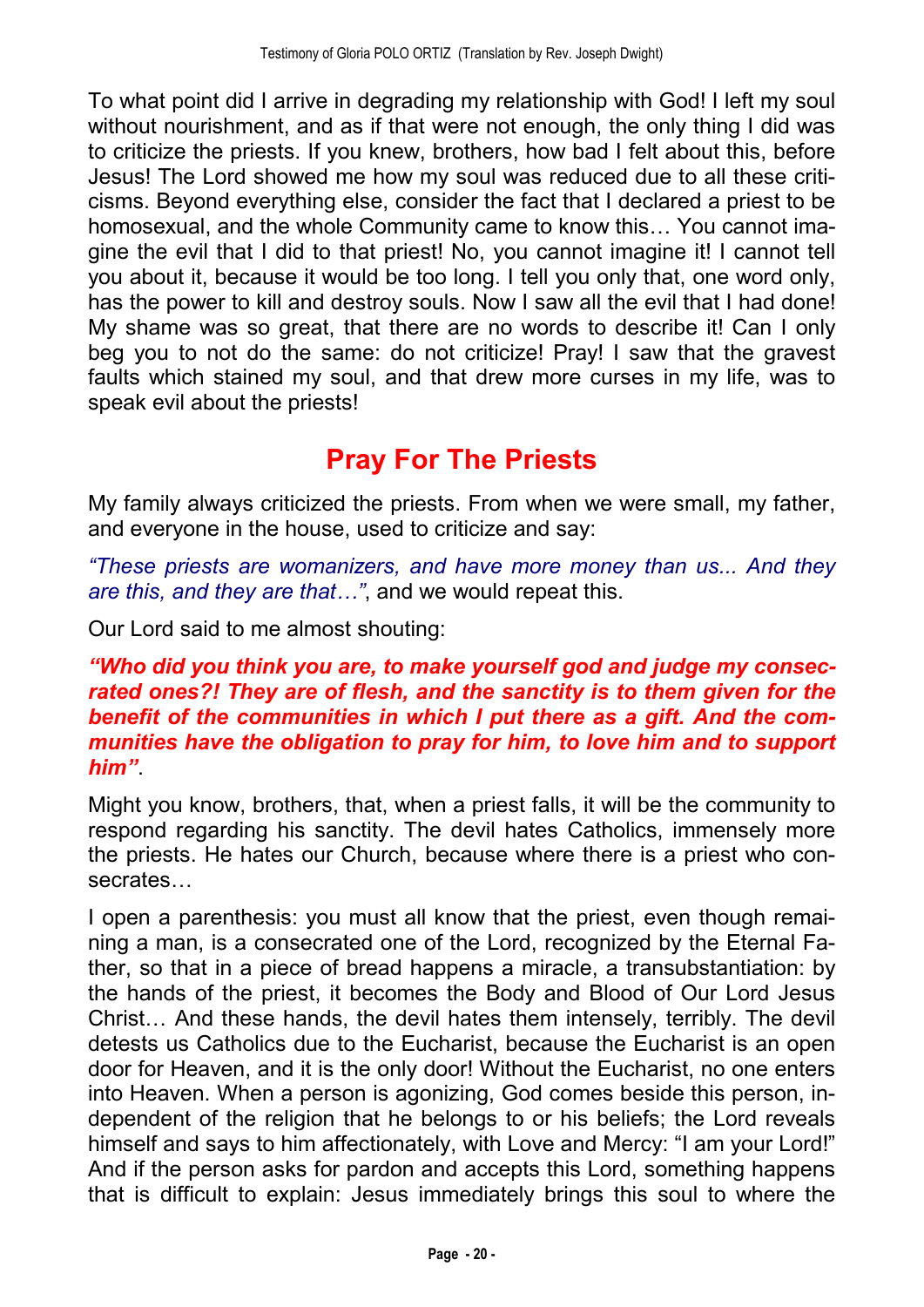To what point did I arrive in degrading my relationship with God! I left my soul without nourishment, and as if that were not enough, the only thing I did was to criticize the priests. If you knew, brothers, how bad I felt about this, before Jesus! The Lord showed me how my soul was reduced due to all these criticisms. Beyond everything else, consider the fact that I declared a priest to be homosexual, and the whole Community came to know this… You cannot imagine the evil that I did to that priest! No, you cannot imagine it! I cannot tell you about it, because it would be too long. I tell you only that, one word only, has the power to kill and destroy souls. Now I saw all the evil that I had done! My shame was so great, that there are no words to describe it! Can I only beg you to not do the same: do not criticize! Pray! I saw that the gravest faults which stained my soul, and that drew more curses in my life, was to speak evil about the priests!

## Pray For The Priests

My family always criticized the priests. From when we were small, my father, and everyone in the house, used to criticize and say:

*"These priests are womanizers, and have more money than us... And they are this, and they are that…"*, and we would repeat this.

Our Lord said to me almost shouting:

***"Who did you think you are, to make yourself god and judge my consecrated ones?! They are of flesh, and the sanctity is to them given for the benefit of the communities in which I put there as a gift. And the communities have the obligation to pray for him, to love him and to support him"***.

Might you know, brothers, that, when a priest falls, it will be the community to respond regarding his sanctity. The devil hates Catholics, immensely more the priests. He hates our Church, because where there is a priest who consecrates…

I open a parenthesis: you must all know that the priest, even though remaining a man, is a consecrated one of the Lord, recognized by the Eternal Father, so that in a piece of bread happens a miracle, a transubstantiation: by the hands of the priest, it becomes the Body and Blood of Our Lord Jesus Christ… And these hands, the devil hates them intensely, terribly. The devil detests us Catholics due to the Eucharist, because the Eucharist is an open door for Heaven, and it is the only door! Without the Eucharist, no one enters into Heaven. When a person is agonizing, God comes beside this person, independent of the religion that he belongs to or his beliefs; the Lord reveals himself and says to him affectionately, with Love and Mercy: "I am your Lord!" And if the person asks for pardon and accepts this Lord, something happens that is difficult to explain: Jesus immediately brings this soul to where the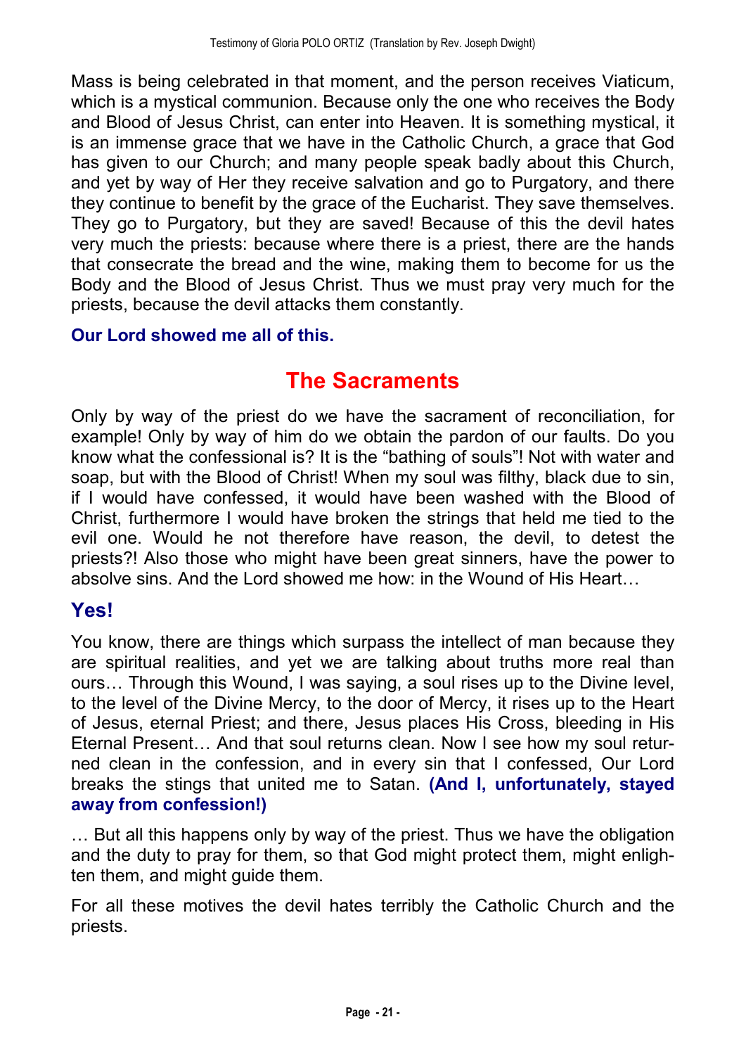Mass is being celebrated in that moment, and the person receives Viaticum, which is a mystical communion. Because only the one who receives the Body and Blood of Jesus Christ, can enter into Heaven. It is something mystical, it is an immense grace that we have in the Catholic Church, a grace that God has given to our Church; and many people speak badly about this Church, and yet by way of Her they receive salvation and go to Purgatory, and there they continue to benefit by the grace of the Eucharist. They save themselves. They go to Purgatory, but they are saved! Because of this the devil hates very much the priests: because where there is a priest, there are the hands that consecrate the bread and the wine, making them to become for us the Body and the Blood of Jesus Christ. Thus we must pray very much for the priests, because the devil attacks them constantly.

**Our Lord showed me all of this.**

## The Sacraments

Only by way of the priest do we have the sacrament of reconciliation, for example! Only by way of him do we obtain the pardon of our faults. Do you know what the confessional is? It is the "bathing of souls"! Not with water and soap, but with the Blood of Christ! When my soul was filthy, black due to sin, if I would have confessed, it would have been washed with the Blood of Christ, furthermore I would have broken the strings that held me tied to the evil one. Would he not therefore have reason, the devil, to detest the priests?! Also those who might have been great sinners, have the power to absolve sins. And the Lord showed me how: in the Wound of His Heart…

### Yes!

You know, there are things which surpass the intellect of man because they are spiritual realities, and yet we are talking about truths more real than ours… Through this Wound, I was saying, a soul rises up to the Divine level, to the level of the Divine Mercy, to the door of Mercy, it rises up to the Heart of Jesus, eternal Priest; and there, Jesus places His Cross, bleeding in His Eternal Present… And that soul returns clean. Now I see how my soul returned clean in the confession, and in every sin that I confessed, Our Lord breaks the stings that united me to Satan. **(And I, unfortunately, stayed away from confession!)**

… But all this happens only by way of the priest. Thus we have the obligation and the duty to pray for them, so that God might protect them, might enlighten them, and might guide them.

For all these motives the devil hates terribly the Catholic Church and the priests.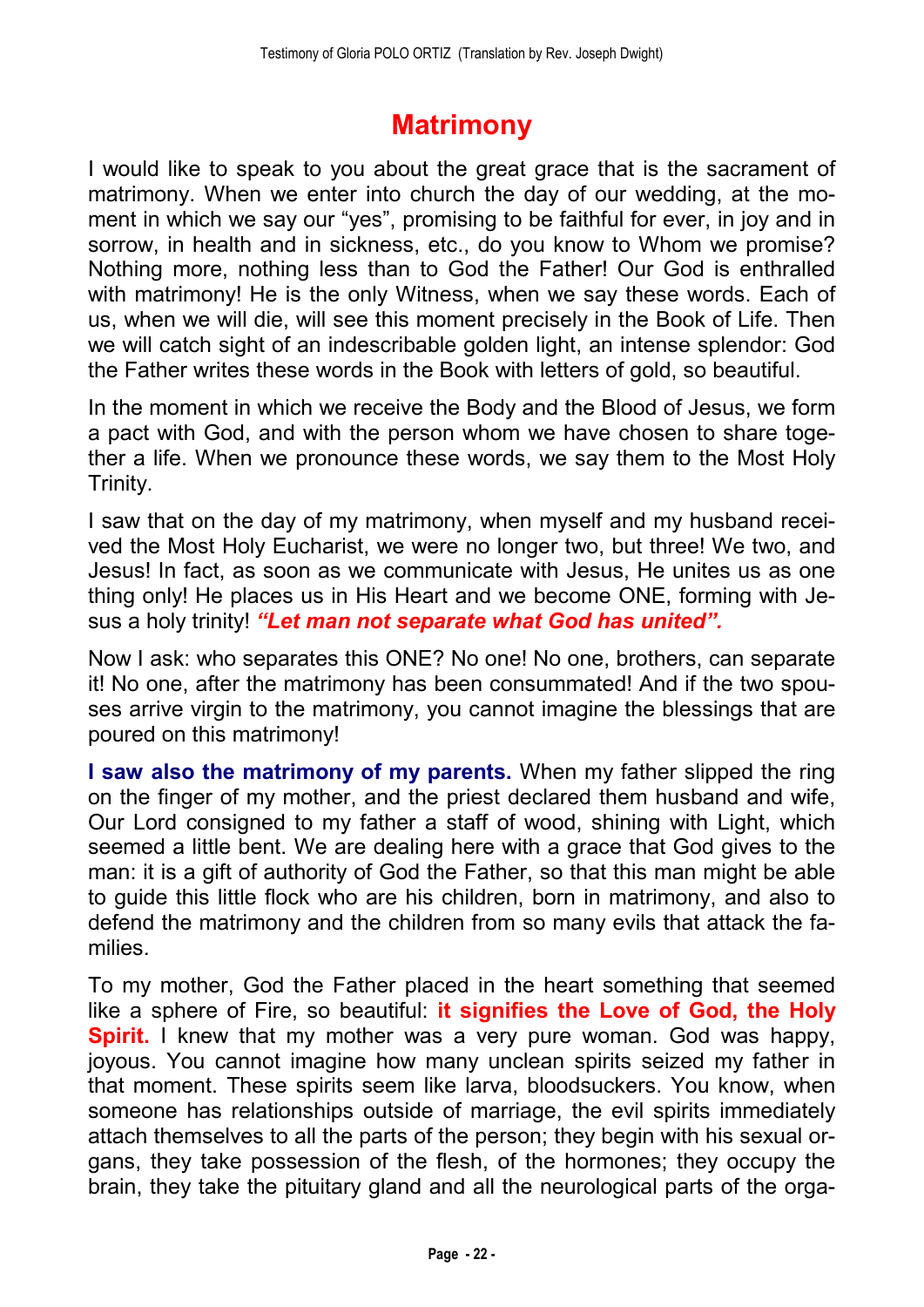# Matrimony

I would like to speak to you about the great grace that is the sacrament of matrimony. When we enter into church the day of our wedding, at the moment in which we say our "yes", promising to be faithful for ever, in joy and in sorrow, in health and in sickness, etc., do you know to Whom we promise? Nothing more, nothing less than to God the Father! Our God is enthralled with matrimony! He is the only Witness, when we say these words. Each of us, when we will die, will see this moment precisely in the Book of Life. Then we will catch sight of an indescribable golden light, an intense splendor: God the Father writes these words in the Book with letters of gold, so beautiful.

In the moment in which we receive the Body and the Blood of Jesus, we form a pact with God, and with the person whom we have chosen to share together a life. When we pronounce these words, we say them to the Most Holy Trinity.

I saw that on the day of my matrimony, when myself and my husband received the Most Holy Eucharist, we were no longer two, but three! We two, and Jesus! In fact, as soon as we communicate with Jesus, He unites us as one thing only! He places us in His Heart and we become ONE, forming with Jesus a holy trinity! ***"Let man not separate what God has united".***

Now I ask: who separates this ONE? No one! No one, brothers, can separate it! No one, after the matrimony has been consummated! And if the two spouses arrive virgin to the matrimony, you cannot imagine the blessings that are poured on this matrimony!

**I saw also the matrimony of my parents.** When my father slipped the ring on the finger of my mother, and the priest declared them husband and wife, Our Lord consigned to my father a staff of wood, shining with Light, which seemed a little bent. We are dealing here with a grace that God gives to the man: it is a gift of authority of God the Father, so that this man might be able to guide this little flock who are his children, born in matrimony, and also to defend the matrimony and the children from so many evils that attack the families.

To my mother, God the Father placed in the heart something that seemed like a sphere of Fire, so beautiful: **it signifies the Love of God, the Holy Spirit.** I knew that my mother was a very pure woman. God was happy, joyous. You cannot imagine how many unclean spirits seized my father in that moment. These spirits seem like larva, bloodsuckers. You know, when someone has relationships outside of marriage, the evil spirits immediately attach themselves to all the parts of the person; they begin with his sexual organs, they take possession of the flesh, of the hormones; they occupy the brain, they take the pituitary gland and all the neurological parts of the orga-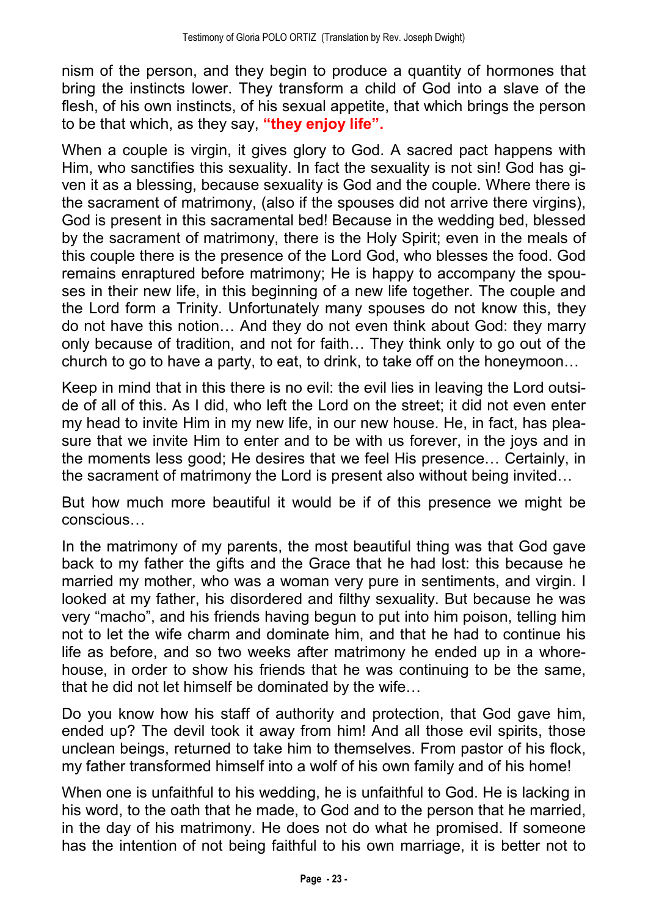nism of the person, and they begin to produce a quantity of hormones that bring the instincts lower. They transform a child of God into a slave of the flesh, of his own instincts, of his sexual appetite, that which brings the person to be that which, as they say, **"they enjoy life".**

When a couple is virgin, it gives glory to God. A sacred pact happens with Him, who sanctifies this sexuality. In fact the sexuality is not sin! God has given it as a blessing, because sexuality is God and the couple. Where there is the sacrament of matrimony, (also if the spouses did not arrive there virgins), God is present in this sacramental bed! Because in the wedding bed, blessed by the sacrament of matrimony, there is the Holy Spirit; even in the meals of this couple there is the presence of the Lord God, who blesses the food. God remains enraptured before matrimony; He is happy to accompany the spouses in their new life, in this beginning of a new life together. The couple and the Lord form a Trinity. Unfortunately many spouses do not know this, they do not have this notion… And they do not even think about God: they marry only because of tradition, and not for faith… They think only to go out of the church to go to have a party, to eat, to drink, to take off on the honeymoon…

Keep in mind that in this there is no evil: the evil lies in leaving the Lord outside of all of this. As I did, who left the Lord on the street; it did not even enter my head to invite Him in my new life, in our new house. He, in fact, has pleasure that we invite Him to enter and to be with us forever, in the joys and in the moments less good; He desires that we feel His presence… Certainly, in the sacrament of matrimony the Lord is present also without being invited…

But how much more beautiful it would be if of this presence we might be conscious…

In the matrimony of my parents, the most beautiful thing was that God gave back to my father the gifts and the Grace that he had lost: this because he married my mother, who was a woman very pure in sentiments, and virgin. I looked at my father, his disordered and filthy sexuality. But because he was very "macho", and his friends having begun to put into him poison, telling him not to let the wife charm and dominate him, and that he had to continue his life as before, and so two weeks after matrimony he ended up in a whorehouse, in order to show his friends that he was continuing to be the same, that he did not let himself be dominated by the wife…

Do you know how his staff of authority and protection, that God gave him, ended up? The devil took it away from him! And all those evil spirits, those unclean beings, returned to take him to themselves. From pastor of his flock, my father transformed himself into a wolf of his own family and of his home!

When one is unfaithful to his wedding, he is unfaithful to God. He is lacking in his word, to the oath that he made, to God and to the person that he married, in the day of his matrimony. He does not do what he promised. If someone has the intention of not being faithful to his own marriage, it is better not to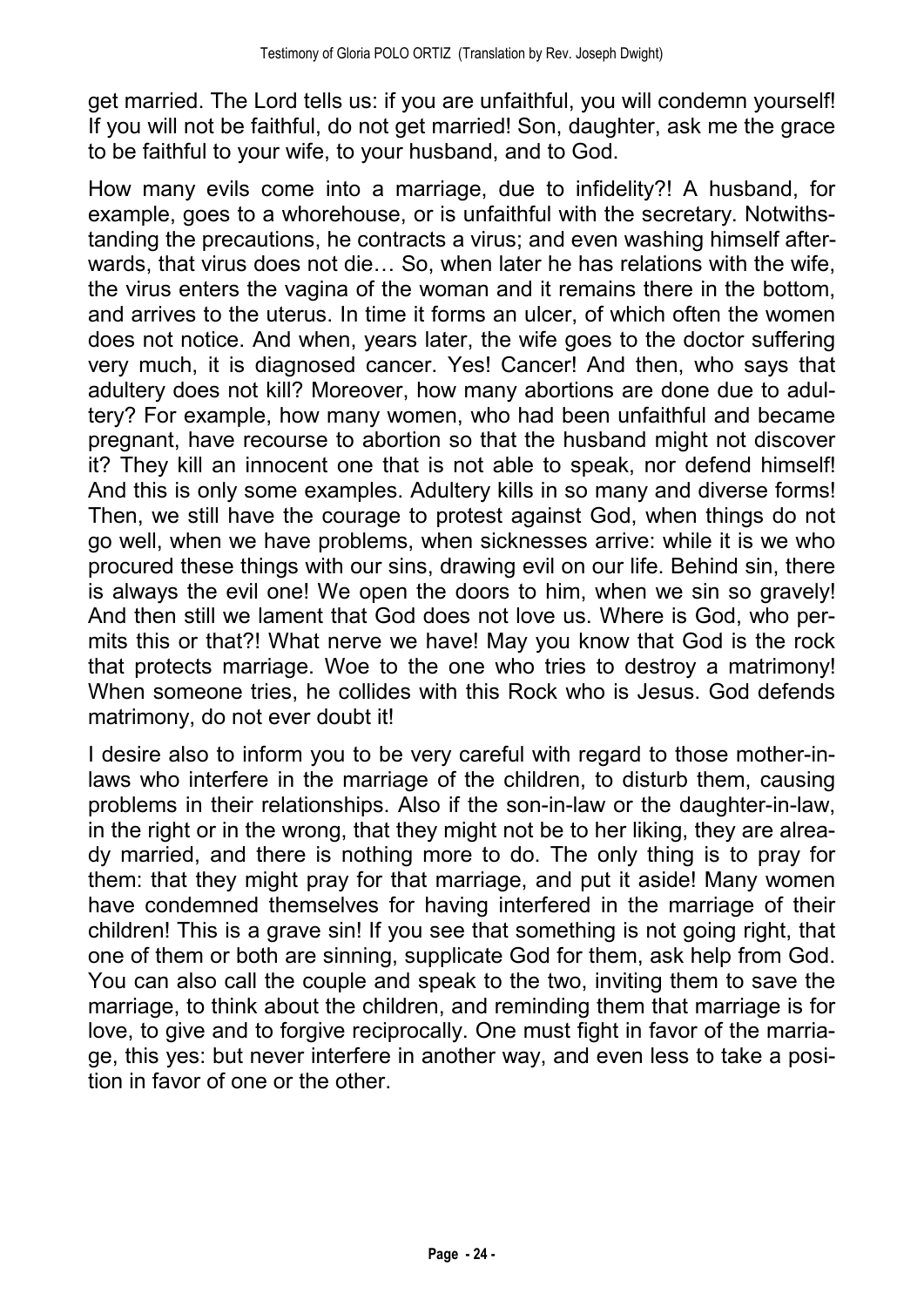get married. The Lord tells us: if you are unfaithful, you will condemn yourself! If you will not be faithful, do not get married! Son, daughter, ask me the grace to be faithful to your wife, to your husband, and to God.

How many evils come into a marriage, due to infidelity?! A husband, for example, goes to a whorehouse, or is unfaithful with the secretary. Notwithstanding the precautions, he contracts a virus; and even washing himself afterwards, that virus does not die… So, when later he has relations with the wife, the virus enters the vagina of the woman and it remains there in the bottom, and arrives to the uterus. In time it forms an ulcer, of which often the women does not notice. And when, years later, the wife goes to the doctor suffering very much, it is diagnosed cancer. Yes! Cancer! And then, who says that adultery does not kill? Moreover, how many abortions are done due to adultery? For example, how many women, who had been unfaithful and became pregnant, have recourse to abortion so that the husband might not discover it? They kill an innocent one that is not able to speak, nor defend himself! And this is only some examples. Adultery kills in so many and diverse forms! Then, we still have the courage to protest against God, when things do not go well, when we have problems, when sicknesses arrive: while it is we who procured these things with our sins, drawing evil on our life. Behind sin, there is always the evil one! We open the doors to him, when we sin so gravely! And then still we lament that God does not love us. Where is God, who permits this or that?! What nerve we have! May you know that God is the rock that protects marriage. Woe to the one who tries to destroy a matrimony! When someone tries, he collides with this Rock who is Jesus. God defends matrimony, do not ever doubt it!

I desire also to inform you to be very careful with regard to those mother-in-laws who interfere in the marriage of the children, to disturb them, causing problems in their relationships. Also if the son-in-law or the daughter-in-law, in the right or in the wrong, that they might not be to her liking, they are already married, and there is nothing more to do. The only thing is to pray for them: that they might pray for that marriage, and put it aside! Many women have condemned themselves for having interfered in the marriage of their children! This is a grave sin! If you see that something is not going right, that one of them or both are sinning, supplicate God for them, ask help from God. You can also call the couple and speak to the two, inviting them to save the marriage, to think about the children, and reminding them that marriage is for love, to give and to forgive reciprocally. One must fight in favor of the marriage, this yes: but never interfere in another way, and even less to take a position in favor of one or the other.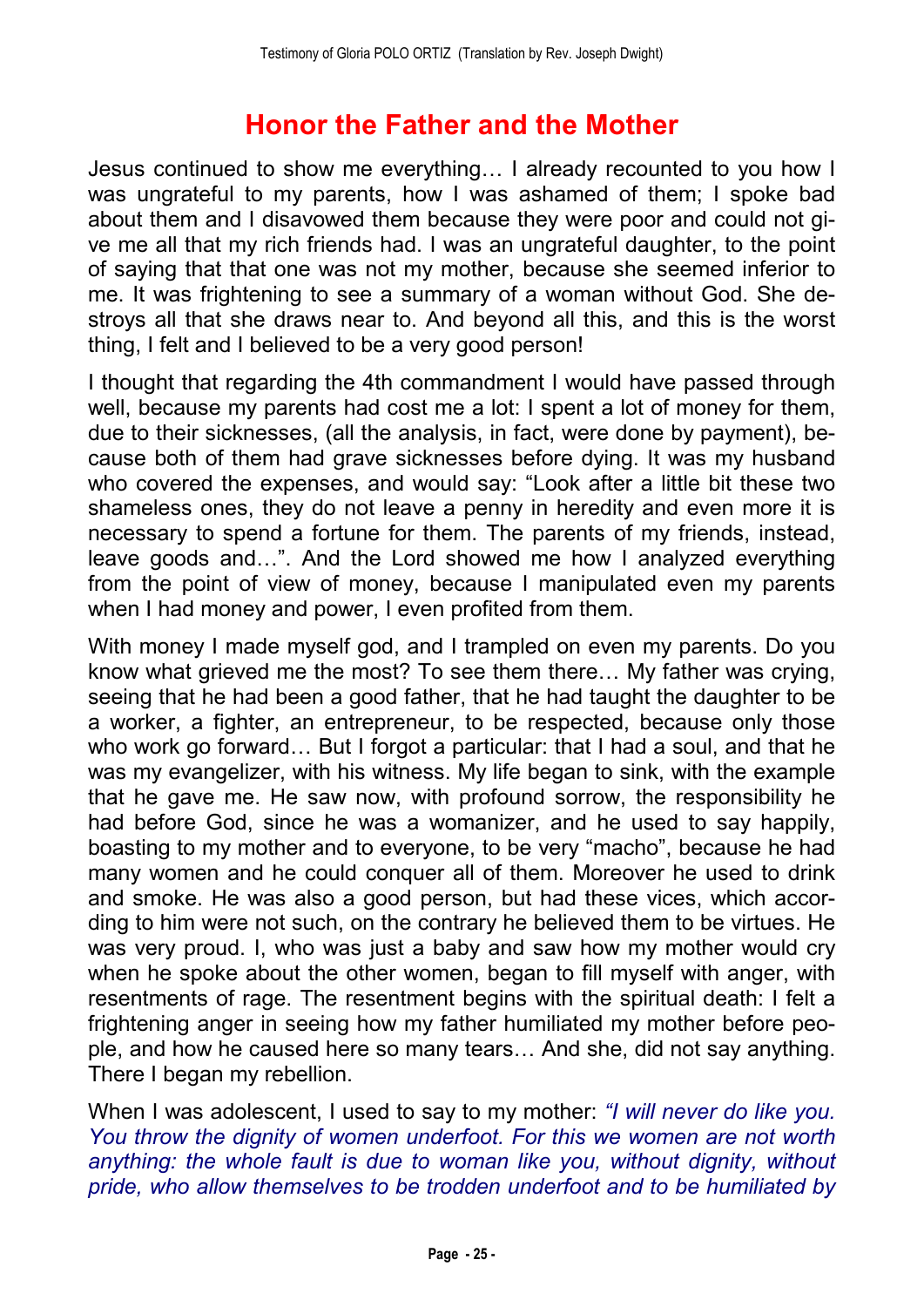# Honor the Father and the Mother

Jesus continued to show me everything… I already recounted to you how I was ungrateful to my parents, how I was ashamed of them; I spoke bad about them and I disavowed them because they were poor and could not give me all that my rich friends had. I was an ungrateful daughter, to the point of saying that that one was not my mother, because she seemed inferior to me. It was frightening to see a summary of a woman without God. She destroys all that she draws near to. And beyond all this, and this is the worst thing, I felt and I believed to be a very good person!

I thought that regarding the 4th commandment I would have passed through well, because my parents had cost me a lot: I spent a lot of money for them, due to their sicknesses, (all the analysis, in fact, were done by payment), because both of them had grave sicknesses before dying. It was my husband who covered the expenses, and would say: "Look after a little bit these two shameless ones, they do not leave a penny in heredity and even more it is necessary to spend a fortune for them. The parents of my friends, instead, leave goods and…". And the Lord showed me how I analyzed everything from the point of view of money, because I manipulated even my parents when I had money and power, I even profited from them.

With money I made myself god, and I trampled on even my parents. Do you know what grieved me the most? To see them there… My father was crying, seeing that he had been a good father, that he had taught the daughter to be a worker, a fighter, an entrepreneur, to be respected, because only those who work go forward… But I forgot a particular: that I had a soul, and that he was my evangelizer, with his witness. My life began to sink, with the example that he gave me. He saw now, with profound sorrow, the responsibility he had before God, since he was a womanizer, and he used to say happily, boasting to my mother and to everyone, to be very "macho", because he had many women and he could conquer all of them. Moreover he used to drink and smoke. He was also a good person, but had these vices, which according to him were not such, on the contrary he believed them to be virtues. He was very proud. I, who was just a baby and saw how my mother would cry when he spoke about the other women, began to fill myself with anger, with resentments of rage. The resentment begins with the spiritual death: I felt a frightening anger in seeing how my father humiliated my mother before people, and how he caused here so many tears… And she, did not say anything. There I began my rebellion.

When I was adolescent, I used to say to my mother: *"I will never do like you. You throw the dignity of women underfoot. For this we women are not worth anything: the whole fault is due to woman like you, without dignity, without pride, who allow themselves to be trodden underfoot and to be humiliated by*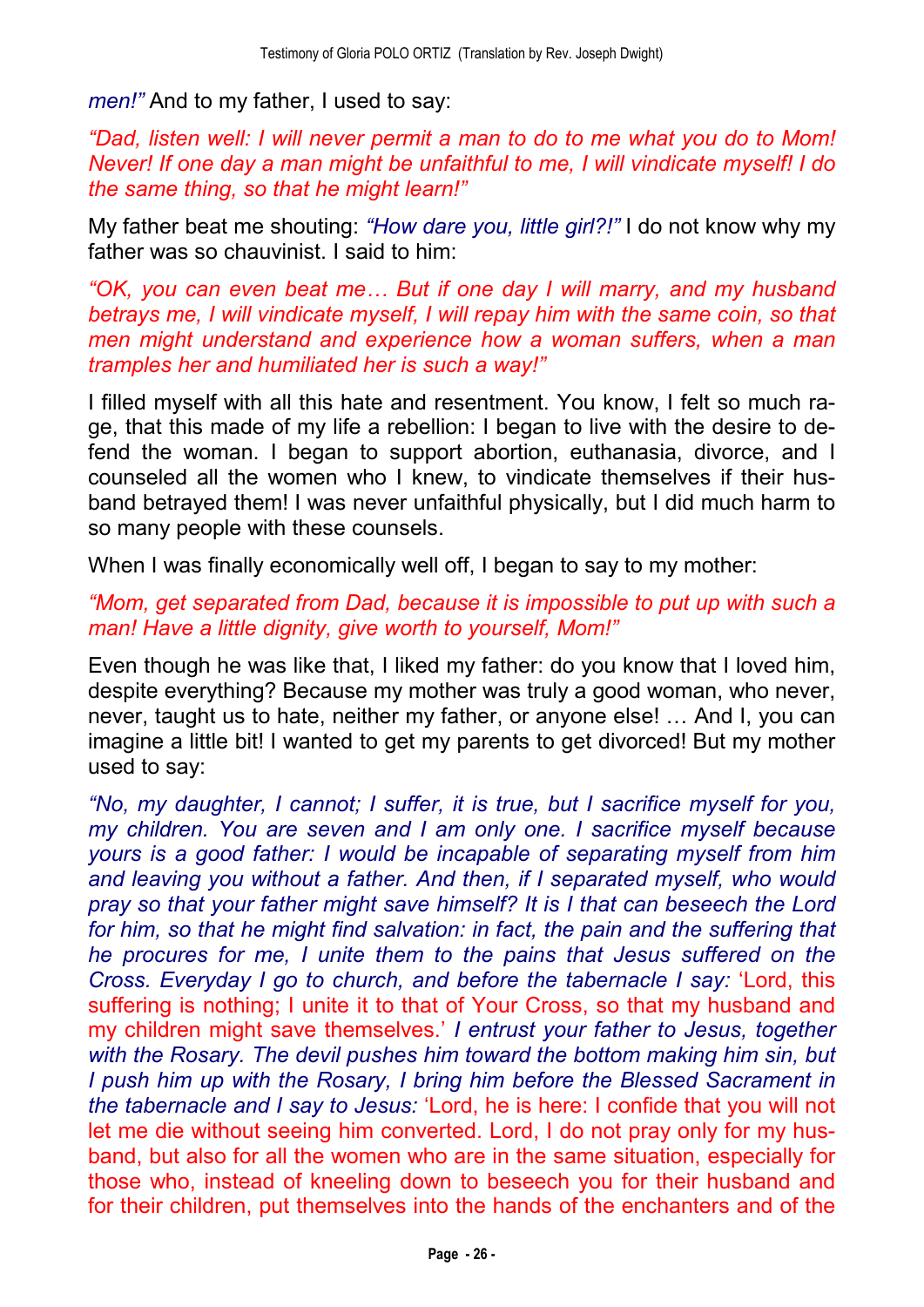*men!"* And to my father, I used to say:

*"Dad, listen well: I will never permit a man to do to me what you do to Mom! Never! If one day a man might be unfaithful to me, I will vindicate myself! I do the same thing, so that he might learn!"*

My father beat me shouting: *"How dare you, little girl?!"* I do not know why my father was so chauvinist. I said to him:

*"OK, you can even beat me… But if one day I will marry, and my husband betrays me, I will vindicate myself, I will repay him with the same coin, so that men might understand and experience how a woman suffers, when a man tramples her and humiliated her is such a way!"*

I filled myself with all this hate and resentment. You know, I felt so much rage, that this made of my life a rebellion: I began to live with the desire to defend the woman. I began to support abortion, euthanasia, divorce, and I counseled all the women who I knew, to vindicate themselves if their husband betrayed them! I was never unfaithful physically, but I did much harm to so many people with these counsels.

When I was finally economically well off, I began to say to my mother:

*"Mom, get separated from Dad, because it is impossible to put up with such a man! Have a little dignity, give worth to yourself, Mom!"*

Even though he was like that, I liked my father: do you know that I loved him, despite everything? Because my mother was truly a good woman, who never, never, taught us to hate, neither my father, or anyone else! … And I, you can imagine a little bit! I wanted to get my parents to get divorced! But my mother used to say:

*"No, my daughter, I cannot; I suffer, it is true, but I sacrifice myself for you, my children. You are seven and I am only one. I sacrifice myself because yours is a good father: I would be incapable of separating myself from him and leaving you without a father. And then, if I separated myself, who would pray so that your father might save himself? It is I that can beseech the Lord for him, so that he might find salvation: in fact, the pain and the suffering that he procures for me, I unite them to the pains that Jesus suffered on the Cross. Everyday I go to church, and before the tabernacle I say:* 'Lord, this suffering is nothing; I unite it to that of Your Cross, so that my husband and my children might save themselves.' *I entrust your father to Jesus, together with the Rosary. The devil pushes him toward the bottom making him sin, but I push him up with the Rosary, I bring him before the Blessed Sacrament in the tabernacle and I say to Jesus:* 'Lord, he is here: I confide that you will not let me die without seeing him converted. Lord, I do not pray only for my husband, but also for all the women who are in the same situation, especially for those who, instead of kneeling down to beseech you for their husband and for their children, put themselves into the hands of the enchanters and of the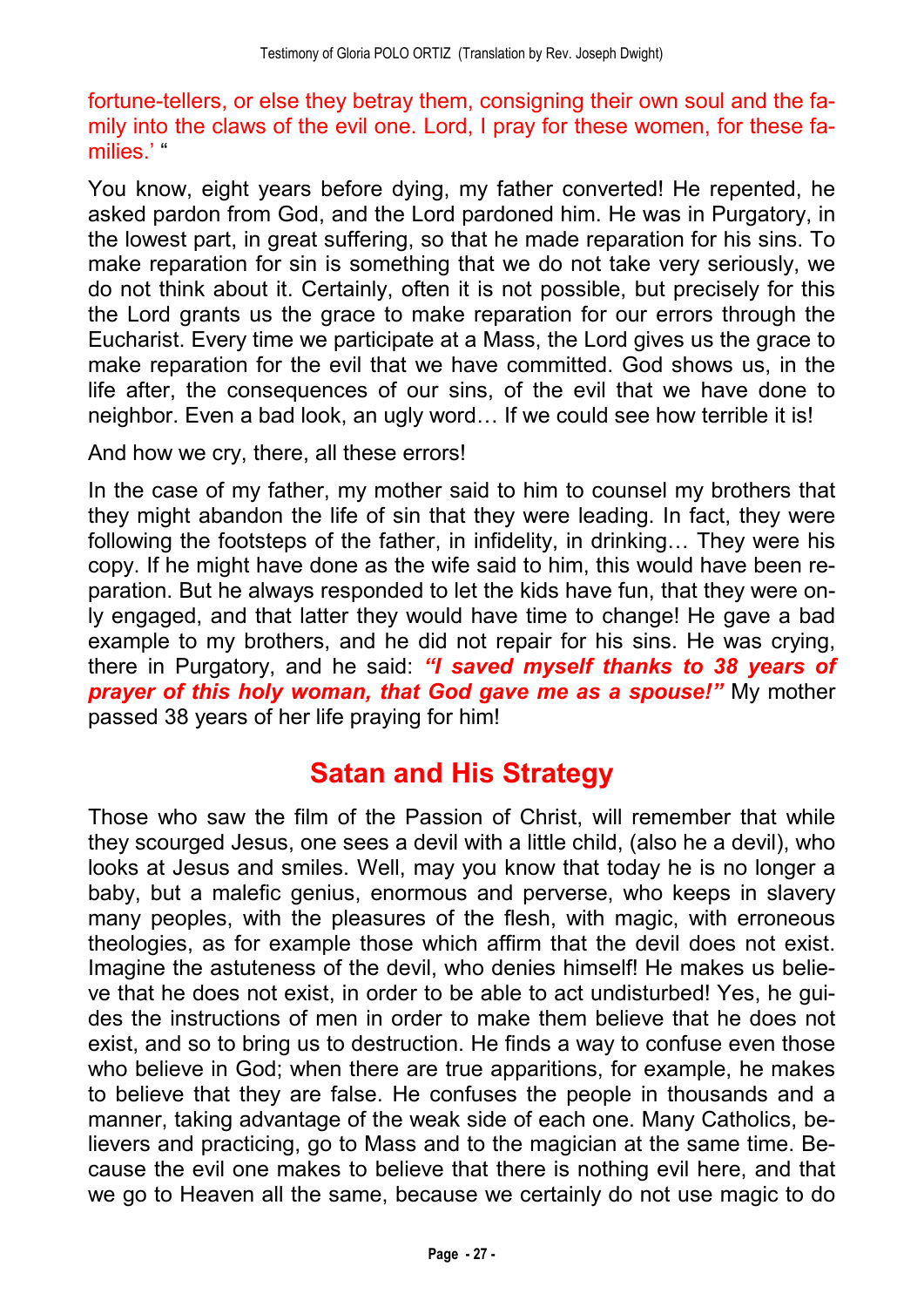fortune-tellers, or else they betray them, consigning their own soul and the family into the claws of the evil one. Lord, I pray for these women, for these families.' "

You know, eight years before dying, my father converted! He repented, he asked pardon from God, and the Lord pardoned him. He was in Purgatory, in the lowest part, in great suffering, so that he made reparation for his sins. To make reparation for sin is something that we do not take very seriously, we do not think about it. Certainly, often it is not possible, but precisely for this the Lord grants us the grace to make reparation for our errors through the Eucharist. Every time we participate at a Mass, the Lord gives us the grace to make reparation for the evil that we have committed. God shows us, in the life after, the consequences of our sins, of the evil that we have done to neighbor. Even a bad look, an ugly word… If we could see how terrible it is!

And how we cry, there, all these errors!

In the case of my father, my mother said to him to counsel my brothers that they might abandon the life of sin that they were leading. In fact, they were following the footsteps of the father, in infidelity, in drinking… They were his copy. If he might have done as the wife said to him, this would have been reparation. But he always responded to let the kids have fun, that they were only engaged, and that latter they would have time to change! He gave a bad example to my brothers, and he did not repair for his sins. He was crying, there in Purgatory, and he said: ***"I saved myself thanks to 38 years of prayer of this holy woman, that God gave me as a spouse!"*** My mother passed 38 years of her life praying for him!

## Satan and His Strategy

Those who saw the film of the Passion of Christ, will remember that while they scourged Jesus, one sees a devil with a little child, (also he a devil), who looks at Jesus and smiles. Well, may you know that today he is no longer a baby, but a malefic genius, enormous and perverse, who keeps in slavery many peoples, with the pleasures of the flesh, with magic, with erroneous theologies, as for example those which affirm that the devil does not exist. Imagine the astuteness of the devil, who denies himself! He makes us believe that he does not exist, in order to be able to act undisturbed! Yes, he guides the instructions of men in order to make them believe that he does not exist, and so to bring us to destruction. He finds a way to confuse even those who believe in God; when there are true apparitions, for example, he makes to believe that they are false. He confuses the people in thousands and a manner, taking advantage of the weak side of each one. Many Catholics, believers and practicing, go to Mass and to the magician at the same time. Because the evil one makes to believe that there is nothing evil here, and that we go to Heaven all the same, because we certainly do not use magic to do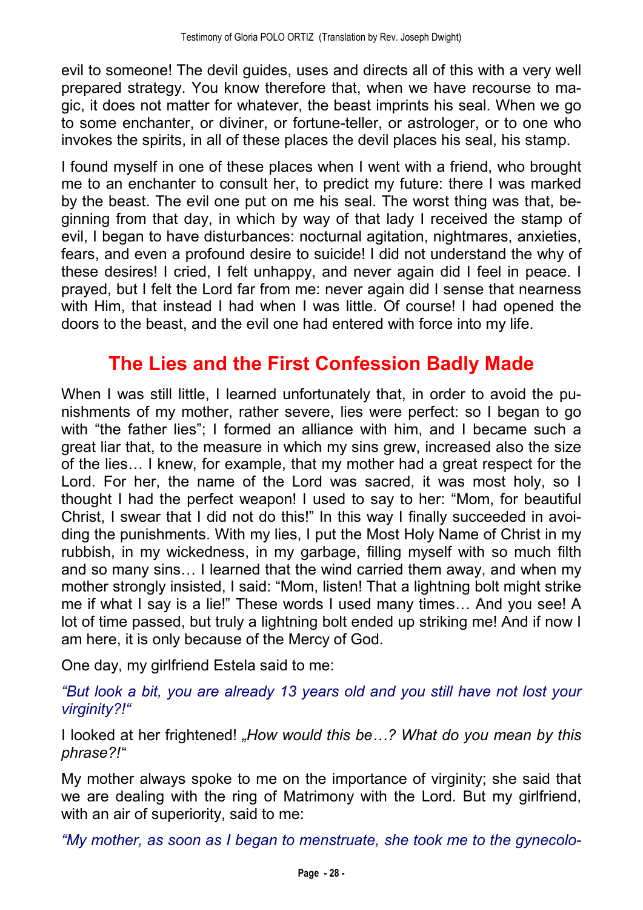evil to someone! The devil guides, uses and directs all of this with a very well prepared strategy. You know therefore that, when we have recourse to magic, it does not matter for whatever, the beast imprints his seal. When we go to some enchanter, or diviner, or fortune-teller, or astrologer, or to one who invokes the spirits, in all of these places the devil places his seal, his stamp.

I found myself in one of these places when I went with a friend, who brought me to an enchanter to consult her, to predict my future: there I was marked by the beast. The evil one put on me his seal. The worst thing was that, beginning from that day, in which by way of that lady I received the stamp of evil, I began to have disturbances: nocturnal agitation, nightmares, anxieties, fears, and even a profound desire to suicide! I did not understand the why of these desires! I cried, I felt unhappy, and never again did I feel in peace. I prayed, but I felt the Lord far from me: never again did I sense that nearness with Him, that instead I had when I was little. Of course! I had opened the doors to the beast, and the evil one had entered with force into my life.

## The Lies and the First Confession Badly Made

When I was still little, I learned unfortunately that, in order to avoid the punishments of my mother, rather severe, lies were perfect: so I began to go with "the father lies"; I formed an alliance with him, and I became such a great liar that, to the measure in which my sins grew, increased also the size of the lies… I knew, for example, that my mother had a great respect for the Lord. For her, the name of the Lord was sacred, it was most holy, so I thought I had the perfect weapon! I used to say to her: "Mom, for beautiful Christ, I swear that I did not do this!" In this way I finally succeeded in avoiding the punishments. With my lies, I put the Most Holy Name of Christ in my rubbish, in my wickedness, in my garbage, filling myself with so much filth and so many sins… I learned that the wind carried them away, and when my mother strongly insisted, I said: "Mom, listen! That a lightning bolt might strike me if what I say is a lie!" These words I used many times… And you see! A lot of time passed, but truly a lightning bolt ended up striking me! And if now I am here, it is only because of the Mercy of God.

One day, my girlfriend Estela said to me:

*"But look a bit, you are already 13 years old and you still have not lost your virginity?!"*

I looked at her frightened! *„How would this be…? What do you mean by this phrase?!"*

My mother always spoke to me on the importance of virginity; she said that we are dealing with the ring of Matrimony with the Lord. But my girlfriend, with an air of superiority, said to me:

*"My mother, as soon as I began to menstruate, she took me to the gynecolo-*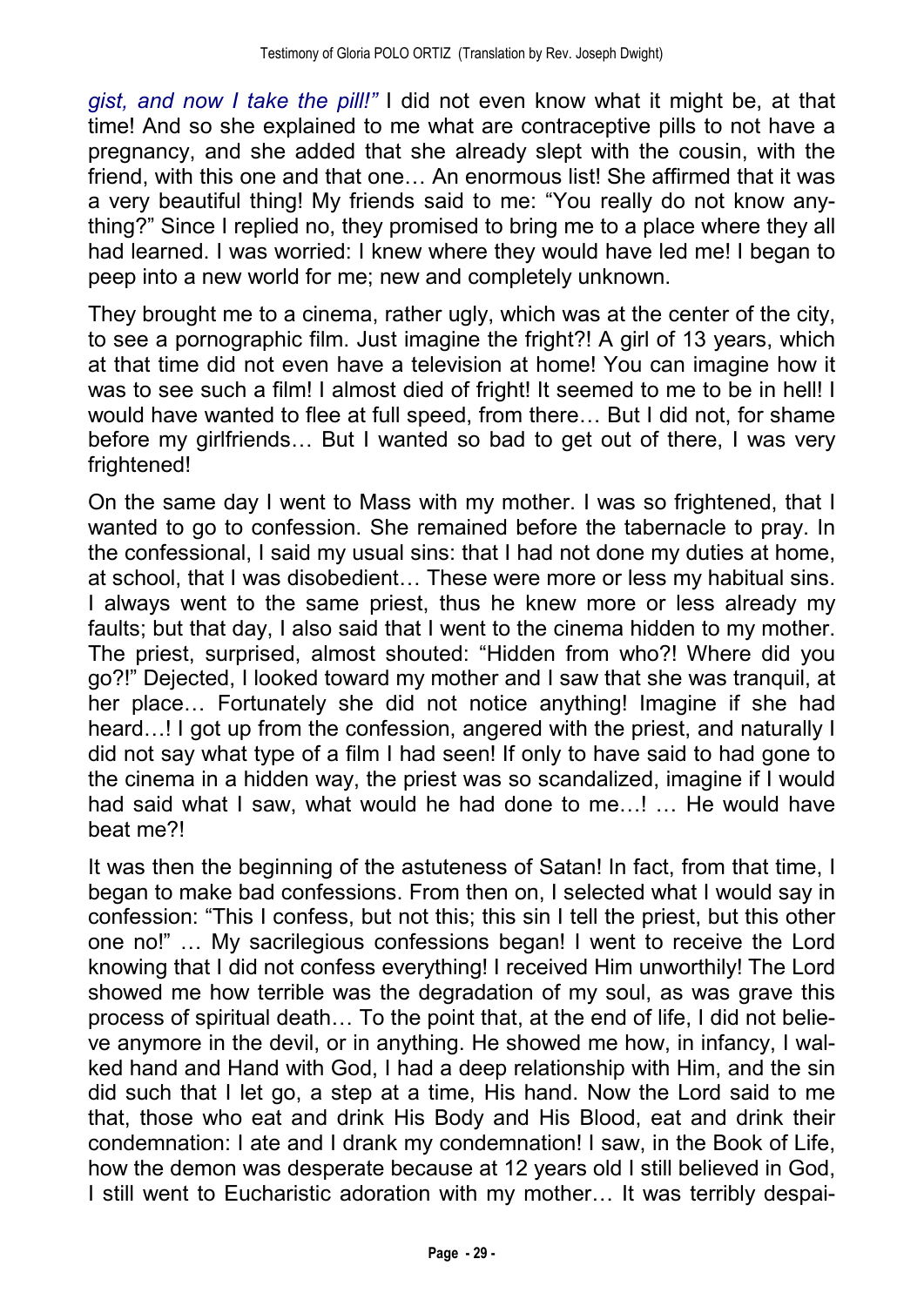*gist, and now I take the pill!"* I did not even know what it might be, at that time! And so she explained to me what are contraceptive pills to not have a pregnancy, and she added that she already slept with the cousin, with the friend, with this one and that one… An enormous list! She affirmed that it was a very beautiful thing! My friends said to me: "You really do not know anything?" Since I replied no, they promised to bring me to a place where they all had learned. I was worried: I knew where they would have led me! I began to peep into a new world for me; new and completely unknown.

They brought me to a cinema, rather ugly, which was at the center of the city, to see a pornographic film. Just imagine the fright?! A girl of 13 years, which at that time did not even have a television at home! You can imagine how it was to see such a film! I almost died of fright! It seemed to me to be in hell! I would have wanted to flee at full speed, from there… But I did not, for shame before my girlfriends… But I wanted so bad to get out of there, I was very frightened!

On the same day I went to Mass with my mother. I was so frightened, that I wanted to go to confession. She remained before the tabernacle to pray. In the confessional, I said my usual sins: that I had not done my duties at home, at school, that I was disobedient… These were more or less my habitual sins. I always went to the same priest, thus he knew more or less already my faults; but that day, I also said that I went to the cinema hidden to my mother. The priest, surprised, almost shouted: "Hidden from who?! Where did you go?!" Dejected, I looked toward my mother and I saw that she was tranquil, at her place… Fortunately she did not notice anything! Imagine if she had heard…! I got up from the confession, angered with the priest, and naturally I did not say what type of a film I had seen! If only to have said to had gone to the cinema in a hidden way, the priest was so scandalized, imagine if I would had said what I saw, what would he had done to me…! … He would have beat me?!

It was then the beginning of the astuteness of Satan! In fact, from that time, I began to make bad confessions. From then on, I selected what I would say in confession: "This I confess, but not this; this sin I tell the priest, but this other one no!" … My sacrilegious confessions began! I went to receive the Lord knowing that I did not confess everything! I received Him unworthily! The Lord showed me how terrible was the degradation of my soul, as was grave this process of spiritual death… To the point that, at the end of life, I did not believe anymore in the devil, or in anything. He showed me how, in infancy, I walked hand and Hand with God, I had a deep relationship with Him, and the sin did such that I let go, a step at a time, His hand. Now the Lord said to me that, those who eat and drink His Body and His Blood, eat and drink their condemnation: I ate and I drank my condemnation! I saw, in the Book of Life, how the demon was desperate because at 12 years old I still believed in God, I still went to Eucharistic adoration with my mother… It was terribly despai-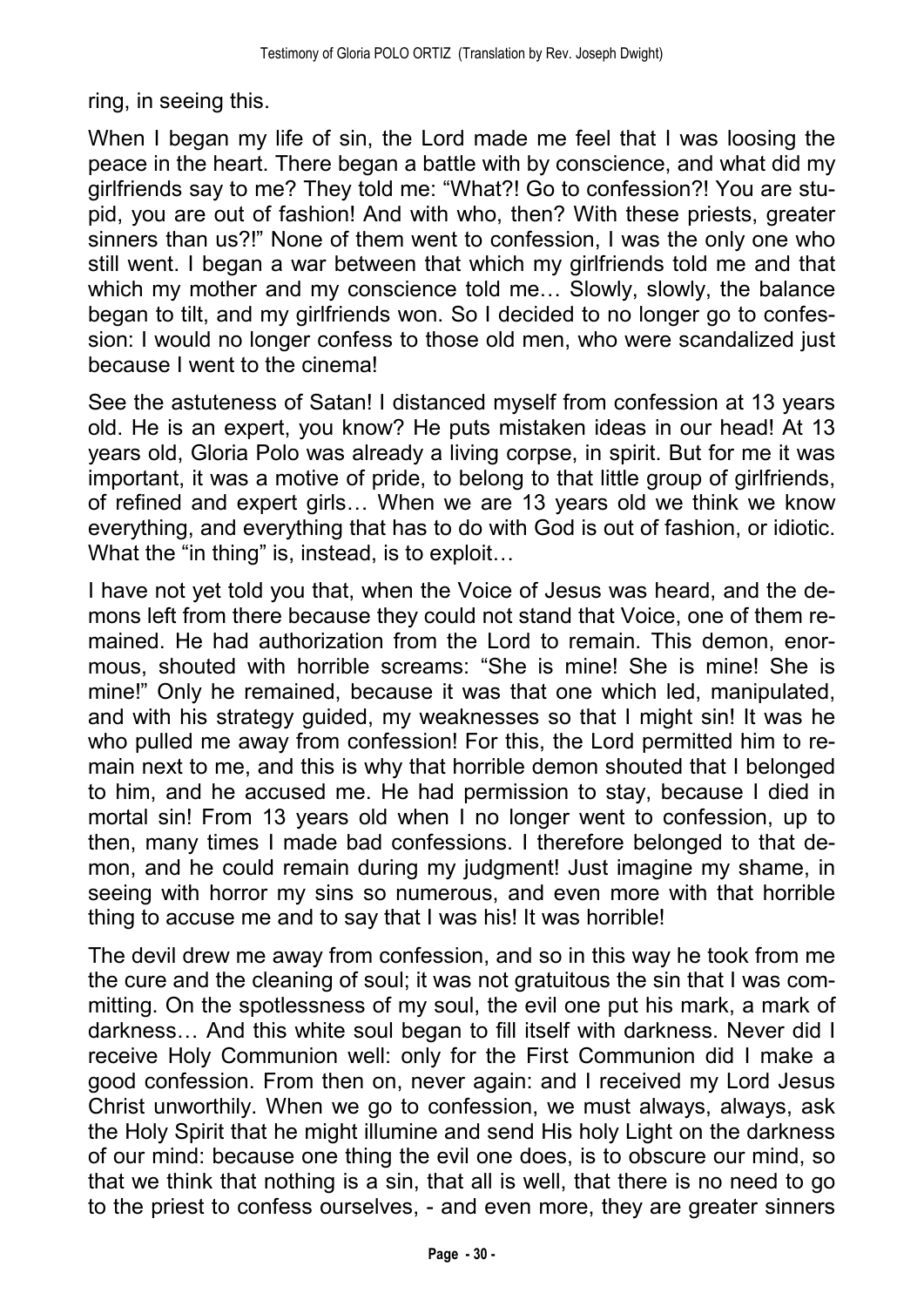ring, in seeing this.

When I began my life of sin, the Lord made me feel that I was loosing the peace in the heart. There began a battle with by conscience, and what did my girlfriends say to me? They told me: "What?! Go to confession?! You are stupid, you are out of fashion! And with who, then? With these priests, greater sinners than us?!" None of them went to confession, I was the only one who still went. I began a war between that which my girlfriends told me and that which my mother and my conscience told me… Slowly, slowly, the balance began to tilt, and my girlfriends won. So I decided to no longer go to confession: I would no longer confess to those old men, who were scandalized just because I went to the cinema!

See the astuteness of Satan! I distanced myself from confession at 13 years old. He is an expert, you know? He puts mistaken ideas in our head! At 13 years old, Gloria Polo was already a living corpse, in spirit. But for me it was important, it was a motive of pride, to belong to that little group of girlfriends, of refined and expert girls… When we are 13 years old we think we know everything, and everything that has to do with God is out of fashion, or idiotic. What the "in thing" is, instead, is to exploit…

I have not yet told you that, when the Voice of Jesus was heard, and the demons left from there because they could not stand that Voice, one of them remained. He had authorization from the Lord to remain. This demon, enormous, shouted with horrible screams: "She is mine! She is mine! She is mine!" Only he remained, because it was that one which led, manipulated, and with his strategy guided, my weaknesses so that I might sin! It was he who pulled me away from confession! For this, the Lord permitted him to remain next to me, and this is why that horrible demon shouted that I belonged to him, and he accused me. He had permission to stay, because I died in mortal sin! From 13 years old when I no longer went to confession, up to then, many times I made bad confessions. I therefore belonged to that demon, and he could remain during my judgment! Just imagine my shame, in seeing with horror my sins so numerous, and even more with that horrible thing to accuse me and to say that I was his! It was horrible!

The devil drew me away from confession, and so in this way he took from me the cure and the cleaning of soul; it was not gratuitous the sin that I was committing. On the spotlessness of my soul, the evil one put his mark, a mark of darkness… And this white soul began to fill itself with darkness. Never did I receive Holy Communion well: only for the First Communion did I make a good confession. From then on, never again: and I received my Lord Jesus Christ unworthily. When we go to confession, we must always, always, ask the Holy Spirit that he might illumine and send His holy Light on the darkness of our mind: because one thing the evil one does, is to obscure our mind, so that we think that nothing is a sin, that all is well, that there is no need to go to the priest to confess ourselves, - and even more, they are greater sinners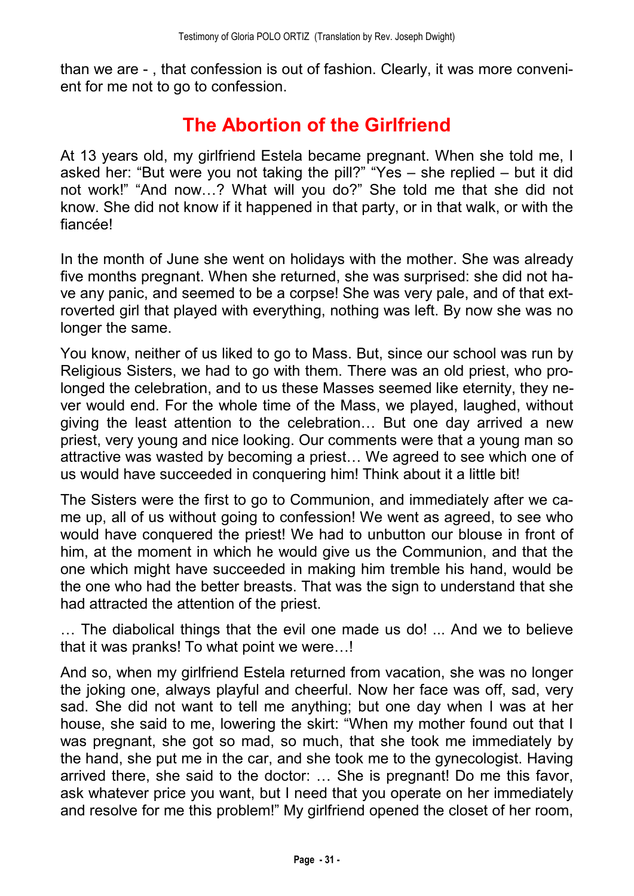than we are - , that confession is out of fashion. Clearly, it was more convenient for me not to go to confession.

## The Abortion of the Girlfriend

At 13 years old, my girlfriend Estela became pregnant. When she told me, I asked her: “But were you not taking the pill?” “Yes – she replied – but it did not work!” “And now…? What will you do?” She told me that she did not know. She did not know if it happened in that party, or in that walk, or with the fiancée!

In the month of June she went on holidays with the mother. She was already five months pregnant. When she returned, she was surprised: she did not have any panic, and seemed to be a corpse! She was very pale, and of that extroverted girl that played with everything, nothing was left. By now she was no longer the same.

You know, neither of us liked to go to Mass. But, since our school was run by Religious Sisters, we had to go with them. There was an old priest, who prolonged the celebration, and to us these Masses seemed like eternity, they never would end. For the whole time of the Mass, we played, laughed, without giving the least attention to the celebration… But one day arrived a new priest, very young and nice looking. Our comments were that a young man so attractive was wasted by becoming a priest… We agreed to see which one of us would have succeeded in conquering him! Think about it a little bit!

The Sisters were the first to go to Communion, and immediately after we came up, all of us without going to confession! We went as agreed, to see who would have conquered the priest! We had to unbutton our blouse in front of him, at the moment in which he would give us the Communion, and that the one which might have succeeded in making him tremble his hand, would be the one who had the better breasts. That was the sign to understand that she had attracted the attention of the priest.

… The diabolical things that the evil one made us do! ... And we to believe that it was pranks! To what point we were…!

And so, when my girlfriend Estela returned from vacation, she was no longer the joking one, always playful and cheerful. Now her face was off, sad, very sad. She did not want to tell me anything; but one day when I was at her house, she said to me, lowering the skirt: “When my mother found out that I was pregnant, she got so mad, so much, that she took me immediately by the hand, she put me in the car, and she took me to the gynecologist. Having arrived there, she said to the doctor: … She is pregnant! Do me this favor, ask whatever price you want, but I need that you operate on her immediately and resolve for me this problem!” My girlfriend opened the closet of her room,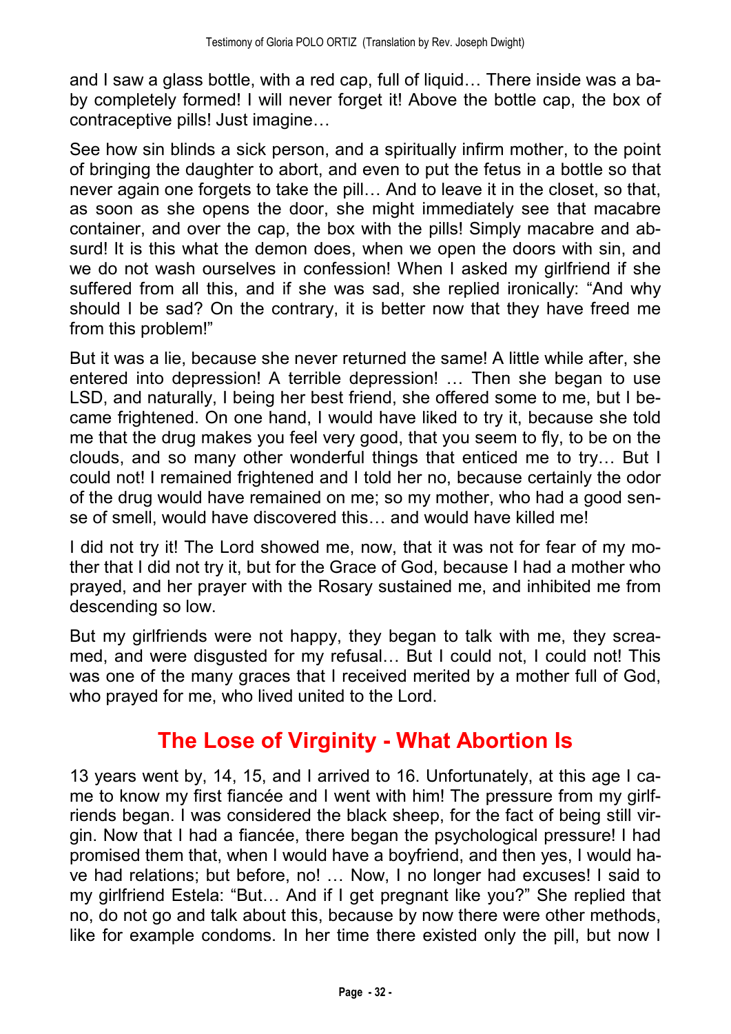and I saw a glass bottle, with a red cap, full of liquid… There inside was a baby completely formed! I will never forget it! Above the bottle cap, the box of contraceptive pills! Just imagine…

See how sin blinds a sick person, and a spiritually infirm mother, to the point of bringing the daughter to abort, and even to put the fetus in a bottle so that never again one forgets to take the pill… And to leave it in the closet, so that, as soon as she opens the door, she might immediately see that macabre container, and over the cap, the box with the pills! Simply macabre and absurd! It is this what the demon does, when we open the doors with sin, and we do not wash ourselves in confession! When I asked my girlfriend if she suffered from all this, and if she was sad, she replied ironically: "And why should I be sad? On the contrary, it is better now that they have freed me from this problem!"

But it was a lie, because she never returned the same! A little while after, she entered into depression! A terrible depression! … Then she began to use LSD, and naturally, I being her best friend, she offered some to me, but I became frightened. On one hand, I would have liked to try it, because she told me that the drug makes you feel very good, that you seem to fly, to be on the clouds, and so many other wonderful things that enticed me to try… But I could not! I remained frightened and I told her no, because certainly the odor of the drug would have remained on me; so my mother, who had a good sense of smell, would have discovered this… and would have killed me!

I did not try it! The Lord showed me, now, that it was not for fear of my mother that I did not try it, but for the Grace of God, because I had a mother who prayed, and her prayer with the Rosary sustained me, and inhibited me from descending so low.

But my girlfriends were not happy, they began to talk with me, they screamed, and were disgusted for my refusal… But I could not, I could not! This was one of the many graces that I received merited by a mother full of God, who prayed for me, who lived united to the Lord.

## The Lose of Virginity - What Abortion Is

13 years went by, 14, 15, and I arrived to 16. Unfortunately, at this age I came to know my first fiancée and I went with him! The pressure from my girlfriends began. I was considered the black sheep, for the fact of being still virgin. Now that I had a fiancée, there began the psychological pressure! I had promised them that, when I would have a boyfriend, and then yes, I would have had relations; but before, no! … Now, I no longer had excuses! I said to my girlfriend Estela: "But… And if I get pregnant like you?" She replied that no, do not go and talk about this, because by now there were other methods, like for example condoms. In her time there existed only the pill, but now I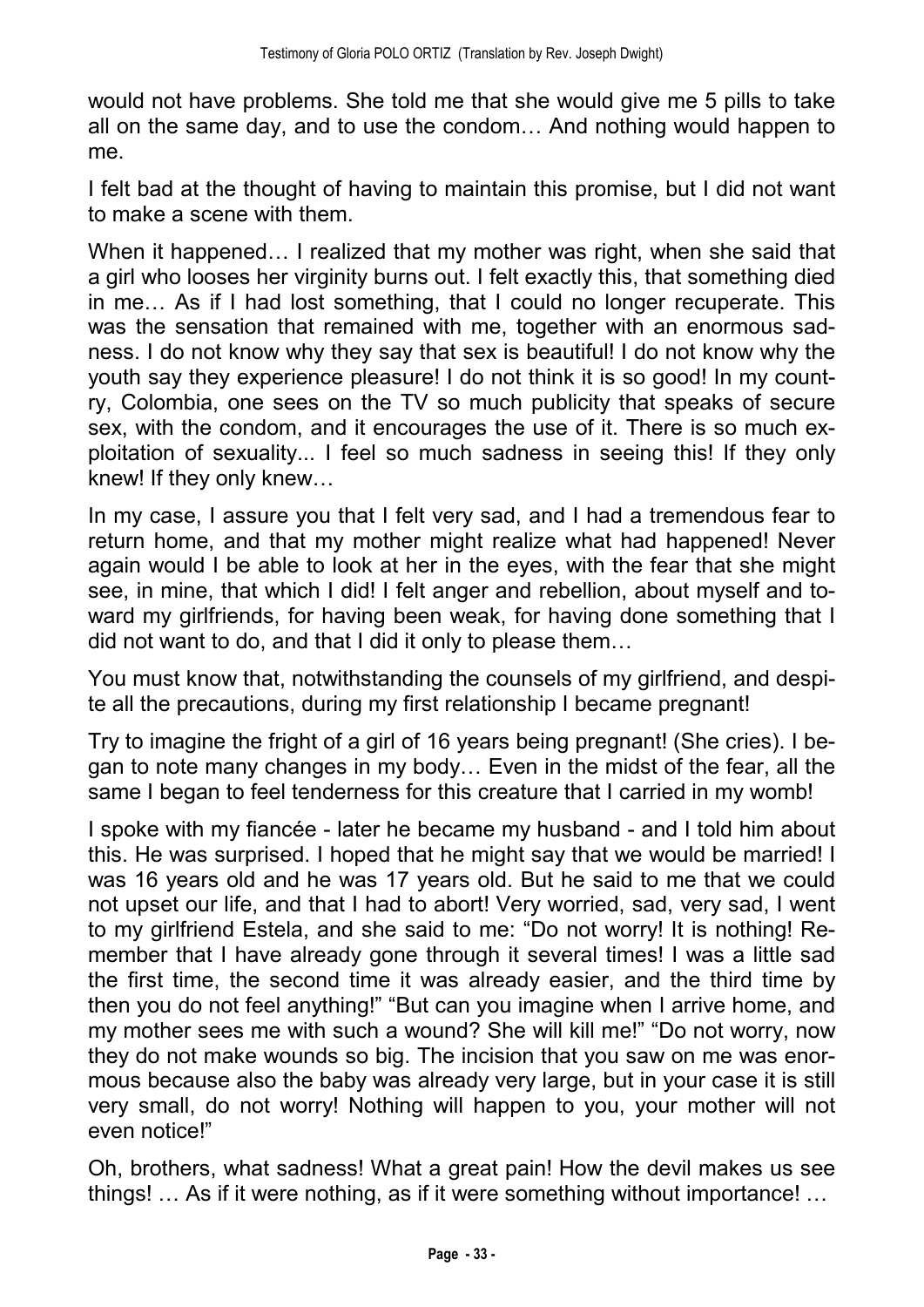would not have problems. She told me that she would give me 5 pills to take all on the same day, and to use the condom… And nothing would happen to me.

I felt bad at the thought of having to maintain this promise, but I did not want to make a scene with them.

When it happened… I realized that my mother was right, when she said that a girl who looses her virginity burns out. I felt exactly this, that something died in me… As if I had lost something, that I could no longer recuperate. This was the sensation that remained with me, together with an enormous sadness. I do not know why they say that sex is beautiful! I do not know why the youth say they experience pleasure! I do not think it is so good! In my country, Colombia, one sees on the TV so much publicity that speaks of secure sex, with the condom, and it encourages the use of it. There is so much exploitation of sexuality... I feel so much sadness in seeing this! If they only knew! If they only knew…

In my case, I assure you that I felt very sad, and I had a tremendous fear to return home, and that my mother might realize what had happened! Never again would I be able to look at her in the eyes, with the fear that she might see, in mine, that which I did! I felt anger and rebellion, about myself and toward my girlfriends, for having been weak, for having done something that I did not want to do, and that I did it only to please them…

You must know that, notwithstanding the counsels of my girlfriend, and despite all the precautions, during my first relationship I became pregnant!

Try to imagine the fright of a girl of 16 years being pregnant! (She cries). I began to note many changes in my body… Even in the midst of the fear, all the same I began to feel tenderness for this creature that I carried in my womb!

I spoke with my fiancée - later he became my husband - and I told him about this. He was surprised. I hoped that he might say that we would be married! I was 16 years old and he was 17 years old. But he said to me that we could not upset our life, and that I had to abort! Very worried, sad, very sad, I went to my girlfriend Estela, and she said to me: "Do not worry! It is nothing! Remember that I have already gone through it several times! I was a little sad the first time, the second time it was already easier, and the third time by then you do not feel anything!" "But can you imagine when I arrive home, and my mother sees me with such a wound? She will kill me!" "Do not worry, now they do not make wounds so big. The incision that you saw on me was enormous because also the baby was already very large, but in your case it is still very small, do not worry! Nothing will happen to you, your mother will not even notice!"

Oh, brothers, what sadness! What a great pain! How the devil makes us see things! … As if it were nothing, as if it were something without importance! …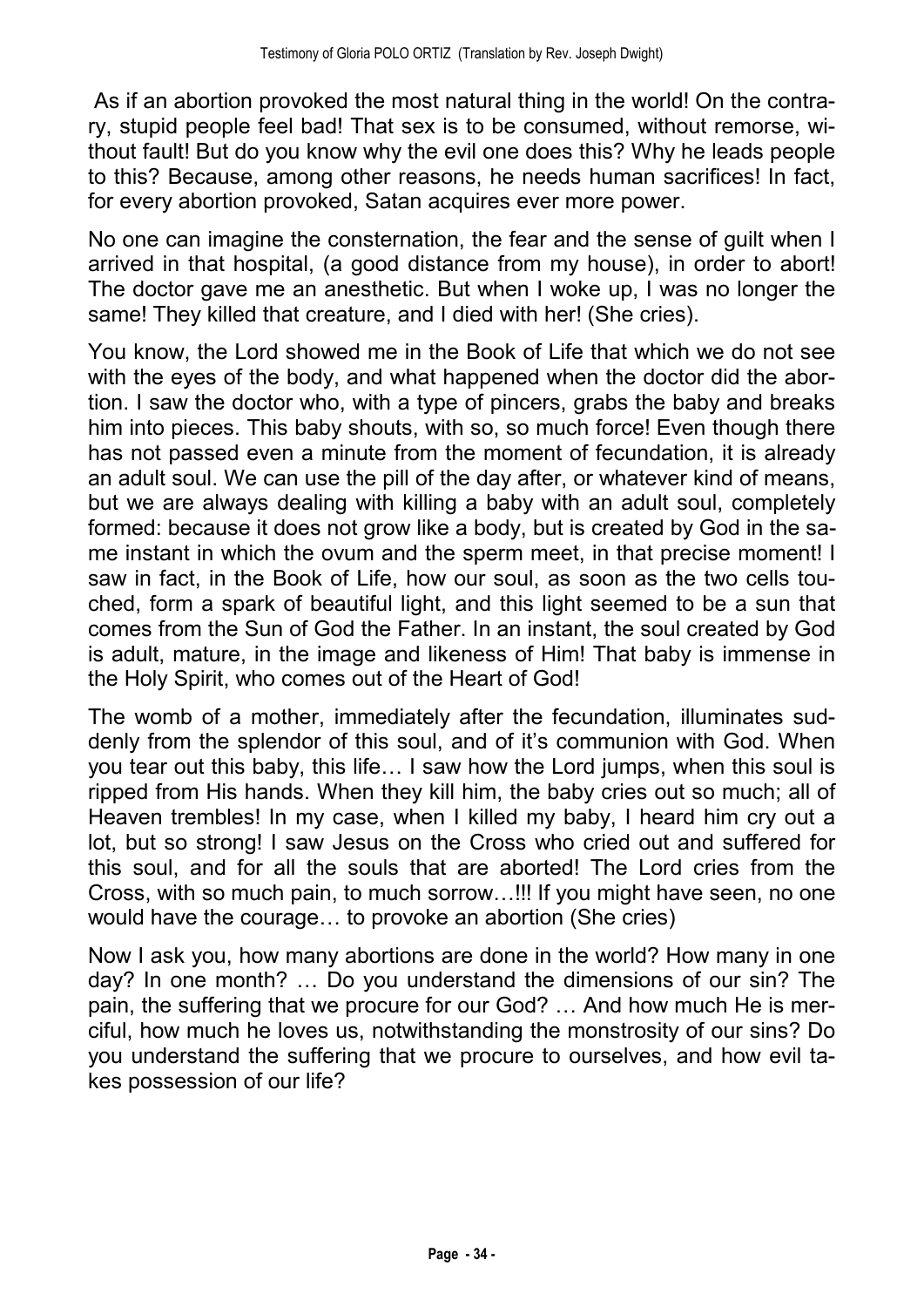As if an abortion provoked the most natural thing in the world! On the contrary, stupid people feel bad! That sex is to be consumed, without remorse, without fault! But do you know why the evil one does this? Why he leads people to this? Because, among other reasons, he needs human sacrifices! In fact, for every abortion provoked, Satan acquires ever more power.

No one can imagine the consternation, the fear and the sense of guilt when I arrived in that hospital, (a good distance from my house), in order to abort! The doctor gave me an anesthetic. But when I woke up, I was no longer the same! They killed that creature, and I died with her! (She cries).

You know, the Lord showed me in the Book of Life that which we do not see with the eyes of the body, and what happened when the doctor did the abortion. I saw the doctor who, with a type of pincers, grabs the baby and breaks him into pieces. This baby shouts, with so, so much force! Even though there has not passed even a minute from the moment of fecundation, it is already an adult soul. We can use the pill of the day after, or whatever kind of means, but we are always dealing with killing a baby with an adult soul, completely formed: because it does not grow like a body, but is created by God in the same instant in which the ovum and the sperm meet, in that precise moment! I saw in fact, in the Book of Life, how our soul, as soon as the two cells touched, form a spark of beautiful light, and this light seemed to be a sun that comes from the Sun of God the Father. In an instant, the soul created by God is adult, mature, in the image and likeness of Him! That baby is immense in the Holy Spirit, who comes out of the Heart of God!

The womb of a mother, immediately after the fecundation, illuminates suddenly from the splendor of this soul, and of it's communion with God. When you tear out this baby, this life… I saw how the Lord jumps, when this soul is ripped from His hands. When they kill him, the baby cries out so much; all of Heaven trembles! In my case, when I killed my baby, I heard him cry out a lot, but so strong! I saw Jesus on the Cross who cried out and suffered for this soul, and for all the souls that are aborted! The Lord cries from the Cross, with so much pain, to much sorrow…!!! If you might have seen, no one would have the courage… to provoke an abortion (She cries)

Now I ask you, how many abortions are done in the world? How many in one day? In one month? … Do you understand the dimensions of our sin? The pain, the suffering that we procure for our God? … And how much He is merciful, how much he loves us, notwithstanding the monstrosity of our sins? Do you understand the suffering that we procure to ourselves, and how evil takes possession of our life?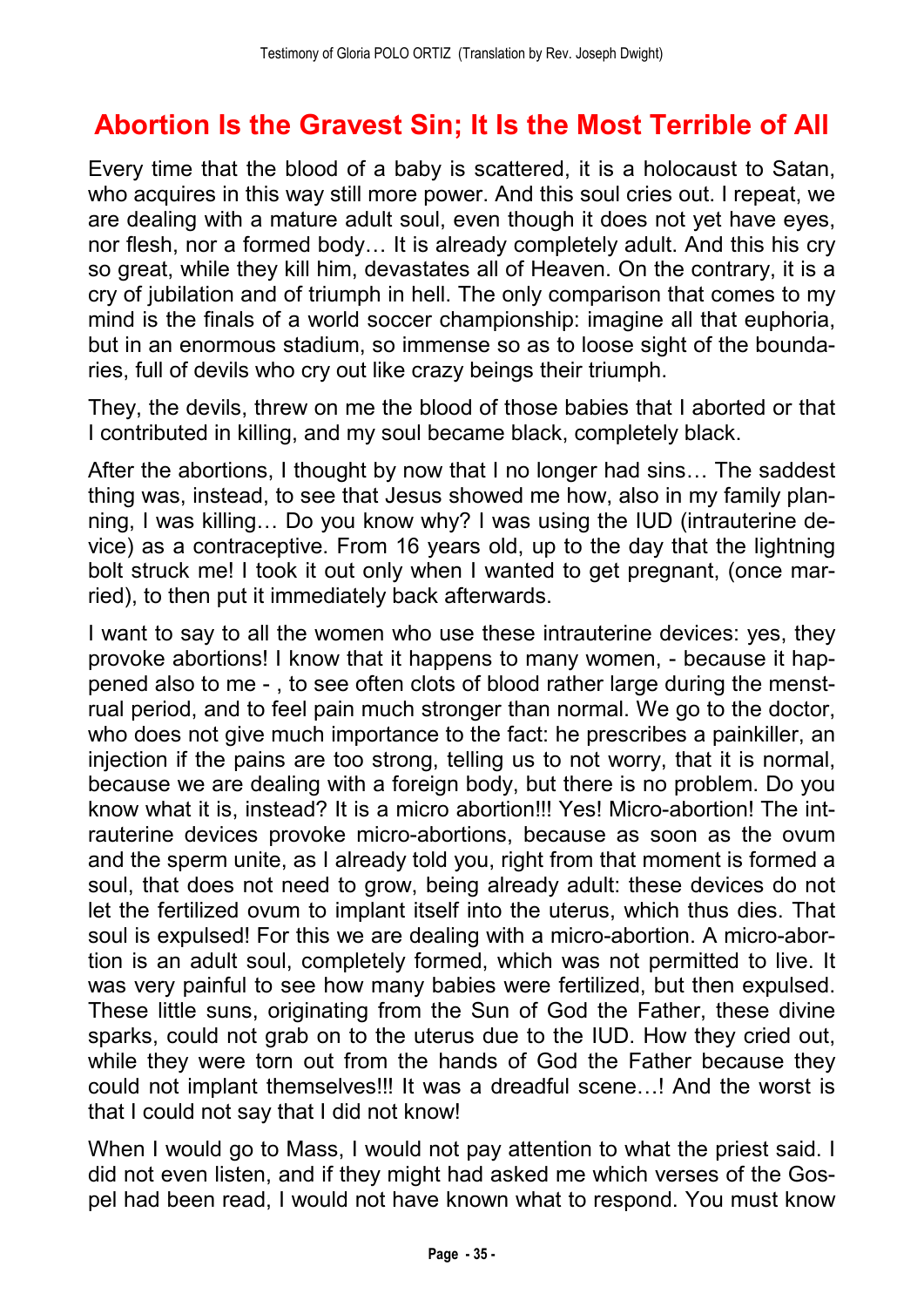## Abortion Is the Gravest Sin; It Is the Most Terrible of All

Every time that the blood of a baby is scattered, it is a holocaust to Satan, who acquires in this way still more power. And this soul cries out. I repeat, we are dealing with a mature adult soul, even though it does not yet have eyes, nor flesh, nor a formed body… It is already completely adult. And this his cry so great, while they kill him, devastates all of Heaven. On the contrary, it is a cry of jubilation and of triumph in hell. The only comparison that comes to my mind is the finals of a world soccer championship: imagine all that euphoria, but in an enormous stadium, so immense so as to loose sight of the boundaries, full of devils who cry out like crazy beings their triumph.

They, the devils, threw on me the blood of those babies that I aborted or that I contributed in killing, and my soul became black, completely black.

After the abortions, I thought by now that I no longer had sins… The saddest thing was, instead, to see that Jesus showed me how, also in my family planning, I was killing… Do you know why? I was using the IUD (intrauterine device) as a contraceptive. From 16 years old, up to the day that the lightning bolt struck me! I took it out only when I wanted to get pregnant, (once married), to then put it immediately back afterwards.

I want to say to all the women who use these intrauterine devices: yes, they provoke abortions! I know that it happens to many women, - because it happened also to me - , to see often clots of blood rather large during the menstrual period, and to feel pain much stronger than normal. We go to the doctor, who does not give much importance to the fact: he prescribes a painkiller, an injection if the pains are too strong, telling us to not worry, that it is normal, because we are dealing with a foreign body, but there is no problem. Do you know what it is, instead? It is a micro abortion!!! Yes! Micro-abortion! The intrauterine devices provoke micro-abortions, because as soon as the ovum and the sperm unite, as I already told you, right from that moment is formed a soul, that does not need to grow, being already adult: these devices do not let the fertilized ovum to implant itself into the uterus, which thus dies. That soul is expulsed! For this we are dealing with a micro-abortion. A micro-abortion is an adult soul, completely formed, which was not permitted to live. It was very painful to see how many babies were fertilized, but then expulsed. These little suns, originating from the Sun of God the Father, these divine sparks, could not grab on to the uterus due to the IUD. How they cried out, while they were torn out from the hands of God the Father because they could not implant themselves!!! It was a dreadful scene…! And the worst is that I could not say that I did not know!

When I would go to Mass, I would not pay attention to what the priest said. I did not even listen, and if they might had asked me which verses of the Gospel had been read, I would not have known what to respond. You must know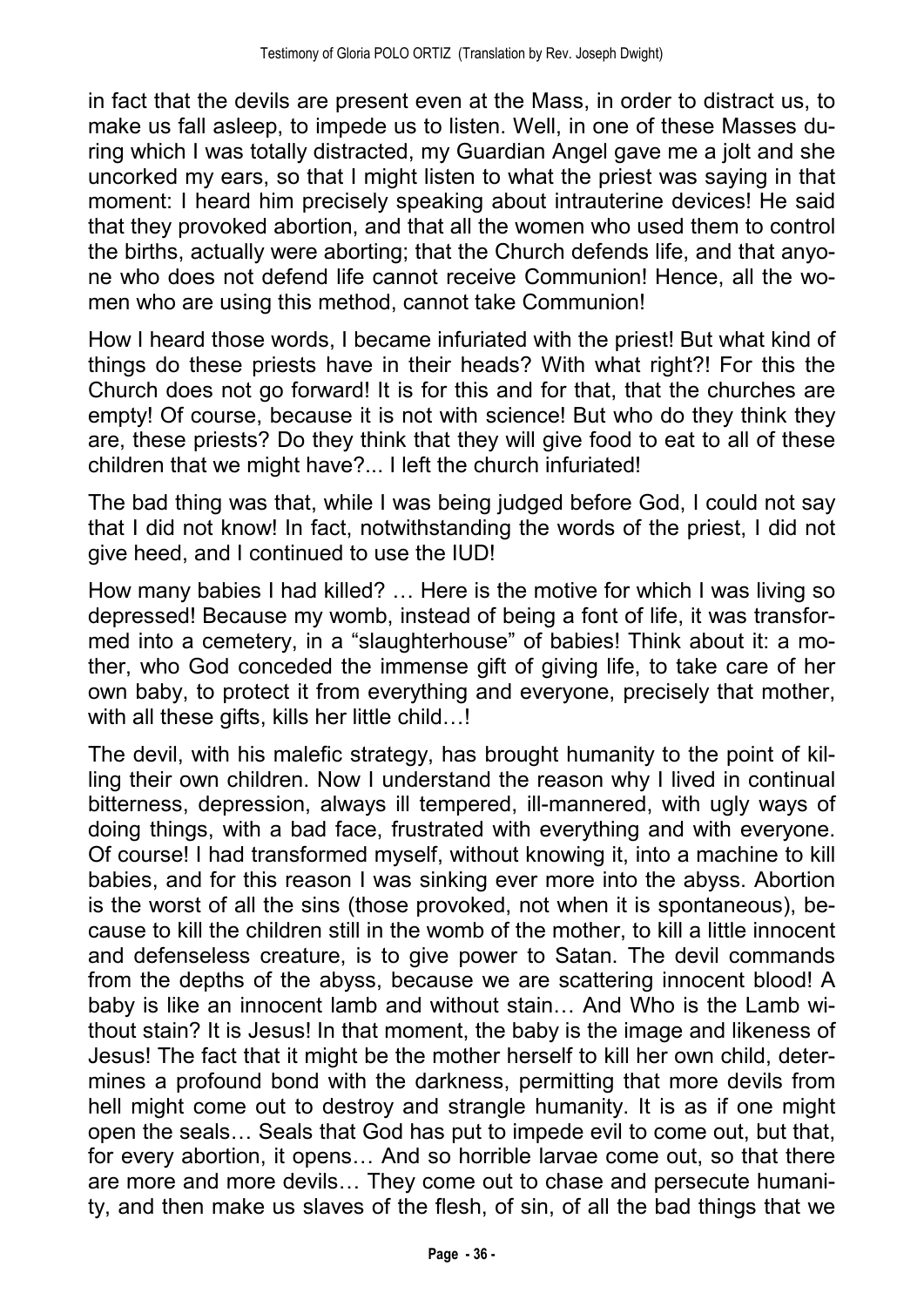in fact that the devils are present even at the Mass, in order to distract us, to make us fall asleep, to impede us to listen. Well, in one of these Masses during which I was totally distracted, my Guardian Angel gave me a jolt and she uncorked my ears, so that I might listen to what the priest was saying in that moment: I heard him precisely speaking about intrauterine devices! He said that they provoked abortion, and that all the women who used them to control the births, actually were aborting; that the Church defends life, and that anyone who does not defend life cannot receive Communion! Hence, all the women who are using this method, cannot take Communion!

How I heard those words, I became infuriated with the priest! But what kind of things do these priests have in their heads? With what right?! For this the Church does not go forward! It is for this and for that, that the churches are empty! Of course, because it is not with science! But who do they think they are, these priests? Do they think that they will give food to eat to all of these children that we might have?... I left the church infuriated!

The bad thing was that, while I was being judged before God, I could not say that I did not know! In fact, notwithstanding the words of the priest, I did not give heed, and I continued to use the IUD!

How many babies I had killed? … Here is the motive for which I was living so depressed! Because my womb, instead of being a font of life, it was transformed into a cemetery, in a "slaughterhouse" of babies! Think about it: a mother, who God conceded the immense gift of giving life, to take care of her own baby, to protect it from everything and everyone, precisely that mother, with all these gifts, kills her little child…!

The devil, with his malefic strategy, has brought humanity to the point of killing their own children. Now I understand the reason why I lived in continual bitterness, depression, always ill tempered, ill-mannered, with ugly ways of doing things, with a bad face, frustrated with everything and with everyone. Of course! I had transformed myself, without knowing it, into a machine to kill babies, and for this reason I was sinking ever more into the abyss. Abortion is the worst of all the sins (those provoked, not when it is spontaneous), because to kill the children still in the womb of the mother, to kill a little innocent and defenseless creature, is to give power to Satan. The devil commands from the depths of the abyss, because we are scattering innocent blood! A baby is like an innocent lamb and without stain… And Who is the Lamb without stain? It is Jesus! In that moment, the baby is the image and likeness of Jesus! The fact that it might be the mother herself to kill her own child, determines a profound bond with the darkness, permitting that more devils from hell might come out to destroy and strangle humanity. It is as if one might open the seals… Seals that God has put to impede evil to come out, but that, for every abortion, it opens… And so horrible larvae come out, so that there are more and more devils… They come out to chase and persecute humanity, and then make us slaves of the flesh, of sin, of all the bad things that we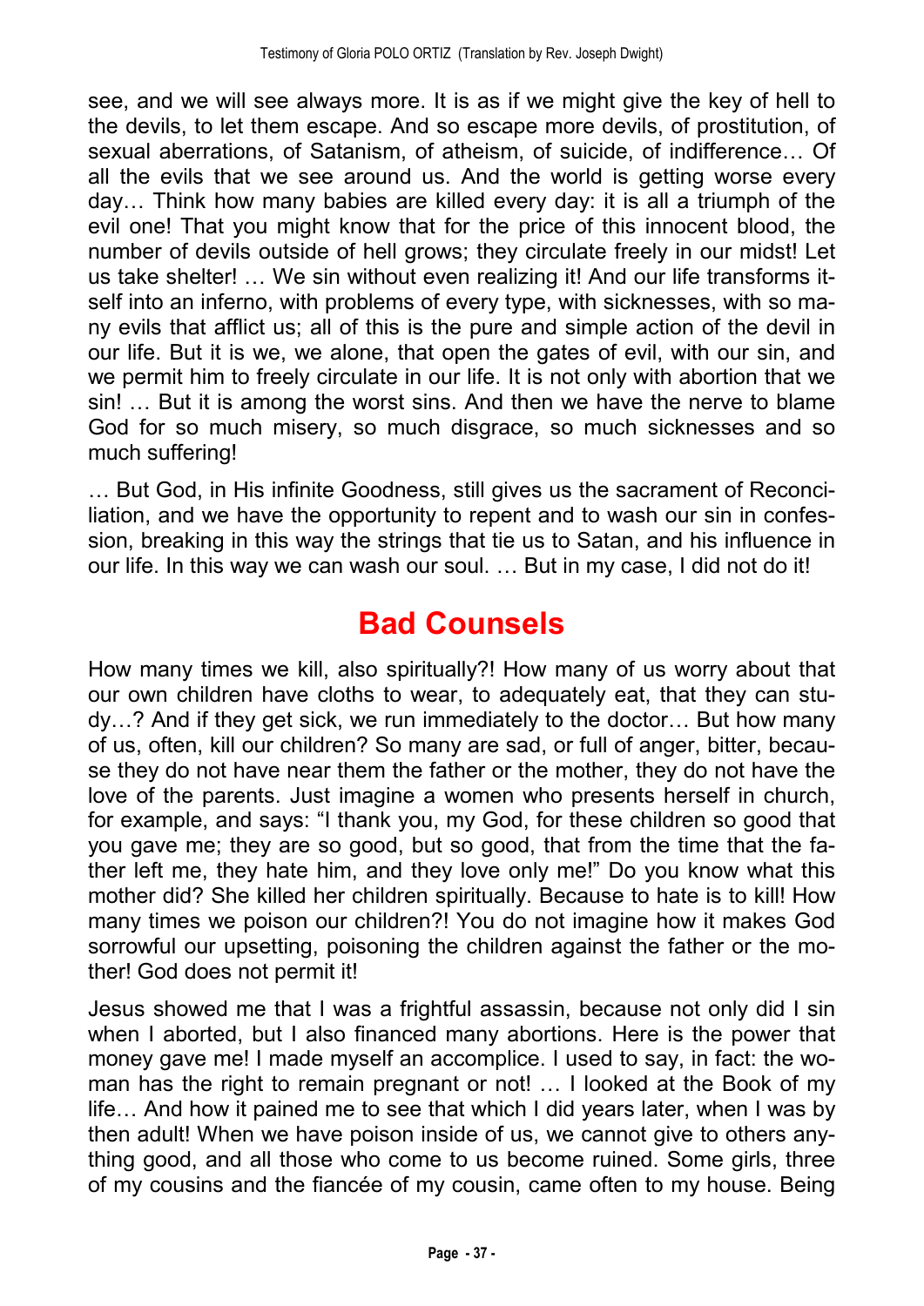see, and we will see always more. It is as if we might give the key of hell to the devils, to let them escape. And so escape more devils, of prostitution, of sexual aberrations, of Satanism, of atheism, of suicide, of indifference… Of all the evils that we see around us. And the world is getting worse every day… Think how many babies are killed every day: it is all a triumph of the evil one! That you might know that for the price of this innocent blood, the number of devils outside of hell grows; they circulate freely in our midst! Let us take shelter! … We sin without even realizing it! And our life transforms itself into an inferno, with problems of every type, with sicknesses, with so many evils that afflict us; all of this is the pure and simple action of the devil in our life. But it is we, we alone, that open the gates of evil, with our sin, and we permit him to freely circulate in our life. It is not only with abortion that we sin! … But it is among the worst sins. And then we have the nerve to blame God for so much misery, so much disgrace, so much sicknesses and so much suffering!

… But God, in His infinite Goodness, still gives us the sacrament of Reconciliation, and we have the opportunity to repent and to wash our sin in confession, breaking in this way the strings that tie us to Satan, and his influence in our life. In this way we can wash our soul. … But in my case, I did not do it!

## Bad Counsels

How many times we kill, also spiritually?! How many of us worry about that our own children have cloths to wear, to adequately eat, that they can study…? And if they get sick, we run immediately to the doctor… But how many of us, often, kill our children? So many are sad, or full of anger, bitter, because they do not have near them the father or the mother, they do not have the love of the parents. Just imagine a women who presents herself in church, for example, and says: "I thank you, my God, for these children so good that you gave me; they are so good, but so good, that from the time that the father left me, they hate him, and they love only me!" Do you know what this mother did? She killed her children spiritually. Because to hate is to kill! How many times we poison our children?! You do not imagine how it makes God sorrowful our upsetting, poisoning the children against the father or the mother! God does not permit it!

Jesus showed me that I was a frightful assassin, because not only did I sin when I aborted, but I also financed many abortions. Here is the power that money gave me! I made myself an accomplice. I used to say, in fact: the woman has the right to remain pregnant or not! … I looked at the Book of my life… And how it pained me to see that which I did years later, when I was by then adult! When we have poison inside of us, we cannot give to others anything good, and all those who come to us become ruined. Some girls, three of my cousins and the fiancée of my cousin, came often to my house. Being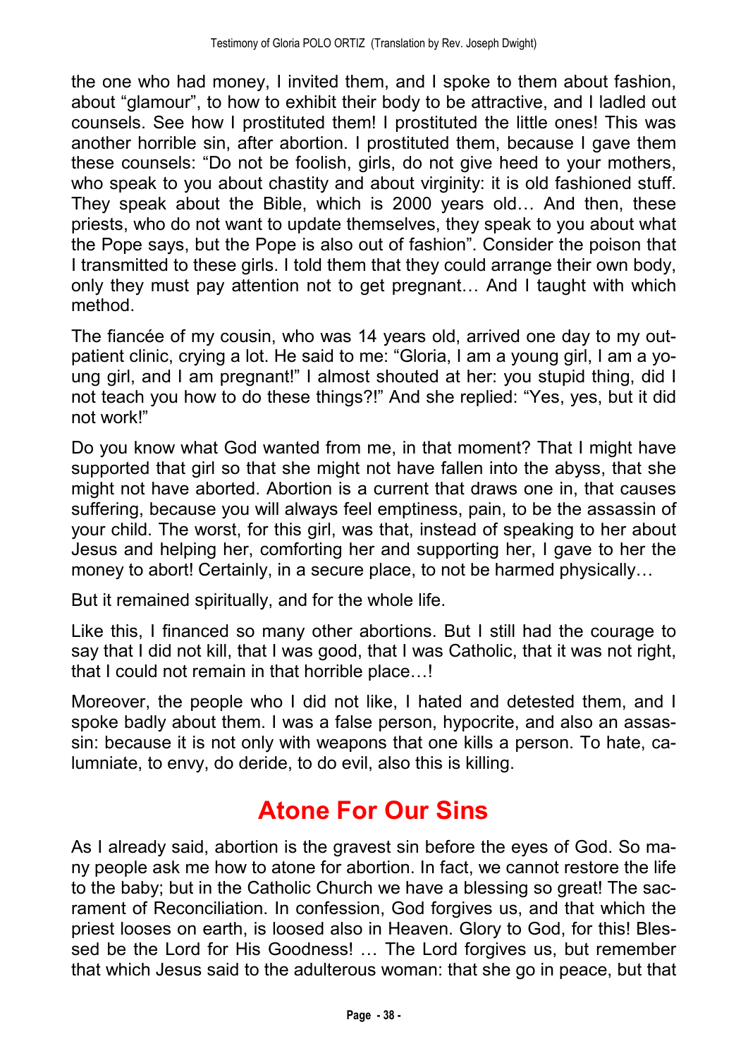the one who had money, I invited them, and I spoke to them about fashion, about "glamour", to how to exhibit their body to be attractive, and I ladled out counsels. See how I prostituted them! I prostituted the little ones! This was another horrible sin, after abortion. I prostituted them, because I gave them these counsels: "Do not be foolish, girls, do not give heed to your mothers, who speak to you about chastity and about virginity: it is old fashioned stuff. They speak about the Bible, which is 2000 years old… And then, these priests, who do not want to update themselves, they speak to you about what the Pope says, but the Pope is also out of fashion". Consider the poison that I transmitted to these girls. I told them that they could arrange their own body, only they must pay attention not to get pregnant… And I taught with which method.

The fiancée of my cousin, who was 14 years old, arrived one day to my out-patient clinic, crying a lot. He said to me: "Gloria, I am a young girl, I am a young girl, and I am pregnant!" I almost shouted at her: you stupid thing, did I not teach you how to do these things?!" And she replied: "Yes, yes, but it did not work!"

Do you know what God wanted from me, in that moment? That I might have supported that girl so that she might not have fallen into the abyss, that she might not have aborted. Abortion is a current that draws one in, that causes suffering, because you will always feel emptiness, pain, to be the assassin of your child. The worst, for this girl, was that, instead of speaking to her about Jesus and helping her, comforting her and supporting her, I gave to her the money to abort! Certainly, in a secure place, to not be harmed physically…

But it remained spiritually, and for the whole life.

Like this, I financed so many other abortions. But I still had the courage to say that I did not kill, that I was good, that I was Catholic, that it was not right, that I could not remain in that horrible place…!

Moreover, the people who I did not like, I hated and detested them, and I spoke badly about them. I was a false person, hypocrite, and also an assassin: because it is not only with weapons that one kills a person. To hate, calumniate, to envy, do deride, to do evil, also this is killing.

## Atone For Our Sins

As I already said, abortion is the gravest sin before the eyes of God. So many people ask me how to atone for abortion. In fact, we cannot restore the life to the baby; but in the Catholic Church we have a blessing so great! The sacrament of Reconciliation. In confession, God forgives us, and that which the priest looses on earth, is loosed also in Heaven. Glory to God, for this! Blessed be the Lord for His Goodness! … The Lord forgives us, but remember that which Jesus said to the adulterous woman: that she go in peace, but that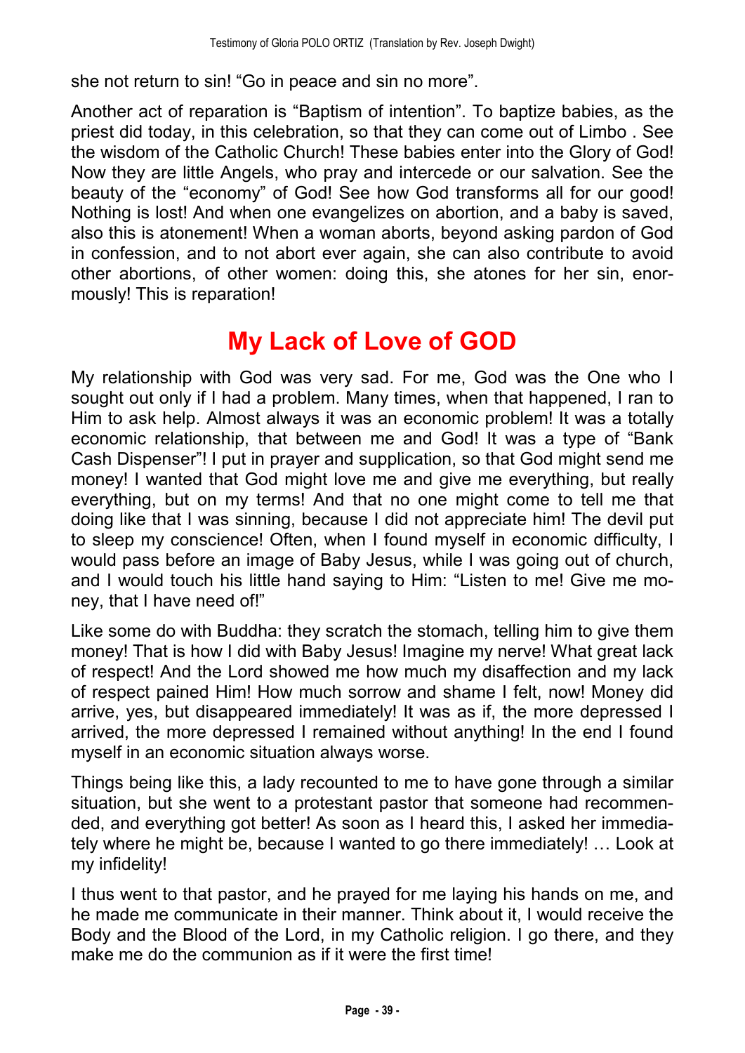she not return to sin! “Go in peace and sin no more”.

Another act of reparation is “Baptism of intention”. To baptize babies, as the priest did today, in this celebration, so that they can come out of Limbo . See the wisdom of the Catholic Church! These babies enter into the Glory of God! Now they are little Angels, who pray and intercede or our salvation. See the beauty of the “economy” of God! See how God transforms all for our good! Nothing is lost! And when one evangelizes on abortion, and a baby is saved, also this is atonement! When a woman aborts, beyond asking pardon of God in confession, and to not abort ever again, she can also contribute to avoid other abortions, of other women: doing this, she atones for her sin, enormously! This is reparation!

# My Lack of Love of GOD

My relationship with God was very sad. For me, God was the One who I sought out only if I had a problem. Many times, when that happened, I ran to Him to ask help. Almost always it was an economic problem! It was a totally economic relationship, that between me and God! It was a type of “Bank Cash Dispenser”! I put in prayer and supplication, so that God might send me money! I wanted that God might love me and give me everything, but really everything, but on my terms! And that no one might come to tell me that doing like that I was sinning, because I did not appreciate him! The devil put to sleep my conscience! Often, when I found myself in economic difficulty, I would pass before an image of Baby Jesus, while I was going out of church, and I would touch his little hand saying to Him: “Listen to me! Give me money, that I have need of!”

Like some do with Buddha: they scratch the stomach, telling him to give them money! That is how I did with Baby Jesus! Imagine my nerve! What great lack of respect! And the Lord showed me how much my disaffection and my lack of respect pained Him! How much sorrow and shame I felt, now! Money did arrive, yes, but disappeared immediately! It was as if, the more depressed I arrived, the more depressed I remained without anything! In the end I found myself in an economic situation always worse.

Things being like this, a lady recounted to me to have gone through a similar situation, but she went to a protestant pastor that someone had recommended, and everything got better! As soon as I heard this, I asked her immediately where he might be, because I wanted to go there immediately! … Look at my infidelity!

I thus went to that pastor, and he prayed for me laying his hands on me, and he made me communicate in their manner. Think about it, I would receive the Body and the Blood of the Lord, in my Catholic religion. I go there, and they make me do the communion as if it were the first time!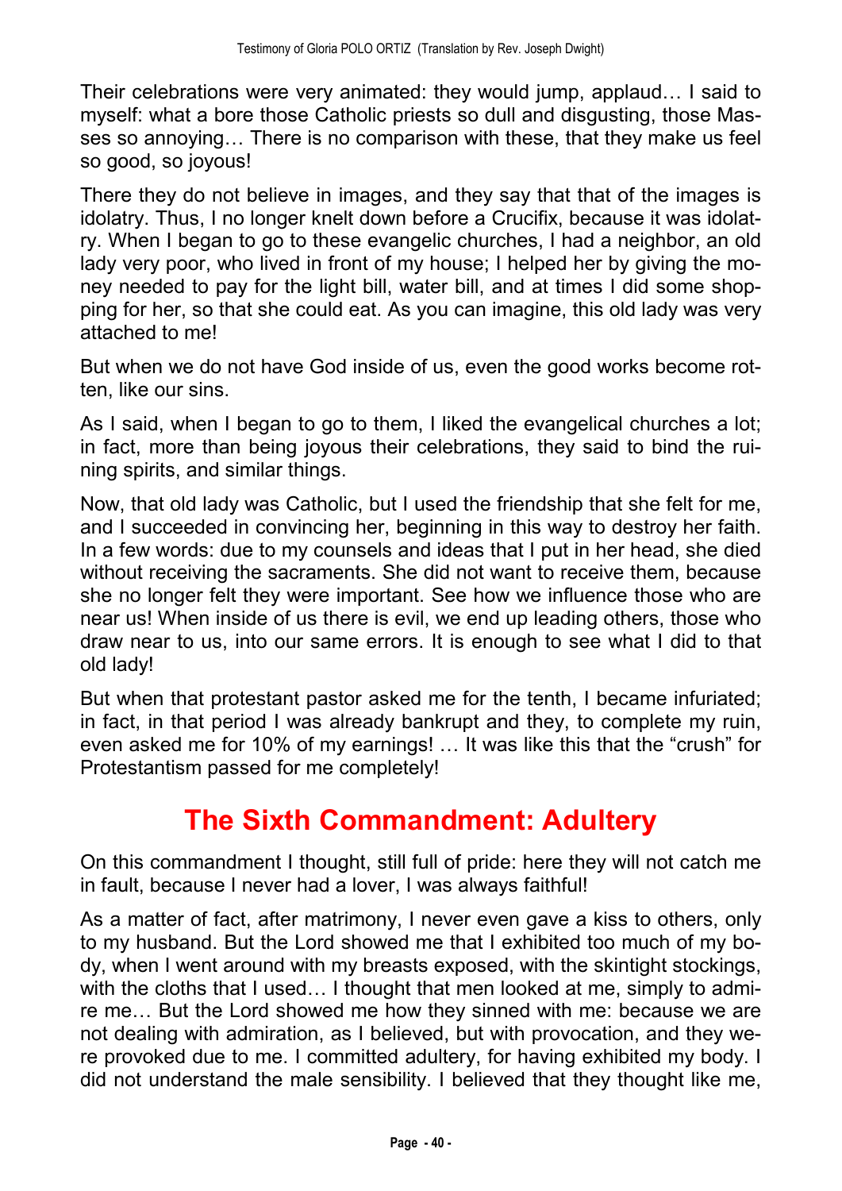Their celebrations were very animated: they would jump, applaud… I said to myself: what a bore those Catholic priests so dull and disgusting, those Masses so annoying… There is no comparison with these, that they make us feel so good, so joyous!

There they do not believe in images, and they say that that of the images is idolatry. Thus, I no longer knelt down before a Crucifix, because it was idolatry. When I began to go to these evangelic churches, I had a neighbor, an old lady very poor, who lived in front of my house; I helped her by giving the money needed to pay for the light bill, water bill, and at times I did some shopping for her, so that she could eat. As you can imagine, this old lady was very attached to me!

But when we do not have God inside of us, even the good works become rotten, like our sins.

As I said, when I began to go to them, I liked the evangelical churches a lot; in fact, more than being joyous their celebrations, they said to bind the ruining spirits, and similar things.

Now, that old lady was Catholic, but I used the friendship that she felt for me, and I succeeded in convincing her, beginning in this way to destroy her faith. In a few words: due to my counsels and ideas that I put in her head, she died without receiving the sacraments. She did not want to receive them, because she no longer felt they were important. See how we influence those who are near us! When inside of us there is evil, we end up leading others, those who draw near to us, into our same errors. It is enough to see what I did to that old lady!

But when that protestant pastor asked me for the tenth, I became infuriated; in fact, in that period I was already bankrupt and they, to complete my ruin, even asked me for 10% of my earnings! … It was like this that the "crush" for Protestantism passed for me completely!

## The Sixth Commandment: Adultery

On this commandment I thought, still full of pride: here they will not catch me in fault, because I never had a lover, I was always faithful!

As a matter of fact, after matrimony, I never even gave a kiss to others, only to my husband. But the Lord showed me that I exhibited too much of my body, when I went around with my breasts exposed, with the skintight stockings, with the cloths that I used… I thought that men looked at me, simply to admire me… But the Lord showed me how they sinned with me: because we are not dealing with admiration, as I believed, but with provocation, and they were provoked due to me. I committed adultery, for having exhibited my body. I did not understand the male sensibility. I believed that they thought like me,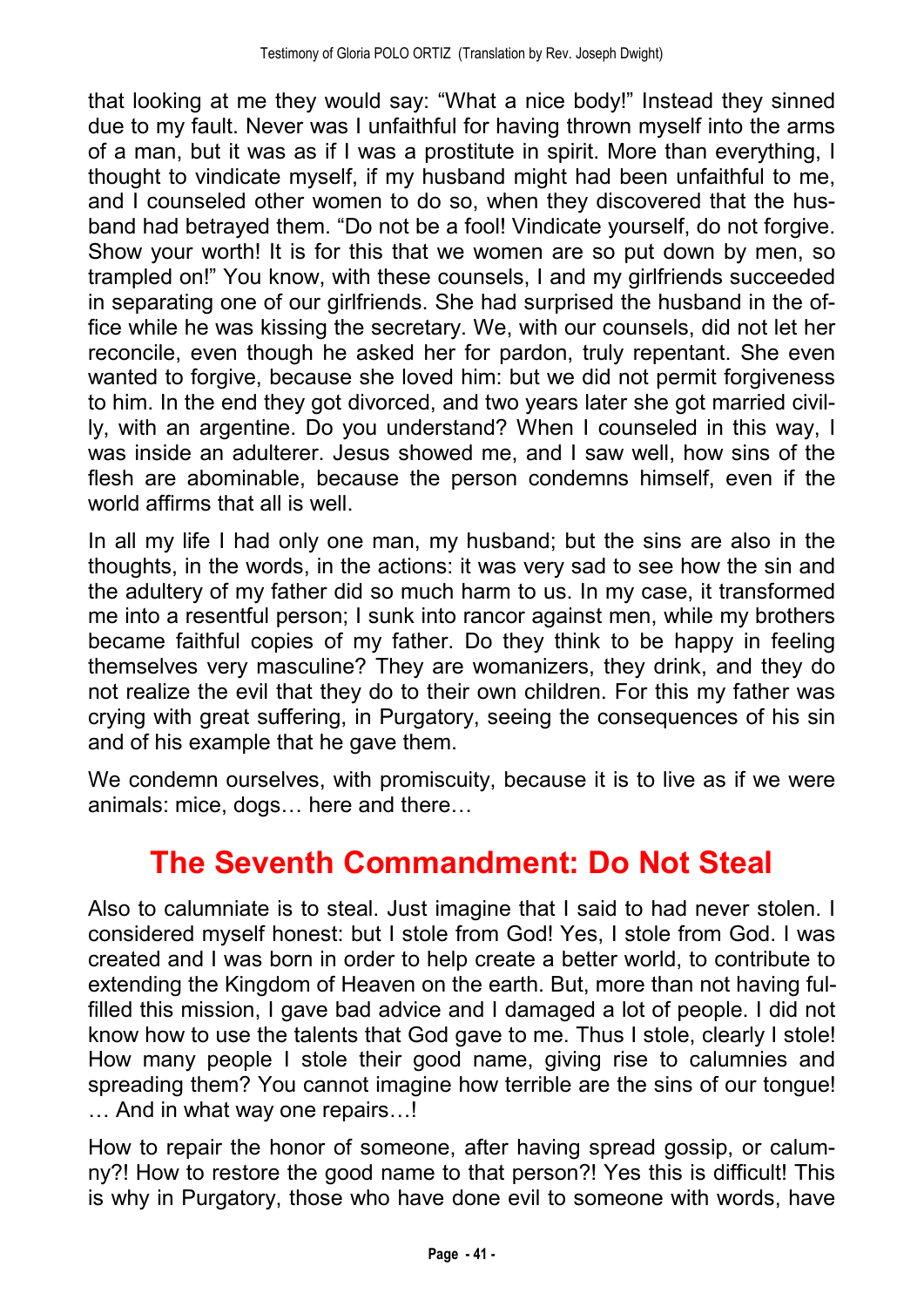that looking at me they would say: "What a nice body!" Instead they sinned due to my fault. Never was I unfaithful for having thrown myself into the arms of a man, but it was as if I was a prostitute in spirit. More than everything, I thought to vindicate myself, if my husband might had been unfaithful to me, and I counseled other women to do so, when they discovered that the husband had betrayed them. "Do not be a fool! Vindicate yourself, do not forgive. Show your worth! It is for this that we women are so put down by men, so trampled on!" You know, with these counsels, I and my girlfriends succeeded in separating one of our girlfriends. She had surprised the husband in the office while he was kissing the secretary. We, with our counsels, did not let her reconcile, even though he asked her for pardon, truly repentant. She even wanted to forgive, because she loved him: but we did not permit forgiveness to him. In the end they got divorced, and two years later she got married civilly, with an argentine. Do you understand? When I counseled in this way, I was inside an adulterer. Jesus showed me, and I saw well, how sins of the flesh are abominable, because the person condemns himself, even if the world affirms that all is well.

In all my life I had only one man, my husband; but the sins are also in the thoughts, in the words, in the actions: it was very sad to see how the sin and the adultery of my father did so much harm to us. In my case, it transformed me into a resentful person; I sunk into rancor against men, while my brothers became faithful copies of my father. Do they think to be happy in feeling themselves very masculine? They are womanizers, they drink, and they do not realize the evil that they do to their own children. For this my father was crying with great suffering, in Purgatory, seeing the consequences of his sin and of his example that he gave them.

We condemn ourselves, with promiscuity, because it is to live as if we were animals: mice, dogs… here and there…

## The Seventh Commandment: Do Not Steal

Also to calumniate is to steal. Just imagine that I said to had never stolen. I considered myself honest: but I stole from God! Yes, I stole from God. I was created and I was born in order to help create a better world, to contribute to extending the Kingdom of Heaven on the earth. But, more than not having fulfilled this mission, I gave bad advice and I damaged a lot of people. I did not know how to use the talents that God gave to me. Thus I stole, clearly I stole! How many people I stole their good name, giving rise to calumnies and spreading them? You cannot imagine how terrible are the sins of our tongue! … And in what way one repairs…!

How to repair the honor of someone, after having spread gossip, or calumny?! How to restore the good name to that person?! Yes this is difficult! This is why in Purgatory, those who have done evil to someone with words, have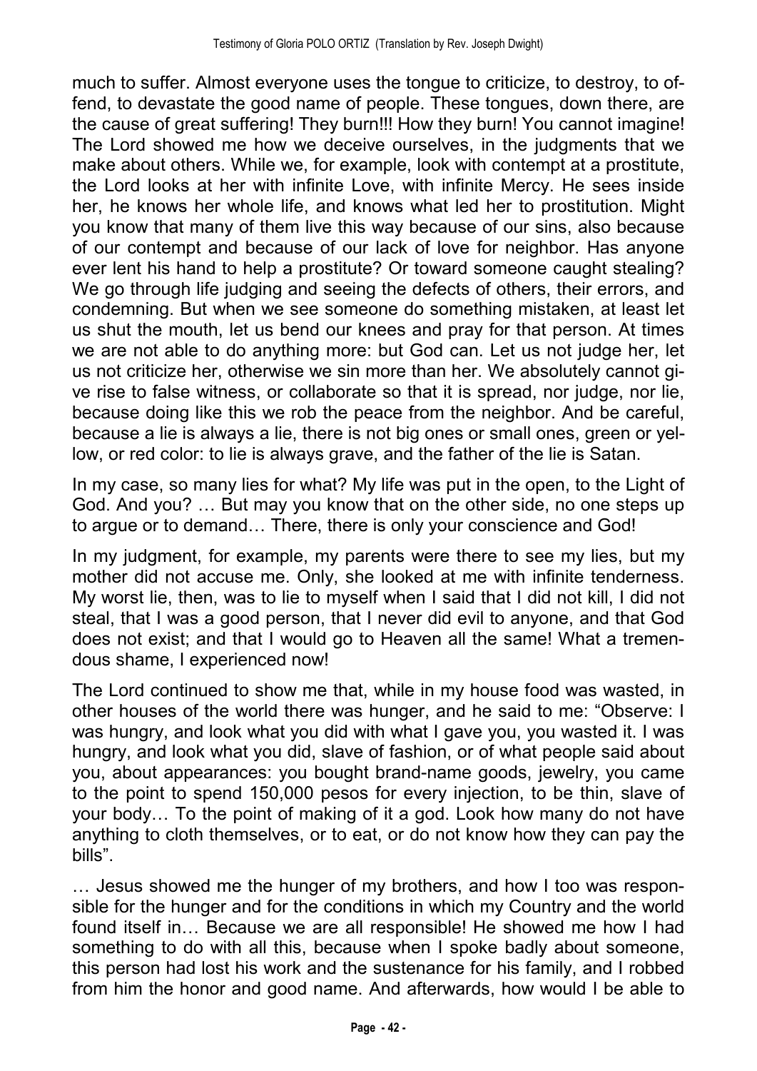much to suffer. Almost everyone uses the tongue to criticize, to destroy, to offend, to devastate the good name of people. These tongues, down there, are the cause of great suffering! They burn!!! How they burn! You cannot imagine! The Lord showed me how we deceive ourselves, in the judgments that we make about others. While we, for example, look with contempt at a prostitute, the Lord looks at her with infinite Love, with infinite Mercy. He sees inside her, he knows her whole life, and knows what led her to prostitution. Might you know that many of them live this way because of our sins, also because of our contempt and because of our lack of love for neighbor. Has anyone ever lent his hand to help a prostitute? Or toward someone caught stealing? We go through life judging and seeing the defects of others, their errors, and condemning. But when we see someone do something mistaken, at least let us shut the mouth, let us bend our knees and pray for that person. At times we are not able to do anything more: but God can. Let us not judge her, let us not criticize her, otherwise we sin more than her. We absolutely cannot give rise to false witness, or collaborate so that it is spread, nor judge, nor lie, because doing like this we rob the peace from the neighbor. And be careful, because a lie is always a lie, there is not big ones or small ones, green or yellow, or red color: to lie is always grave, and the father of the lie is Satan.

In my case, so many lies for what? My life was put in the open, to the Light of God. And you? … But may you know that on the other side, no one steps up to argue or to demand… There, there is only your conscience and God!

In my judgment, for example, my parents were there to see my lies, but my mother did not accuse me. Only, she looked at me with infinite tenderness. My worst lie, then, was to lie to myself when I said that I did not kill, I did not steal, that I was a good person, that I never did evil to anyone, and that God does not exist; and that I would go to Heaven all the same! What a tremendous shame, I experienced now!

The Lord continued to show me that, while in my house food was wasted, in other houses of the world there was hunger, and he said to me: "Observe: I was hungry, and look what you did with what I gave you, you wasted it. I was hungry, and look what you did, slave of fashion, or of what people said about you, about appearances: you bought brand-name goods, jewelry, you came to the point to spend 150,000 pesos for every injection, to be thin, slave of your body… To the point of making of it a god. Look how many do not have anything to cloth themselves, or to eat, or do not know how they can pay the bills".

… Jesus showed me the hunger of my brothers, and how I too was responsible for the hunger and for the conditions in which my Country and the world found itself in… Because we are all responsible! He showed me how I had something to do with all this, because when I spoke badly about someone, this person had lost his work and the sustenance for his family, and I robbed from him the honor and good name. And afterwards, how would I be able to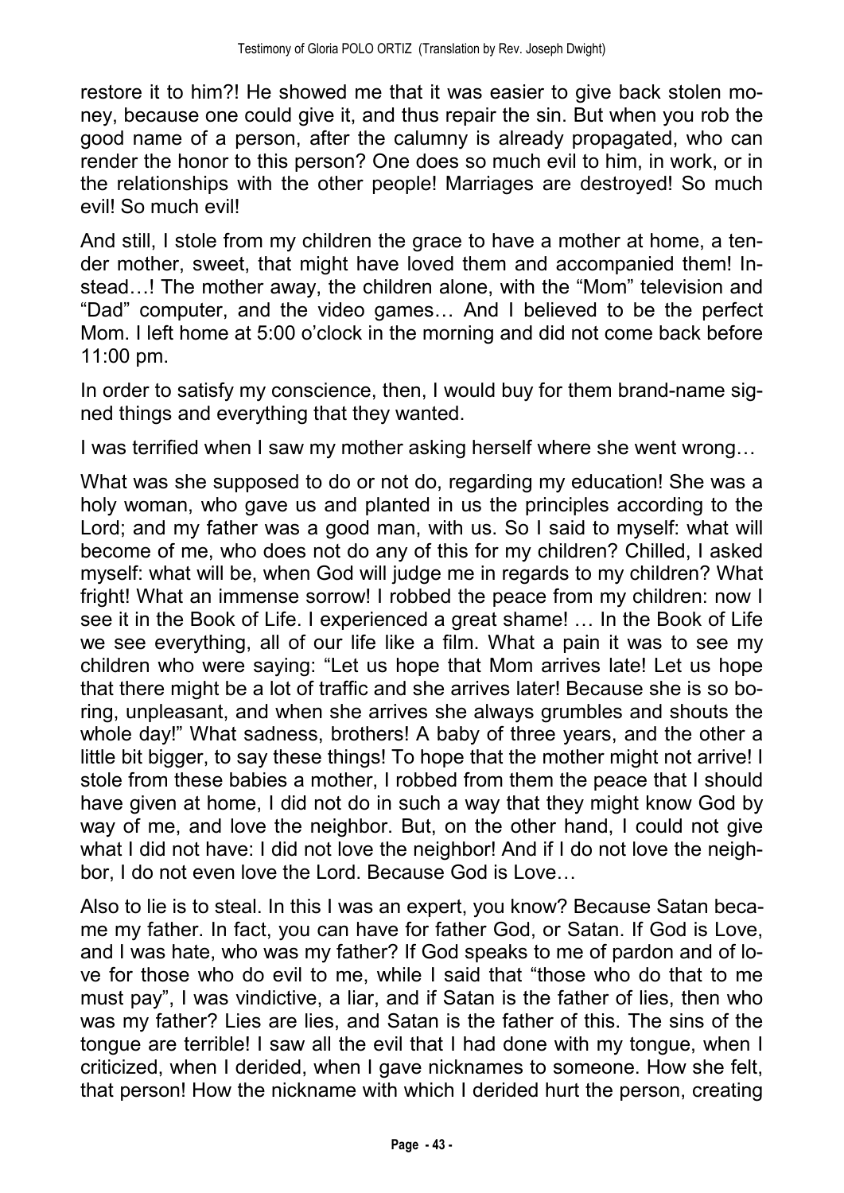restore it to him?! He showed me that it was easier to give back stolen money, because one could give it, and thus repair the sin. But when you rob the good name of a person, after the calumny is already propagated, who can render the honor to this person? One does so much evil to him, in work, or in the relationships with the other people! Marriages are destroyed! So much evil! So much evil!

And still, I stole from my children the grace to have a mother at home, a tender mother, sweet, that might have loved them and accompanied them! Instead…! The mother away, the children alone, with the "Mom" television and "Dad" computer, and the video games… And I believed to be the perfect Mom. I left home at 5:00 o'clock in the morning and did not come back before 11:00 pm.

In order to satisfy my conscience, then, I would buy for them brand-name signed things and everything that they wanted.

I was terrified when I saw my mother asking herself where she went wrong…

What was she supposed to do or not do, regarding my education! She was a holy woman, who gave us and planted in us the principles according to the Lord; and my father was a good man, with us. So I said to myself: what will become of me, who does not do any of this for my children? Chilled, I asked myself: what will be, when God will judge me in regards to my children? What fright! What an immense sorrow! I robbed the peace from my children: now I see it in the Book of Life. I experienced a great shame! … In the Book of Life we see everything, all of our life like a film. What a pain it was to see my children who were saying: "Let us hope that Mom arrives late! Let us hope that there might be a lot of traffic and she arrives later! Because she is so boring, unpleasant, and when she arrives she always grumbles and shouts the whole day!" What sadness, brothers! A baby of three years, and the other a little bit bigger, to say these things! To hope that the mother might not arrive! I stole from these babies a mother, I robbed from them the peace that I should have given at home, I did not do in such a way that they might know God by way of me, and love the neighbor. But, on the other hand, I could not give what I did not have: I did not love the neighbor! And if I do not love the neighbor, I do not even love the Lord. Because God is Love…

Also to lie is to steal. In this I was an expert, you know? Because Satan became my father. In fact, you can have for father God, or Satan. If God is Love, and I was hate, who was my father? If God speaks to me of pardon and of love for those who do evil to me, while I said that "those who do that to me must pay", I was vindictive, a liar, and if Satan is the father of lies, then who was my father? Lies are lies, and Satan is the father of this. The sins of the tongue are terrible! I saw all the evil that I had done with my tongue, when I criticized, when I derided, when I gave nicknames to someone. How she felt, that person! How the nickname with which I derided hurt the person, creating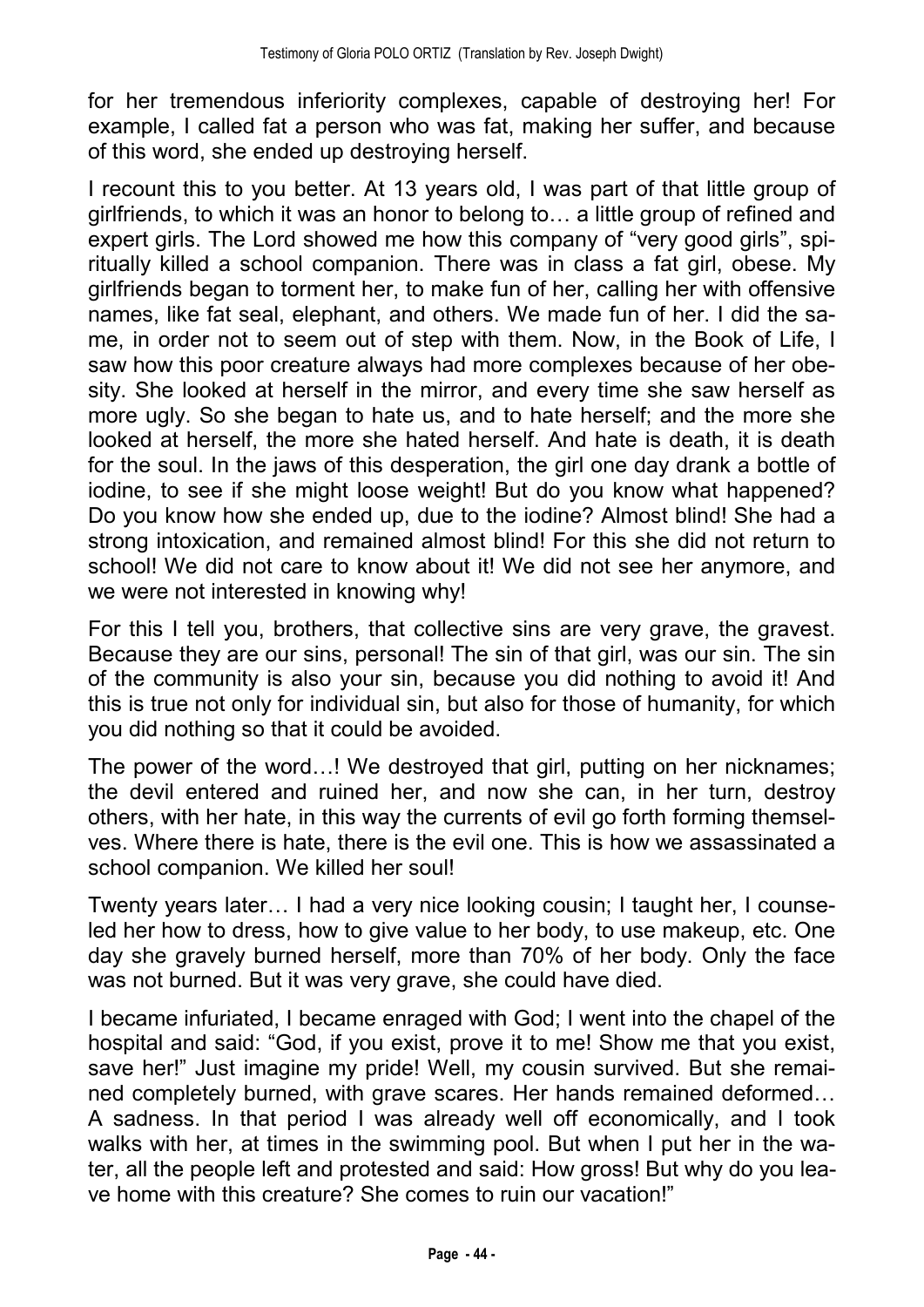for her tremendous inferiority complexes, capable of destroying her! For example, I called fat a person who was fat, making her suffer, and because of this word, she ended up destroying herself.

I recount this to you better. At 13 years old, I was part of that little group of girlfriends, to which it was an honor to belong to… a little group of refined and expert girls. The Lord showed me how this company of "very good girls", spiritually killed a school companion. There was in class a fat girl, obese. My girlfriends began to torment her, to make fun of her, calling her with offensive names, like fat seal, elephant, and others. We made fun of her. I did the same, in order not to seem out of step with them. Now, in the Book of Life, I saw how this poor creature always had more complexes because of her obesity. She looked at herself in the mirror, and every time she saw herself as more ugly. So she began to hate us, and to hate herself; and the more she looked at herself, the more she hated herself. And hate is death, it is death for the soul. In the jaws of this desperation, the girl one day drank a bottle of iodine, to see if she might loose weight! But do you know what happened? Do you know how she ended up, due to the iodine? Almost blind! She had a strong intoxication, and remained almost blind! For this she did not return to school! We did not care to know about it! We did not see her anymore, and we were not interested in knowing why!

For this I tell you, brothers, that collective sins are very grave, the gravest. Because they are our sins, personal! The sin of that girl, was our sin. The sin of the community is also your sin, because you did nothing to avoid it! And this is true not only for individual sin, but also for those of humanity, for which you did nothing so that it could be avoided.

The power of the word…! We destroyed that girl, putting on her nicknames; the devil entered and ruined her, and now she can, in her turn, destroy others, with her hate, in this way the currents of evil go forth forming themselves. Where there is hate, there is the evil one. This is how we assassinated a school companion. We killed her soul!

Twenty years later… I had a very nice looking cousin; I taught her, I counseled her how to dress, how to give value to her body, to use makeup, etc. One day she gravely burned herself, more than 70% of her body. Only the face was not burned. But it was very grave, she could have died.

I became infuriated, I became enraged with God; I went into the chapel of the hospital and said: "God, if you exist, prove it to me! Show me that you exist, save her!" Just imagine my pride! Well, my cousin survived. But she remained completely burned, with grave scares. Her hands remained deformed… A sadness. In that period I was already well off economically, and I took walks with her, at times in the swimming pool. But when I put her in the water, all the people left and protested and said: How gross! But why do you leave home with this creature? She comes to ruin our vacation!"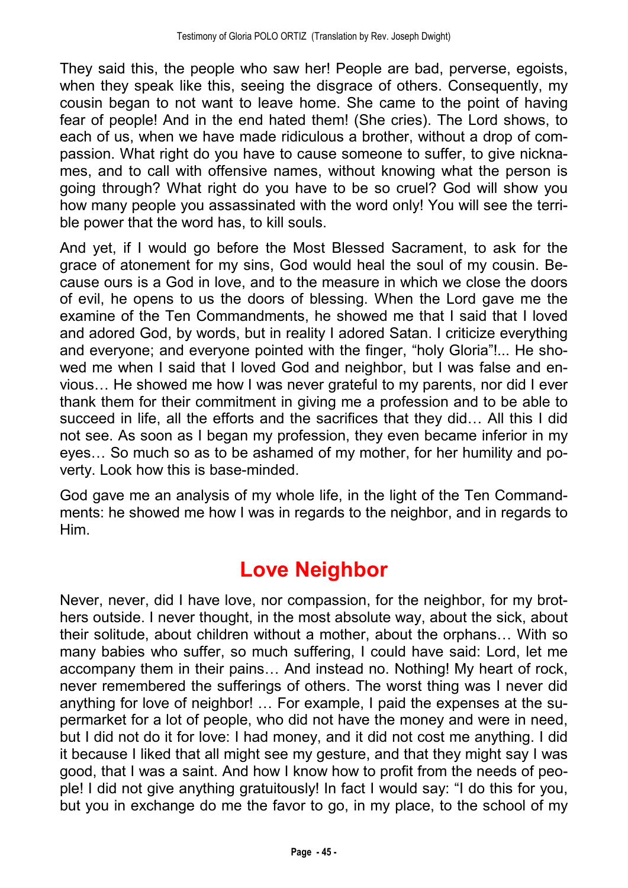They said this, the people who saw her! People are bad, perverse, egoists, when they speak like this, seeing the disgrace of others. Consequently, my cousin began to not want to leave home. She came to the point of having fear of people! And in the end hated them! (She cries). The Lord shows, to each of us, when we have made ridiculous a brother, without a drop of compassion. What right do you have to cause someone to suffer, to give nicknames, and to call with offensive names, without knowing what the person is going through? What right do you have to be so cruel? God will show you how many people you assassinated with the word only! You will see the terrible power that the word has, to kill souls.

And yet, if I would go before the Most Blessed Sacrament, to ask for the grace of atonement for my sins, God would heal the soul of my cousin. Because ours is a God in love, and to the measure in which we close the doors of evil, he opens to us the doors of blessing. When the Lord gave me the examine of the Ten Commandments, he showed me that I said that I loved and adored God, by words, but in reality I adored Satan. I criticize everything and everyone; and everyone pointed with the finger, "holy Gloria"!... He showed me when I said that I loved God and neighbor, but I was false and envious… He showed me how I was never grateful to my parents, nor did I ever thank them for their commitment in giving me a profession and to be able to succeed in life, all the efforts and the sacrifices that they did… All this I did not see. As soon as I began my profession, they even became inferior in my eyes… So much so as to be ashamed of my mother, for her humility and poverty. Look how this is base-minded.

God gave me an analysis of my whole life, in the light of the Ten Commandments: he showed me how I was in regards to the neighbor, and in regards to Him.

## Love Neighbor

Never, never, did I have love, nor compassion, for the neighbor, for my brothers outside. I never thought, in the most absolute way, about the sick, about their solitude, about children without a mother, about the orphans… With so many babies who suffer, so much suffering, I could have said: Lord, let me accompany them in their pains… And instead no. Nothing! My heart of rock, never remembered the sufferings of others. The worst thing was I never did anything for love of neighbor! … For example, I paid the expenses at the supermarket for a lot of people, who did not have the money and were in need, but I did not do it for love: I had money, and it did not cost me anything. I did it because I liked that all might see my gesture, and that they might say I was good, that I was a saint. And how I know how to profit from the needs of people! I did not give anything gratuitously! In fact I would say: "I do this for you, but you in exchange do me the favor to go, in my place, to the school of my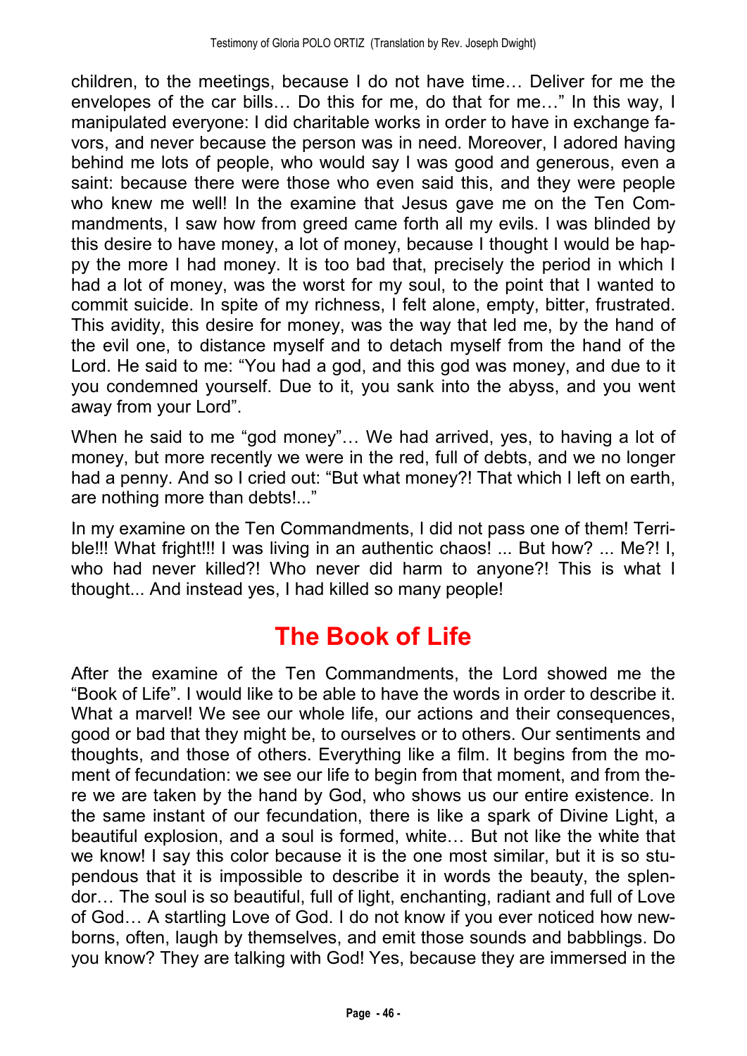children, to the meetings, because I do not have time… Deliver for me the envelopes of the car bills… Do this for me, do that for me…" In this way, I manipulated everyone: I did charitable works in order to have in exchange favors, and never because the person was in need. Moreover, I adored having behind me lots of people, who would say I was good and generous, even a saint: because there were those who even said this, and they were people who knew me well! In the examine that Jesus gave me on the Ten Commandments, I saw how from greed came forth all my evils. I was blinded by this desire to have money, a lot of money, because I thought I would be happy the more I had money. It is too bad that, precisely the period in which I had a lot of money, was the worst for my soul, to the point that I wanted to commit suicide. In spite of my richness, I felt alone, empty, bitter, frustrated. This avidity, this desire for money, was the way that led me, by the hand of the evil one, to distance myself and to detach myself from the hand of the Lord. He said to me: "You had a god, and this god was money, and due to it you condemned yourself. Due to it, you sank into the abyss, and you went away from your Lord".

When he said to me "god money"… We had arrived, yes, to having a lot of money, but more recently we were in the red, full of debts, and we no longer had a penny. And so I cried out: "But what money?! That which I left on earth, are nothing more than debts!..."

In my examine on the Ten Commandments, I did not pass one of them! Terrible!!! What fright!!! I was living in an authentic chaos! ... But how? ... Me?! I, who had never killed?! Who never did harm to anyone?! This is what I thought... And instead yes, I had killed so many people!

## The Book of Life

After the examine of the Ten Commandments, the Lord showed me the "Book of Life". I would like to be able to have the words in order to describe it. What a marvel! We see our whole life, our actions and their consequences, good or bad that they might be, to ourselves or to others. Our sentiments and thoughts, and those of others. Everything like a film. It begins from the moment of fecundation: we see our life to begin from that moment, and from there we are taken by the hand by God, who shows us our entire existence. In the same instant of our fecundation, there is like a spark of Divine Light, a beautiful explosion, and a soul is formed, white… But not like the white that we know! I say this color because it is the one most similar, but it is so stupendous that it is impossible to describe it in words the beauty, the splendor… The soul is so beautiful, full of light, enchanting, radiant and full of Love of God… A startling Love of God. I do not know if you ever noticed how newborns, often, laugh by themselves, and emit those sounds and babblings. Do you know? They are talking with God! Yes, because they are immersed in the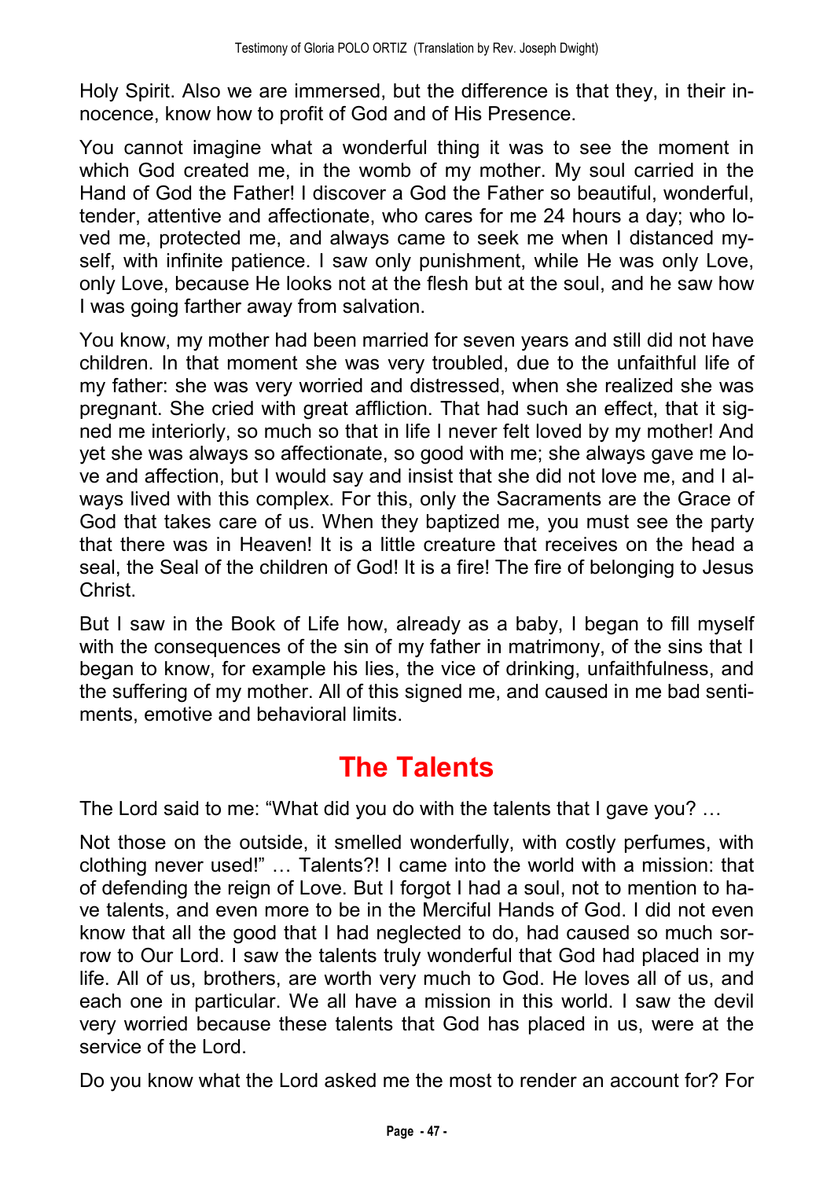Holy Spirit. Also we are immersed, but the difference is that they, in their innocence, know how to profit of God and of His Presence.

You cannot imagine what a wonderful thing it was to see the moment in which God created me, in the womb of my mother. My soul carried in the Hand of God the Father! I discover a God the Father so beautiful, wonderful, tender, attentive and affectionate, who cares for me 24 hours a day; who loved me, protected me, and always came to seek me when I distanced myself, with infinite patience. I saw only punishment, while He was only Love, only Love, because He looks not at the flesh but at the soul, and he saw how I was going farther away from salvation.

You know, my mother had been married for seven years and still did not have children. In that moment she was very troubled, due to the unfaithful life of my father: she was very worried and distressed, when she realized she was pregnant. She cried with great affliction. That had such an effect, that it signed me interiorly, so much so that in life I never felt loved by my mother! And yet she was always so affectionate, so good with me; she always gave me love and affection, but I would say and insist that she did not love me, and I always lived with this complex. For this, only the Sacraments are the Grace of God that takes care of us. When they baptized me, you must see the party that there was in Heaven! It is a little creature that receives on the head a seal, the Seal of the children of God! It is a fire! The fire of belonging to Jesus Christ.

But I saw in the Book of Life how, already as a baby, I began to fill myself with the consequences of the sin of my father in matrimony, of the sins that I began to know, for example his lies, the vice of drinking, unfaithfulness, and the suffering of my mother. All of this signed me, and caused in me bad sentiments, emotive and behavioral limits.

## The Talents

The Lord said to me: "What did you do with the talents that I gave you? …

Not those on the outside, it smelled wonderfully, with costly perfumes, with clothing never used!" … Talents?! I came into the world with a mission: that of defending the reign of Love. But I forgot I had a soul, not to mention to have talents, and even more to be in the Merciful Hands of God. I did not even know that all the good that I had neglected to do, had caused so much sorrow to Our Lord. I saw the talents truly wonderful that God had placed in my life. All of us, brothers, are worth very much to God. He loves all of us, and each one in particular. We all have a mission in this world. I saw the devil very worried because these talents that God has placed in us, were at the service of the Lord.

Do you know what the Lord asked me the most to render an account for? For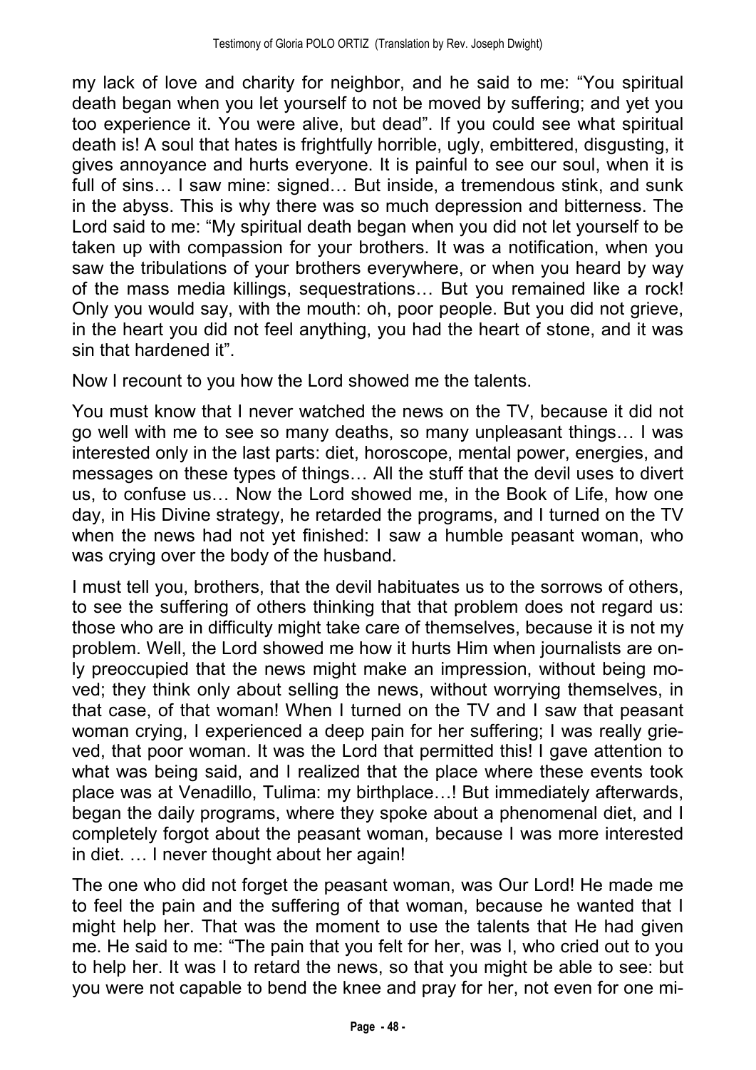my lack of love and charity for neighbor, and he said to me: “You spiritual death began when you let yourself to not be moved by suffering; and yet you too experience it. You were alive, but dead”. If you could see what spiritual death is! A soul that hates is frightfully horrible, ugly, embittered, disgusting, it gives annoyance and hurts everyone. It is painful to see our soul, when it is full of sins… I saw mine: signed… But inside, a tremendous stink, and sunk in the abyss. This is why there was so much depression and bitterness. The Lord said to me: “My spiritual death began when you did not let yourself to be taken up with compassion for your brothers. It was a notification, when you saw the tribulations of your brothers everywhere, or when you heard by way of the mass media killings, sequestrations… But you remained like a rock! Only you would say, with the mouth: oh, poor people. But you did not grieve, in the heart you did not feel anything, you had the heart of stone, and it was sin that hardened it”.

Now I recount to you how the Lord showed me the talents.

You must know that I never watched the news on the TV, because it did not go well with me to see so many deaths, so many unpleasant things… I was interested only in the last parts: diet, horoscope, mental power, energies, and messages on these types of things… All the stuff that the devil uses to divert us, to confuse us… Now the Lord showed me, in the Book of Life, how one day, in His Divine strategy, he retarded the programs, and I turned on the TV when the news had not yet finished: I saw a humble peasant woman, who was crying over the body of the husband.

I must tell you, brothers, that the devil habituates us to the sorrows of others, to see the suffering of others thinking that that problem does not regard us: those who are in difficulty might take care of themselves, because it is not my problem. Well, the Lord showed me how it hurts Him when journalists are only preoccupied that the news might make an impression, without being moved; they think only about selling the news, without worrying themselves, in that case, of that woman! When I turned on the TV and I saw that peasant woman crying, I experienced a deep pain for her suffering; I was really grieved, that poor woman. It was the Lord that permitted this! I gave attention to what was being said, and I realized that the place where these events took place was at Venadillo, Tulima: my birthplace…! But immediately afterwards, began the daily programs, where they spoke about a phenomenal diet, and I completely forgot about the peasant woman, because I was more interested in diet. … I never thought about her again!

The one who did not forget the peasant woman, was Our Lord! He made me to feel the pain and the suffering of that woman, because he wanted that I might help her. That was the moment to use the talents that He had given me. He said to me: “The pain that you felt for her, was I, who cried out to you to help her. It was I to retard the news, so that you might be able to see: but you were not capable to bend the knee and pray for her, not even for one mi-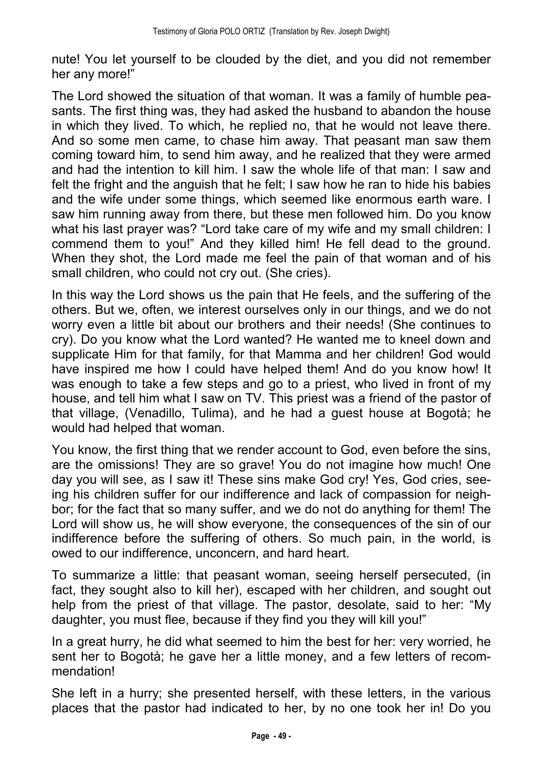nute! You let yourself to be clouded by the diet, and you did not remember her any more!"

The Lord showed the situation of that woman. It was a family of humble peasants. The first thing was, they had asked the husband to abandon the house in which they lived. To which, he replied no, that he would not leave there. And so some men came, to chase him away. That peasant man saw them coming toward him, to send him away, and he realized that they were armed and had the intention to kill him. I saw the whole life of that man: I saw and felt the fright and the anguish that he felt; I saw how he ran to hide his babies and the wife under some things, which seemed like enormous earth ware. I saw him running away from there, but these men followed him. Do you know what his last prayer was? "Lord take care of my wife and my small children: I commend them to you!" And they killed him! He fell dead to the ground. When they shot, the Lord made me feel the pain of that woman and of his small children, who could not cry out. (She cries).

In this way the Lord shows us the pain that He feels, and the suffering of the others. But we, often, we interest ourselves only in our things, and we do not worry even a little bit about our brothers and their needs! (She continues to cry). Do you know what the Lord wanted? He wanted me to kneel down and supplicate Him for that family, for that Mamma and her children! God would have inspired me how I could have helped them! And do you know how! It was enough to take a few steps and go to a priest, who lived in front of my house, and tell him what I saw on TV. This priest was a friend of the pastor of that village, (Venadillo, Tulima), and he had a guest house at Bogotà; he would had helped that woman.

You know, the first thing that we render account to God, even before the sins, are the omissions! They are so grave! You do not imagine how much! One day you will see, as I saw it! These sins make God cry! Yes, God cries, seeing his children suffer for our indifference and lack of compassion for neighbor; for the fact that so many suffer, and we do not do anything for them! The Lord will show us, he will show everyone, the consequences of the sin of our indifference before the suffering of others. So much pain, in the world, is owed to our indifference, unconcern, and hard heart.

To summarize a little: that peasant woman, seeing herself persecuted, (in fact, they sought also to kill her), escaped with her children, and sought out help from the priest of that village. The pastor, desolate, said to her: "My daughter, you must flee, because if they find you they will kill you!"

In a great hurry, he did what seemed to him the best for her: very worried, he sent her to Bogotà; he gave her a little money, and a few letters of recommendation!

She left in a hurry; she presented herself, with these letters, in the various places that the pastor had indicated to her, by no one took her in! Do you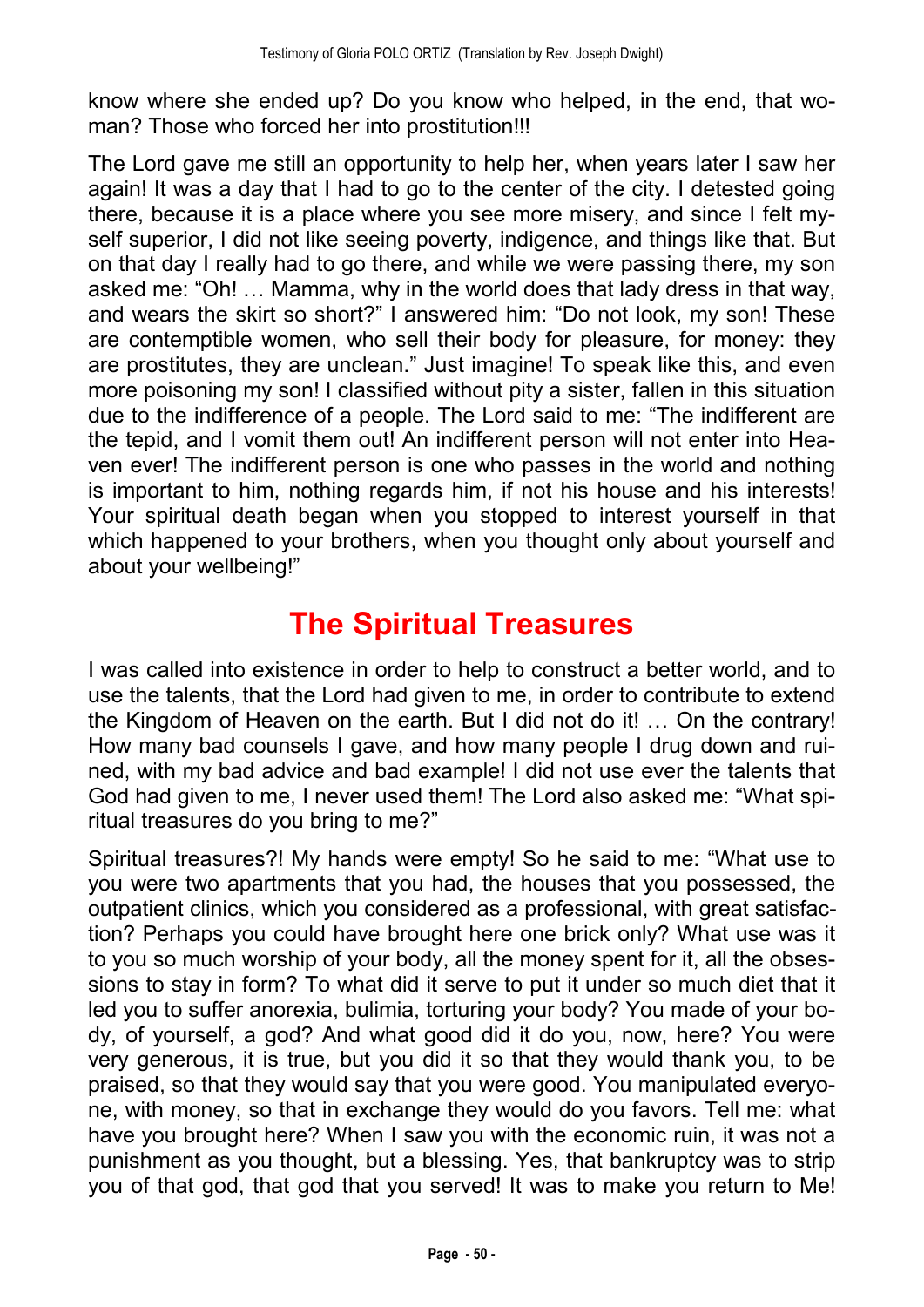know where she ended up? Do you know who helped, in the end, that woman? Those who forced her into prostitution!!!

The Lord gave me still an opportunity to help her, when years later I saw her again! It was a day that I had to go to the center of the city. I detested going there, because it is a place where you see more misery, and since I felt myself superior, I did not like seeing poverty, indigence, and things like that. But on that day I really had to go there, and while we were passing there, my son asked me: “Oh! … Mamma, why in the world does that lady dress in that way, and wears the skirt so short?” I answered him: “Do not look, my son! These are contemptible women, who sell their body for pleasure, for money: they are prostitutes, they are unclean.” Just imagine! To speak like this, and even more poisoning my son! I classified without pity a sister, fallen in this situation due to the indifference of a people. The Lord said to me: “The indifferent are the tepid, and I vomit them out! An indifferent person will not enter into Heaven ever! The indifferent person is one who passes in the world and nothing is important to him, nothing regards him, if not his house and his interests! Your spiritual death began when you stopped to interest yourself in that which happened to your brothers, when you thought only about yourself and about your wellbeing!”

## The Spiritual Treasures

I was called into existence in order to help to construct a better world, and to use the talents, that the Lord had given to me, in order to contribute to extend the Kingdom of Heaven on the earth. But I did not do it! … On the contrary! How many bad counsels I gave, and how many people I drug down and ruined, with my bad advice and bad example! I did not use ever the talents that God had given to me, I never used them! The Lord also asked me: “What spiritual treasures do you bring to me?”

Spiritual treasures?! My hands were empty! So he said to me: “What use to you were two apartments that you had, the houses that you possessed, the outpatient clinics, which you considered as a professional, with great satisfaction? Perhaps you could have brought here one brick only? What use was it to you so much worship of your body, all the money spent for it, all the obsessions to stay in form? To what did it serve to put it under so much diet that it led you to suffer anorexia, bulimia, torturing your body? You made of your body, of yourself, a god? And what good did it do you, now, here? You were very generous, it is true, but you did it so that they would thank you, to be praised, so that they would say that you were good. You manipulated everyone, with money, so that in exchange they would do you favors. Tell me: what have you brought here? When I saw you with the economic ruin, it was not a punishment as you thought, but a blessing. Yes, that bankruptcy was to strip you of that god, that god that you served! It was to make you return to Me!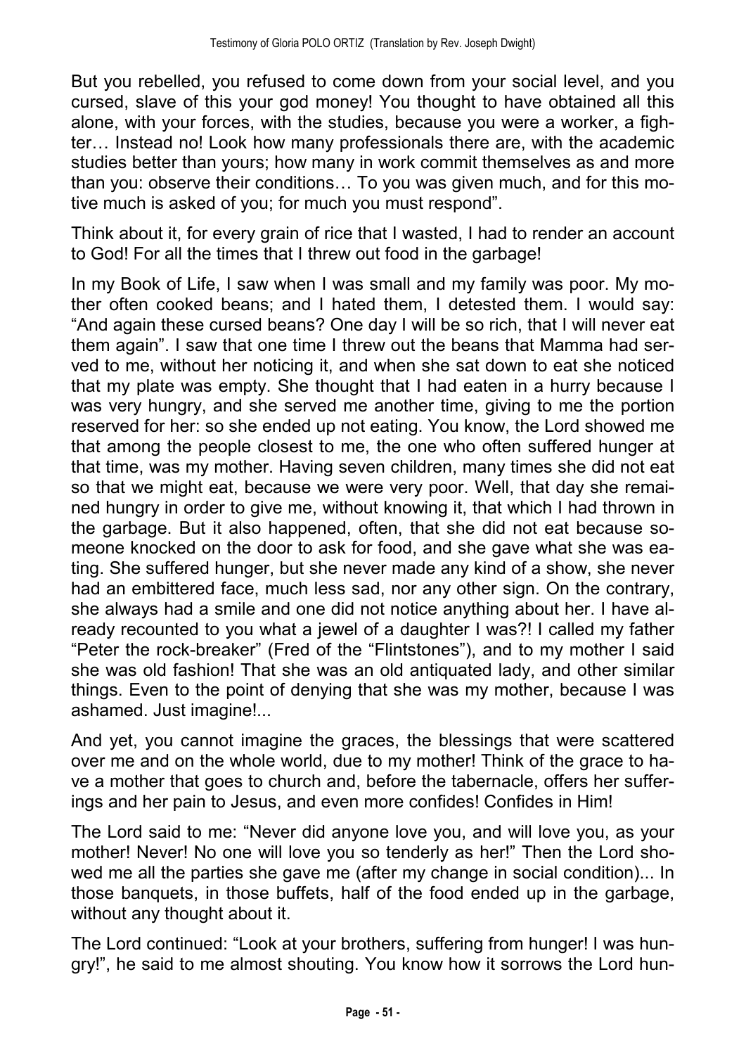But you rebelled, you refused to come down from your social level, and you cursed, slave of this your god money! You thought to have obtained all this alone, with your forces, with the studies, because you were a worker, a fighter… Instead no! Look how many professionals there are, with the academic studies better than yours; how many in work commit themselves as and more than you: observe their conditions… To you was given much, and for this motive much is asked of you; for much you must respond".

Think about it, for every grain of rice that I wasted, I had to render an account to God! For all the times that I threw out food in the garbage!

In my Book of Life, I saw when I was small and my family was poor. My mother often cooked beans; and I hated them, I detested them. I would say: "And again these cursed beans? One day I will be so rich, that I will never eat them again". I saw that one time I threw out the beans that Mamma had served to me, without her noticing it, and when she sat down to eat she noticed that my plate was empty. She thought that I had eaten in a hurry because I was very hungry, and she served me another time, giving to me the portion reserved for her: so she ended up not eating. You know, the Lord showed me that among the people closest to me, the one who often suffered hunger at that time, was my mother. Having seven children, many times she did not eat so that we might eat, because we were very poor. Well, that day she remained hungry in order to give me, without knowing it, that which I had thrown in the garbage. But it also happened, often, that she did not eat because someone knocked on the door to ask for food, and she gave what she was eating. She suffered hunger, but she never made any kind of a show, she never had an embittered face, much less sad, nor any other sign. On the contrary, she always had a smile and one did not notice anything about her. I have already recounted to you what a jewel of a daughter I was?! I called my father "Peter the rock-breaker" (Fred of the "Flintstones"), and to my mother I said she was old fashion! That she was an old antiquated lady, and other similar things. Even to the point of denying that she was my mother, because I was ashamed. Just imagine!...

And yet, you cannot imagine the graces, the blessings that were scattered over me and on the whole world, due to my mother! Think of the grace to have a mother that goes to church and, before the tabernacle, offers her sufferings and her pain to Jesus, and even more confides! Confides in Him!

The Lord said to me: "Never did anyone love you, and will love you, as your mother! Never! No one will love you so tenderly as her!" Then the Lord showed me all the parties she gave me (after my change in social condition)... In those banquets, in those buffets, half of the food ended up in the garbage, without any thought about it.

The Lord continued: "Look at your brothers, suffering from hunger! I was hungry!", he said to me almost shouting. You know how it sorrows the Lord hun-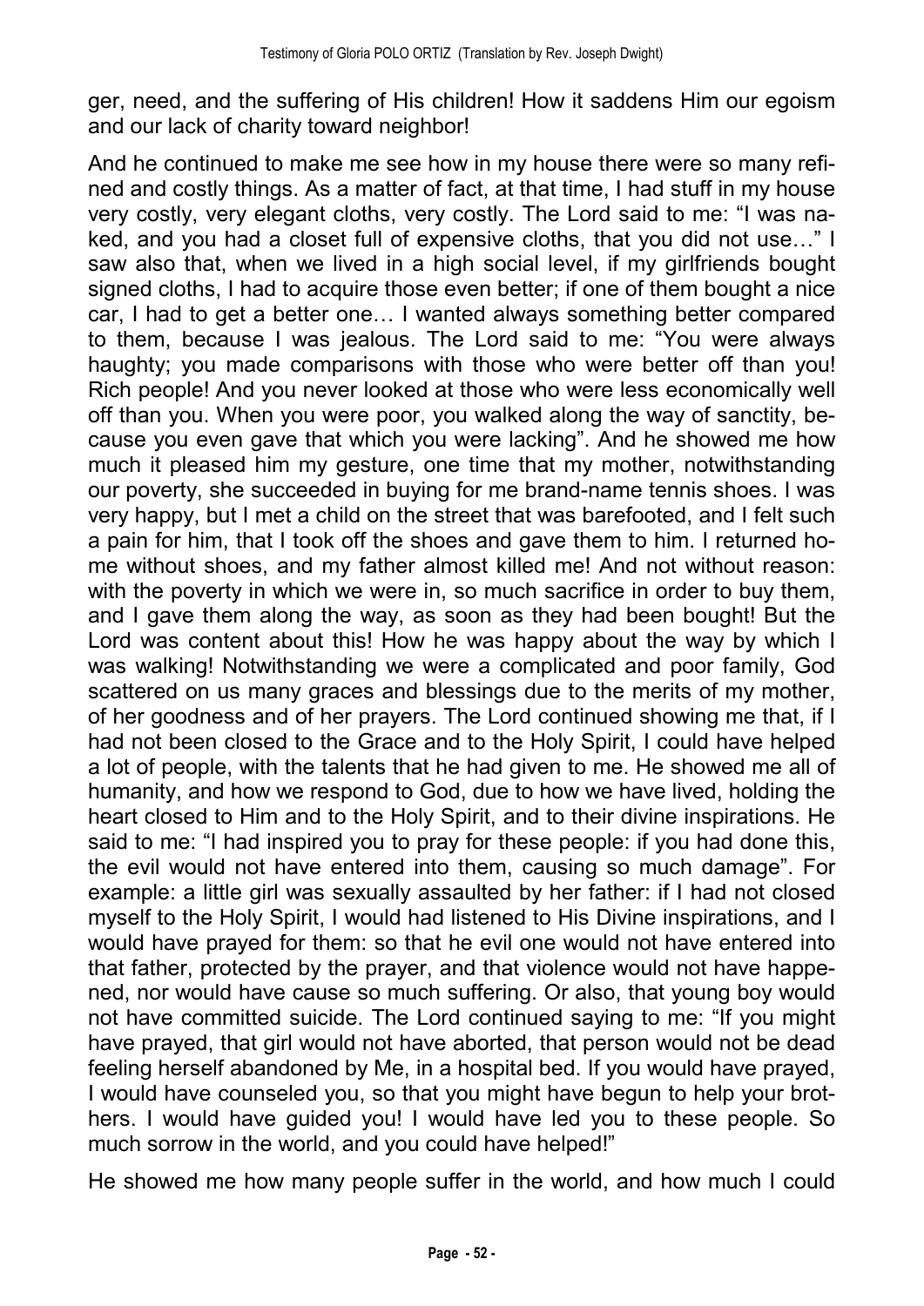ger, need, and the suffering of His children! How it saddens Him our egoism and our lack of charity toward neighbor!

And he continued to make me see how in my house there were so many refined and costly things. As a matter of fact, at that time, I had stuff in my house very costly, very elegant cloths, very costly. The Lord said to me: "I was naked, and you had a closet full of expensive cloths, that you did not use…" I saw also that, when we lived in a high social level, if my girlfriends bought signed cloths, I had to acquire those even better; if one of them bought a nice car, I had to get a better one… I wanted always something better compared to them, because I was jealous. The Lord said to me: "You were always haughty; you made comparisons with those who were better off than you! Rich people! And you never looked at those who were less economically well off than you. When you were poor, you walked along the way of sanctity, because you even gave that which you were lacking". And he showed me how much it pleased him my gesture, one time that my mother, notwithstanding our poverty, she succeeded in buying for me brand-name tennis shoes. I was very happy, but I met a child on the street that was barefooted, and I felt such a pain for him, that I took off the shoes and gave them to him. I returned home without shoes, and my father almost killed me! And not without reason: with the poverty in which we were in, so much sacrifice in order to buy them, and I gave them along the way, as soon as they had been bought! But the Lord was content about this! How he was happy about the way by which I was walking! Notwithstanding we were a complicated and poor family, God scattered on us many graces and blessings due to the merits of my mother, of her goodness and of her prayers. The Lord continued showing me that, if I had not been closed to the Grace and to the Holy Spirit, I could have helped a lot of people, with the talents that he had given to me. He showed me all of humanity, and how we respond to God, due to how we have lived, holding the heart closed to Him and to the Holy Spirit, and to their divine inspirations. He said to me: "I had inspired you to pray for these people: if you had done this, the evil would not have entered into them, causing so much damage". For example: a little girl was sexually assaulted by her father: if I had not closed myself to the Holy Spirit, I would had listened to His Divine inspirations, and I would have prayed for them: so that he evil one would not have entered into that father, protected by the prayer, and that violence would not have happened, nor would have cause so much suffering. Or also, that young boy would not have committed suicide. The Lord continued saying to me: "If you might have prayed, that girl would not have aborted, that person would not be dead feeling herself abandoned by Me, in a hospital bed. If you would have prayed, I would have counseled you, so that you might have begun to help your brothers. I would have guided you! I would have led you to these people. So much sorrow in the world, and you could have helped!"

He showed me how many people suffer in the world, and how much I could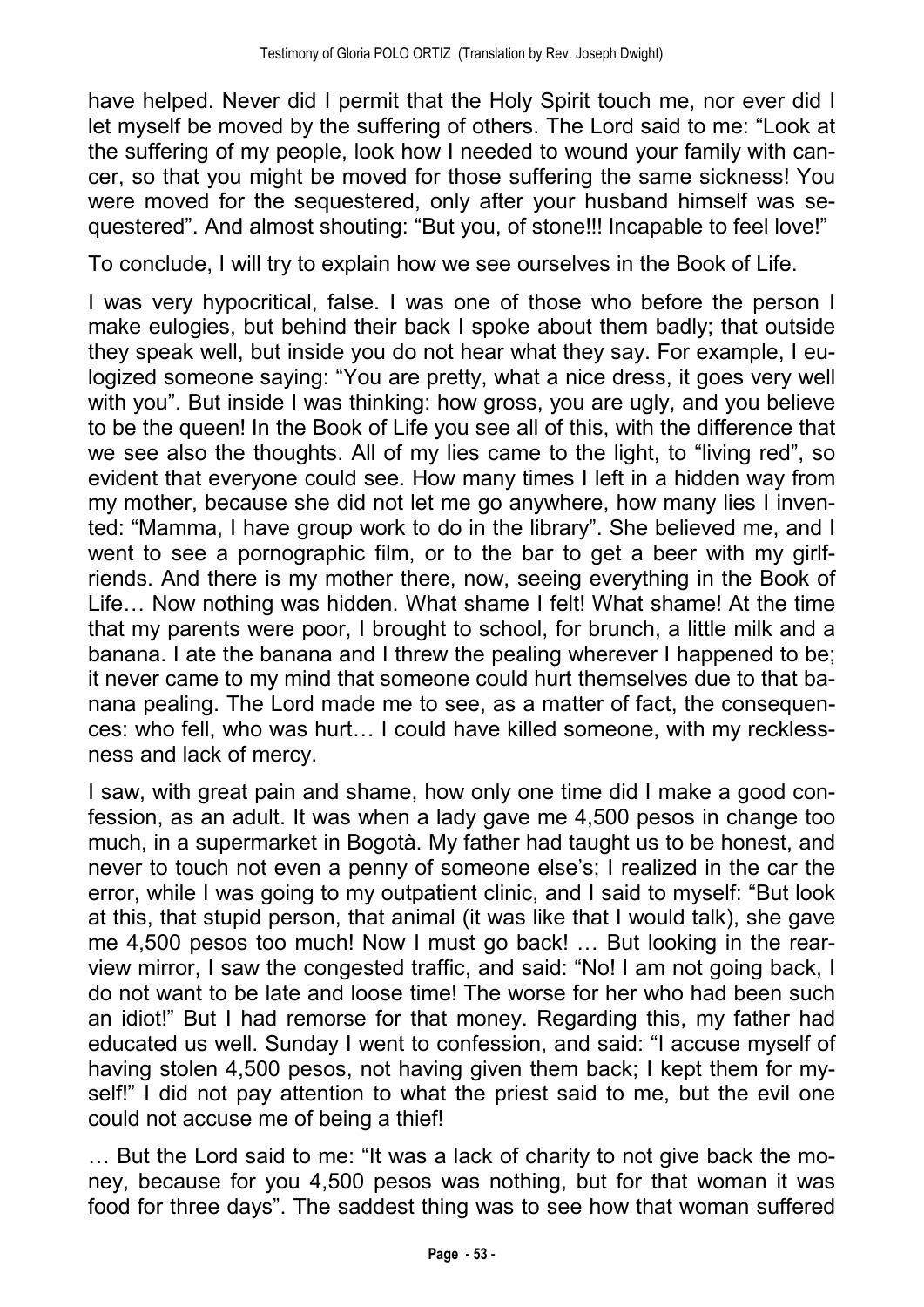have helped. Never did I permit that the Holy Spirit touch me, nor ever did I let myself be moved by the suffering of others. The Lord said to me: "Look at the suffering of my people, look how I needed to wound your family with cancer, so that you might be moved for those suffering the same sickness! You were moved for the sequestered, only after your husband himself was sequestered". And almost shouting: "But you, of stone!!! Incapable to feel love!"

To conclude, I will try to explain how we see ourselves in the Book of Life.

I was very hypocritical, false. I was one of those who before the person I make eulogies, but behind their back I spoke about them badly; that outside they speak well, but inside you do not hear what they say. For example, I eulogized someone saying: "You are pretty, what a nice dress, it goes very well with you". But inside I was thinking: how gross, you are ugly, and you believe to be the queen! In the Book of Life you see all of this, with the difference that we see also the thoughts. All of my lies came to the light, to "living red", so evident that everyone could see. How many times I left in a hidden way from my mother, because she did not let me go anywhere, how many lies I invented: "Mamma, I have group work to do in the library". She believed me, and I went to see a pornographic film, or to the bar to get a beer with my girlfriends. And there is my mother there, now, seeing everything in the Book of Life… Now nothing was hidden. What shame I felt! What shame! At the time that my parents were poor, I brought to school, for brunch, a little milk and a banana. I ate the banana and I threw the pealing wherever I happened to be; it never came to my mind that someone could hurt themselves due to that banana pealing. The Lord made me to see, as a matter of fact, the consequences: who fell, who was hurt… I could have killed someone, with my recklessness and lack of mercy.

I saw, with great pain and shame, how only one time did I make a good confession, as an adult. It was when a lady gave me 4,500 pesos in change too much, in a supermarket in Bogotà. My father had taught us to be honest, and never to touch not even a penny of someone else's; I realized in the car the error, while I was going to my outpatient clinic, and I said to myself: "But look at this, that stupid person, that animal (it was like that I would talk), she gave me 4,500 pesos too much! Now I must go back! … But looking in the rearview mirror, I saw the congested traffic, and said: "No! I am not going back, I do not want to be late and loose time! The worse for her who had been such an idiot!" But I had remorse for that money. Regarding this, my father had educated us well. Sunday I went to confession, and said: "I accuse myself of having stolen 4,500 pesos, not having given them back; I kept them for myself!" I did not pay attention to what the priest said to me, but the evil one could not accuse me of being a thief!

… But the Lord said to me: "It was a lack of charity to not give back the money, because for you 4,500 pesos was nothing, but for that woman it was food for three days". The saddest thing was to see how that woman suffered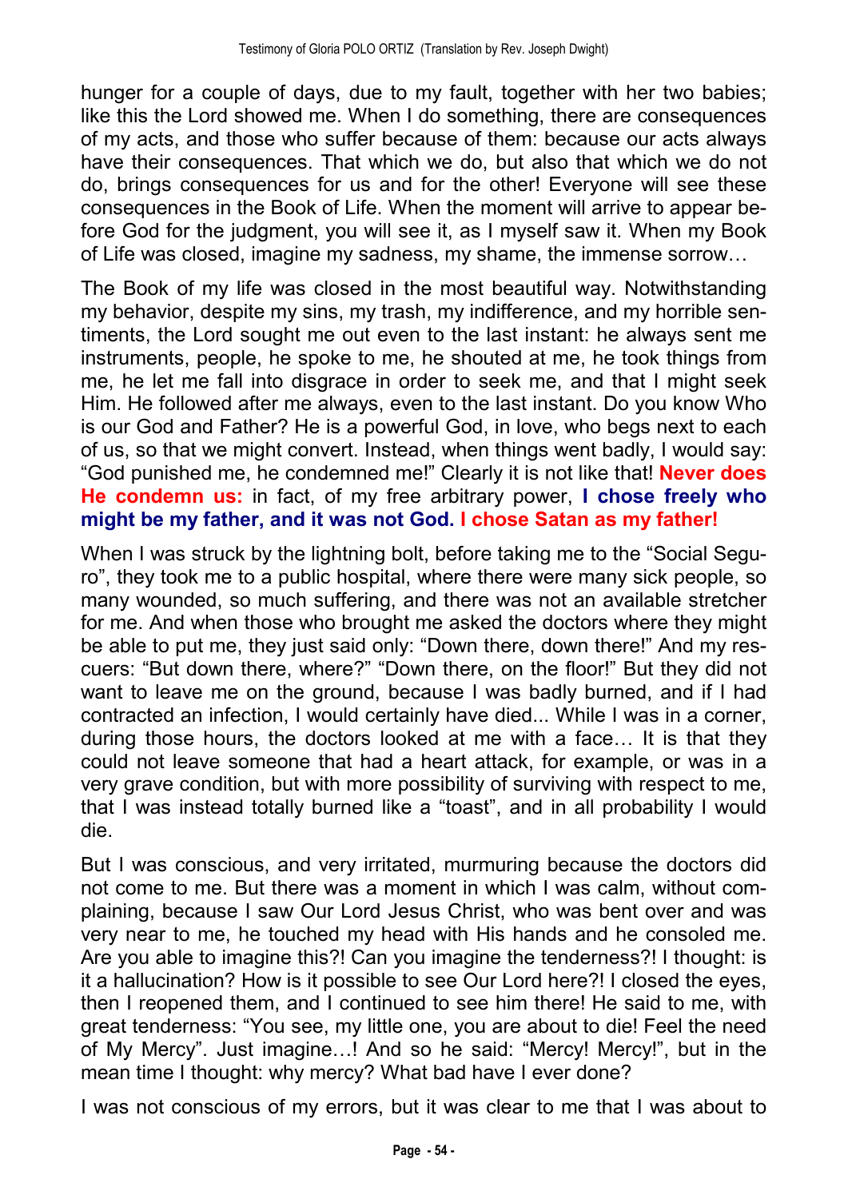hunger for a couple of days, due to my fault, together with her two babies; like this the Lord showed me. When I do something, there are consequences of my acts, and those who suffer because of them: because our acts always have their consequences. That which we do, but also that which we do not do, brings consequences for us and for the other! Everyone will see these consequences in the Book of Life. When the moment will arrive to appear before God for the judgment, you will see it, as I myself saw it. When my Book of Life was closed, imagine my sadness, my shame, the immense sorrow…

The Book of my life was closed in the most beautiful way. Notwithstanding my behavior, despite my sins, my trash, my indifference, and my horrible sentiments, the Lord sought me out even to the last instant: he always sent me instruments, people, he spoke to me, he shouted at me, he took things from me, he let me fall into disgrace in order to seek me, and that I might seek Him. He followed after me always, even to the last instant. Do you know Who is our God and Father? He is a powerful God, in love, who begs next to each of us, so that we might convert. Instead, when things went badly, I would say: "God punished me, he condemned me!" Clearly it is not like that! **Never does He condemn us:** in fact, of my free arbitrary power, **I chose freely who might be my father, and it was not God. I chose Satan as my father!**

When I was struck by the lightning bolt, before taking me to the "Social Seguro", they took me to a public hospital, where there were many sick people, so many wounded, so much suffering, and there was not an available stretcher for me. And when those who brought me asked the doctors where they might be able to put me, they just said only: "Down there, down there!" And my rescuers: "But down there, where?" "Down there, on the floor!" But they did not want to leave me on the ground, because I was badly burned, and if I had contracted an infection, I would certainly have died... While I was in a corner, during those hours, the doctors looked at me with a face… It is that they could not leave someone that had a heart attack, for example, or was in a very grave condition, but with more possibility of surviving with respect to me, that I was instead totally burned like a "toast", and in all probability I would die.

But I was conscious, and very irritated, murmuring because the doctors did not come to me. But there was a moment in which I was calm, without complaining, because I saw Our Lord Jesus Christ, who was bent over and was very near to me, he touched my head with His hands and he consoled me. Are you able to imagine this?! Can you imagine the tenderness?! I thought: is it a hallucination? How is it possible to see Our Lord here?! I closed the eyes, then I reopened them, and I continued to see him there! He said to me, with great tenderness: "You see, my little one, you are about to die! Feel the need of My Mercy". Just imagine…! And so he said: "Mercy! Mercy!", but in the mean time I thought: why mercy? What bad have I ever done?

I was not conscious of my errors, but it was clear to me that I was about to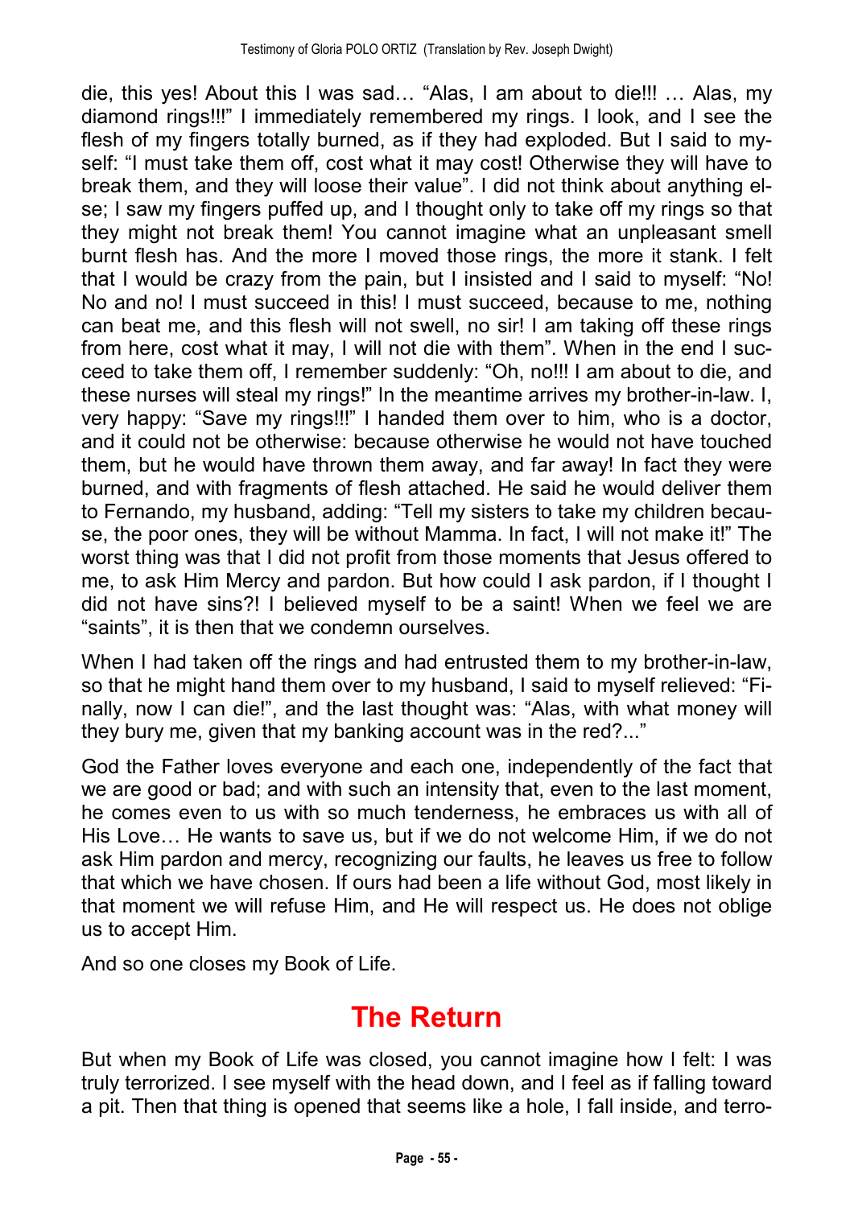die, this yes! About this I was sad… “Alas, I am about to die!!! … Alas, my diamond rings!!!” I immediately remembered my rings. I look, and I see the flesh of my fingers totally burned, as if they had exploded. But I said to myself: “I must take them off, cost what it may cost! Otherwise they will have to break them, and they will loose their value”. I did not think about anything else; I saw my fingers puffed up, and I thought only to take off my rings so that they might not break them! You cannot imagine what an unpleasant smell burnt flesh has. And the more I moved those rings, the more it stank. I felt that I would be crazy from the pain, but I insisted and I said to myself: “No! No and no! I must succeed in this! I must succeed, because to me, nothing can beat me, and this flesh will not swell, no sir! I am taking off these rings from here, cost what it may, I will not die with them”. When in the end I succeed to take them off, I remember suddenly: “Oh, no!!! I am about to die, and these nurses will steal my rings!” In the meantime arrives my brother-in-law. I, very happy: “Save my rings!!!” I handed them over to him, who is a doctor, and it could not be otherwise: because otherwise he would not have touched them, but he would have thrown them away, and far away! In fact they were burned, and with fragments of flesh attached. He said he would deliver them to Fernando, my husband, adding: “Tell my sisters to take my children because, the poor ones, they will be without Mamma. In fact, I will not make it!” The worst thing was that I did not profit from those moments that Jesus offered to me, to ask Him Mercy and pardon. But how could I ask pardon, if I thought I did not have sins?! I believed myself to be a saint! When we feel we are “saints”, it is then that we condemn ourselves.

When I had taken off the rings and had entrusted them to my brother-in-law, so that he might hand them over to my husband, I said to myself relieved: “Finally, now I can die!”, and the last thought was: “Alas, with what money will they bury me, given that my banking account was in the red?...”

God the Father loves everyone and each one, independently of the fact that we are good or bad; and with such an intensity that, even to the last moment, he comes even to us with so much tenderness, he embraces us with all of His Love… He wants to save us, but if we do not welcome Him, if we do not ask Him pardon and mercy, recognizing our faults, he leaves us free to follow that which we have chosen. If ours had been a life without God, most likely in that moment we will refuse Him, and He will respect us. He does not oblige us to accept Him.

And so one closes my Book of Life.

## The Return

But when my Book of Life was closed, you cannot imagine how I felt: I was truly terrorized. I see myself with the head down, and I feel as if falling toward a pit. Then that thing is opened that seems like a hole, I fall inside, and terro-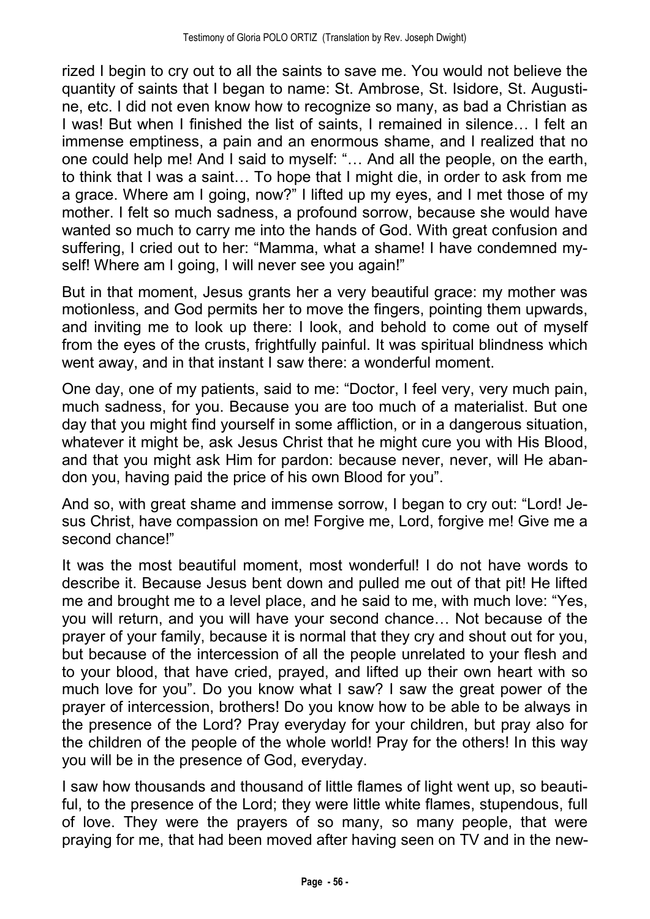rized I begin to cry out to all the saints to save me. You would not believe the quantity of saints that I began to name: St. Ambrose, St. Isidore, St. Augustine, etc. I did not even know how to recognize so many, as bad a Christian as I was! But when I finished the list of saints, I remained in silence… I felt an immense emptiness, a pain and an enormous shame, and I realized that no one could help me! And I said to myself: "… And all the people, on the earth, to think that I was a saint… To hope that I might die, in order to ask from me a grace. Where am I going, now?" I lifted up my eyes, and I met those of my mother. I felt so much sadness, a profound sorrow, because she would have wanted so much to carry me into the hands of God. With great confusion and suffering, I cried out to her: "Mamma, what a shame! I have condemned myself! Where am I going, I will never see you again!"

But in that moment, Jesus grants her a very beautiful grace: my mother was motionless, and God permits her to move the fingers, pointing them upwards, and inviting me to look up there: I look, and behold to come out of myself from the eyes of the crusts, frightfully painful. It was spiritual blindness which went away, and in that instant I saw there: a wonderful moment.

One day, one of my patients, said to me: "Doctor, I feel very, very much pain, much sadness, for you. Because you are too much of a materialist. But one day that you might find yourself in some affliction, or in a dangerous situation, whatever it might be, ask Jesus Christ that he might cure you with His Blood, and that you might ask Him for pardon: because never, never, will He abandon you, having paid the price of his own Blood for you".

And so, with great shame and immense sorrow, I began to cry out: "Lord! Jesus Christ, have compassion on me! Forgive me, Lord, forgive me! Give me a second chance!"

It was the most beautiful moment, most wonderful! I do not have words to describe it. Because Jesus bent down and pulled me out of that pit! He lifted me and brought me to a level place, and he said to me, with much love: "Yes, you will return, and you will have your second chance… Not because of the prayer of your family, because it is normal that they cry and shout out for you, but because of the intercession of all the people unrelated to your flesh and to your blood, that have cried, prayed, and lifted up their own heart with so much love for you". Do you know what I saw? I saw the great power of the prayer of intercession, brothers! Do you know how to be able to be always in the presence of the Lord? Pray everyday for your children, but pray also for the children of the people of the whole world! Pray for the others! In this way you will be in the presence of God, everyday.

I saw how thousands and thousand of little flames of light went up, so beautiful, to the presence of the Lord; they were little white flames, stupendous, full of love. They were the prayers of so many, so many people, that were praying for me, that had been moved after having seen on TV and in the new-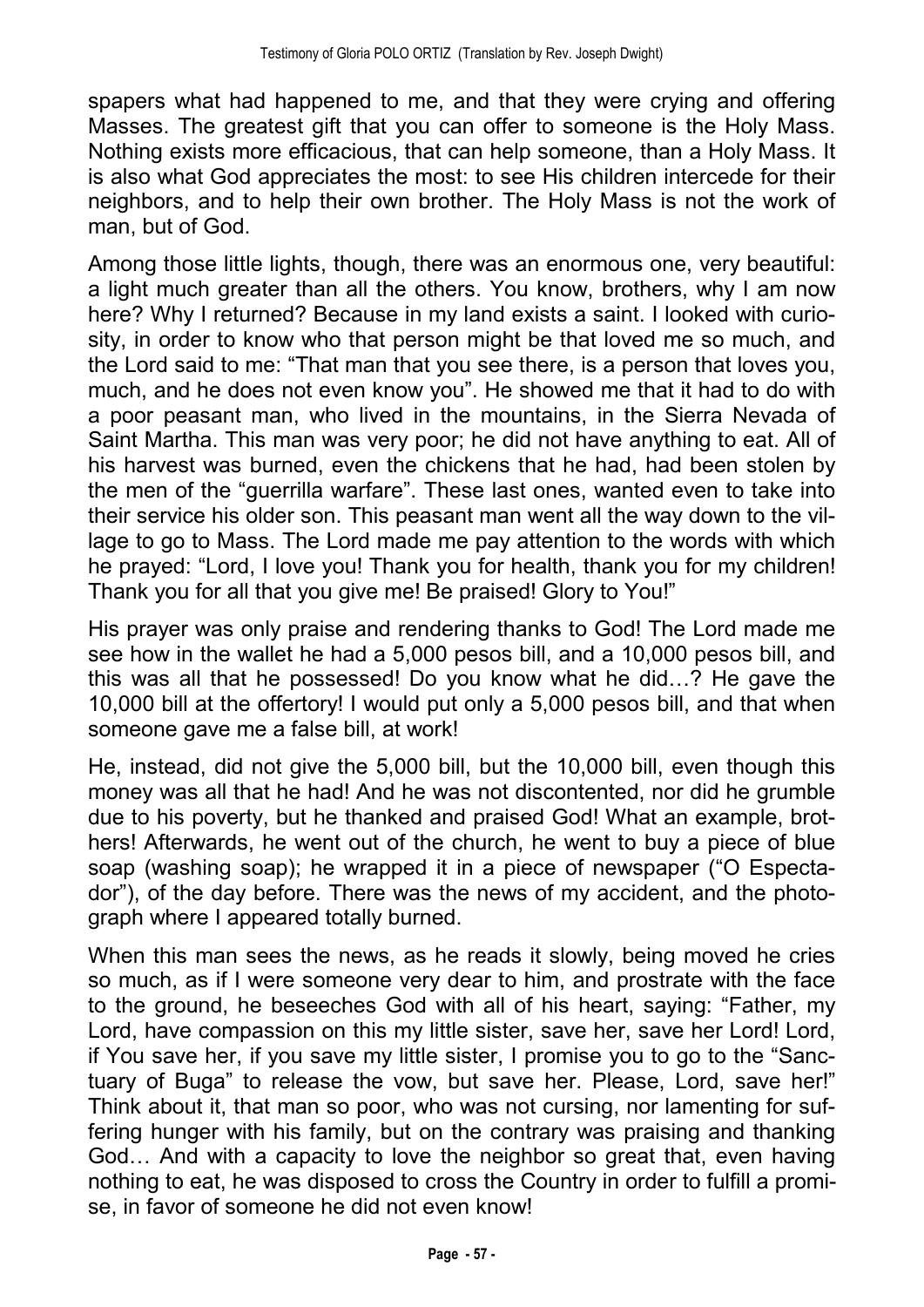spapers what had happened to me, and that they were crying and offering Masses. The greatest gift that you can offer to someone is the Holy Mass. Nothing exists more efficacious, that can help someone, than a Holy Mass. It is also what God appreciates the most: to see His children intercede for their neighbors, and to help their own brother. The Holy Mass is not the work of man, but of God.

Among those little lights, though, there was an enormous one, very beautiful: a light much greater than all the others. You know, brothers, why I am now here? Why I returned? Because in my land exists a saint. I looked with curiosity, in order to know who that person might be that loved me so much, and the Lord said to me: "That man that you see there, is a person that loves you, much, and he does not even know you". He showed me that it had to do with a poor peasant man, who lived in the mountains, in the Sierra Nevada of Saint Martha. This man was very poor; he did not have anything to eat. All of his harvest was burned, even the chickens that he had, had been stolen by the men of the "guerrilla warfare". These last ones, wanted even to take into their service his older son. This peasant man went all the way down to the village to go to Mass. The Lord made me pay attention to the words with which he prayed: "Lord, I love you! Thank you for health, thank you for my children! Thank you for all that you give me! Be praised! Glory to You!"

His prayer was only praise and rendering thanks to God! The Lord made me see how in the wallet he had a 5,000 pesos bill, and a 10,000 pesos bill, and this was all that he possessed! Do you know what he did…? He gave the 10,000 bill at the offertory! I would put only a 5,000 pesos bill, and that when someone gave me a false bill, at work!

He, instead, did not give the 5,000 bill, but the 10,000 bill, even though this money was all that he had! And he was not discontented, nor did he grumble due to his poverty, but he thanked and praised God! What an example, brothers! Afterwards, he went out of the church, he went to buy a piece of blue soap (washing soap); he wrapped it in a piece of newspaper ("O Espectador"), of the day before. There was the news of my accident, and the photograph where I appeared totally burned.

When this man sees the news, as he reads it slowly, being moved he cries so much, as if I were someone very dear to him, and prostrate with the face to the ground, he beseeches God with all of his heart, saying: "Father, my Lord, have compassion on this my little sister, save her, save her Lord! Lord, if You save her, if you save my little sister, I promise you to go to the "Sanctuary of Buga" to release the vow, but save her. Please, Lord, save her!" Think about it, that man so poor, who was not cursing, nor lamenting for suffering hunger with his family, but on the contrary was praising and thanking God… And with a capacity to love the neighbor so great that, even having nothing to eat, he was disposed to cross the Country in order to fulfill a promise, in favor of someone he did not even know!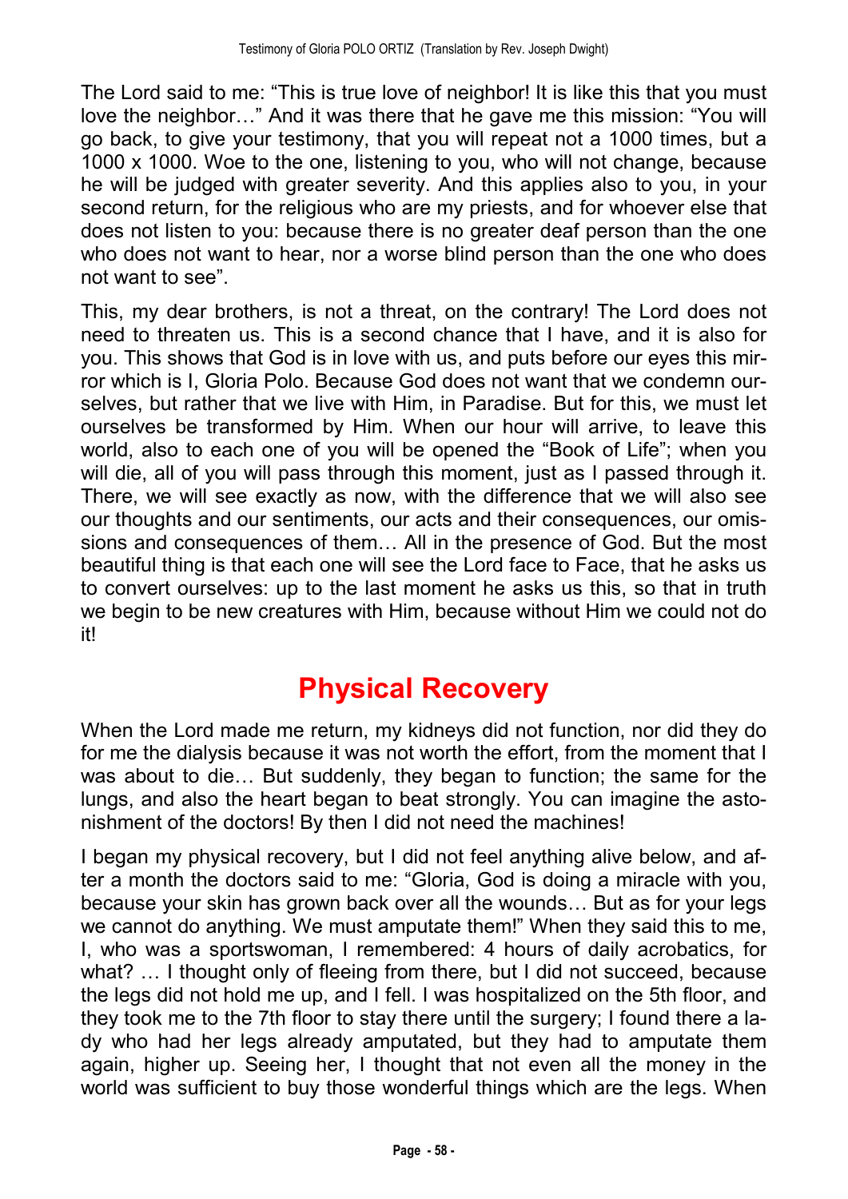The Lord said to me: "This is true love of neighbor! It is like this that you must love the neighbor…" And it was there that he gave me this mission: "You will go back, to give your testimony, that you will repeat not a 1000 times, but a 1000 x 1000. Woe to the one, listening to you, who will not change, because he will be judged with greater severity. And this applies also to you, in your second return, for the religious who are my priests, and for whoever else that does not listen to you: because there is no greater deaf person than the one who does not want to hear, nor a worse blind person than the one who does not want to see".

This, my dear brothers, is not a threat, on the contrary! The Lord does not need to threaten us. This is a second chance that I have, and it is also for you. This shows that God is in love with us, and puts before our eyes this mirror which is I, Gloria Polo. Because God does not want that we condemn ourselves, but rather that we live with Him, in Paradise. But for this, we must let ourselves be transformed by Him. When our hour will arrive, to leave this world, also to each one of you will be opened the "Book of Life"; when you will die, all of you will pass through this moment, just as I passed through it. There, we will see exactly as now, with the difference that we will also see our thoughts and our sentiments, our acts and their consequences, our omissions and consequences of them… All in the presence of God. But the most beautiful thing is that each one will see the Lord face to Face, that he asks us to convert ourselves: up to the last moment he asks us this, so that in truth we begin to be new creatures with Him, because without Him we could not do it!

# Physical Recovery

When the Lord made me return, my kidneys did not function, nor did they do for me the dialysis because it was not worth the effort, from the moment that I was about to die… But suddenly, they began to function; the same for the lungs, and also the heart began to beat strongly. You can imagine the astonishment of the doctors! By then I did not need the machines!

I began my physical recovery, but I did not feel anything alive below, and after a month the doctors said to me: "Gloria, God is doing a miracle with you, because your skin has grown back over all the wounds… But as for your legs we cannot do anything. We must amputate them!" When they said this to me, I, who was a sportswoman, I remembered: 4 hours of daily acrobatics, for what? … I thought only of fleeing from there, but I did not succeed, because the legs did not hold me up, and I fell. I was hospitalized on the 5th floor, and they took me to the 7th floor to stay there until the surgery; I found there a lady who had her legs already amputated, but they had to amputate them again, higher up. Seeing her, I thought that not even all the money in the world was sufficient to buy those wonderful things which are the legs. When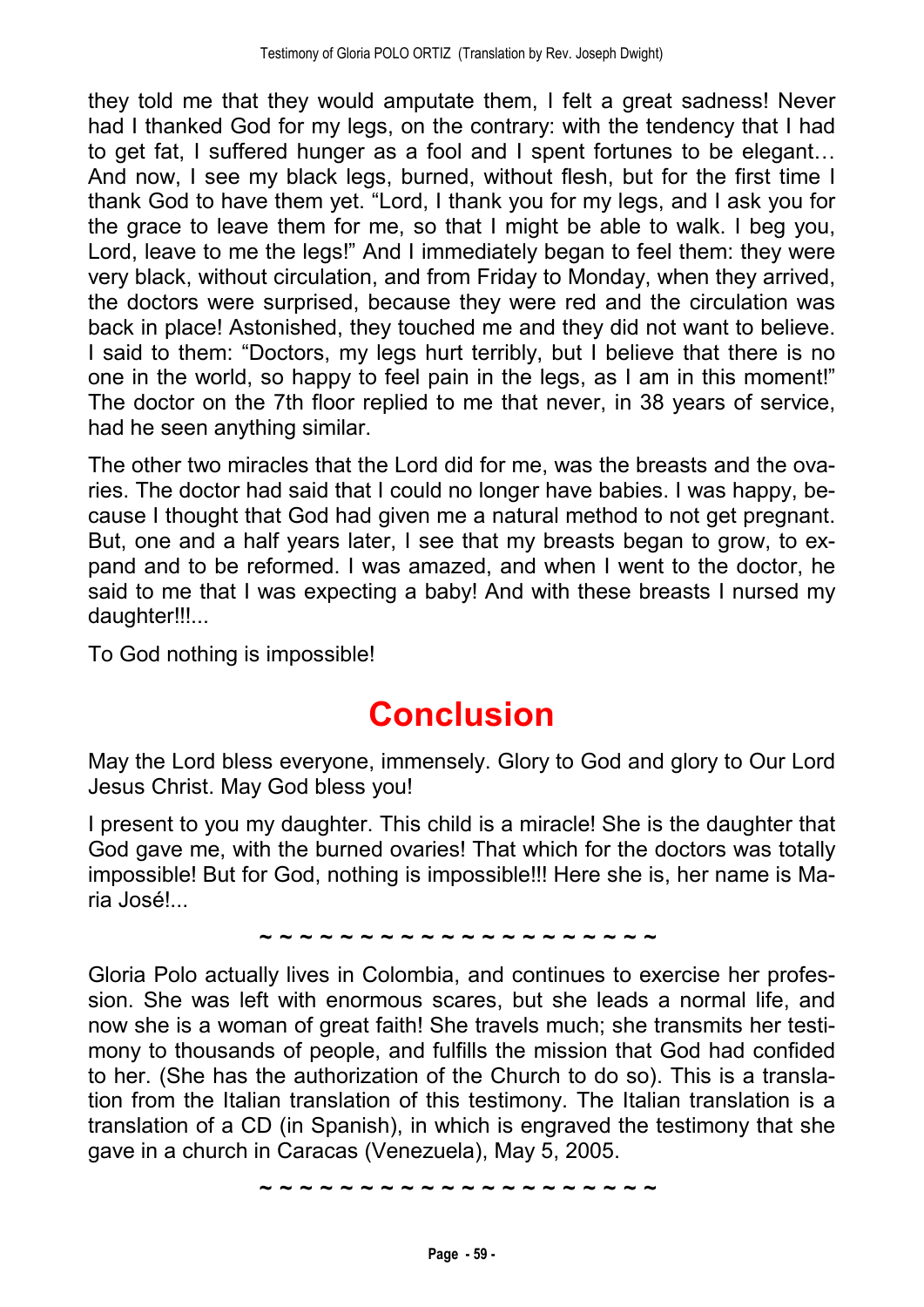they told me that they would amputate them, I felt a great sadness! Never had I thanked God for my legs, on the contrary: with the tendency that I had to get fat, I suffered hunger as a fool and I spent fortunes to be elegant… And now, I see my black legs, burned, without flesh, but for the first time I thank God to have them yet. "Lord, I thank you for my legs, and I ask you for the grace to leave them for me, so that I might be able to walk. I beg you, Lord, leave to me the legs!" And I immediately began to feel them: they were very black, without circulation, and from Friday to Monday, when they arrived, the doctors were surprised, because they were red and the circulation was back in place! Astonished, they touched me and they did not want to believe. I said to them: "Doctors, my legs hurt terribly, but I believe that there is no one in the world, so happy to feel pain in the legs, as I am in this moment!" The doctor on the 7th floor replied to me that never, in 38 years of service, had he seen anything similar.

The other two miracles that the Lord did for me, was the breasts and the ovaries. The doctor had said that I could no longer have babies. I was happy, because I thought that God had given me a natural method to not get pregnant. But, one and a half years later, I see that my breasts began to grow, to expand and to be reformed. I was amazed, and when I went to the doctor, he said to me that I was expecting a baby! And with these breasts I nursed my daughter!!!...

To God nothing is impossible!

# Conclusion

May the Lord bless everyone, immensely. Glory to God and glory to Our Lord Jesus Christ. May God bless you!

I present to you my daughter. This child is a miracle! She is the daughter that God gave me, with the burned ovaries! That which for the doctors was totally impossible! But for God, nothing is impossible!!! Here she is, her name is Maria José!...

~ ~ ~ ~ ~ ~ ~ ~ ~ ~ ~ ~ ~ ~ ~ ~ ~ ~ ~ ~ ~

Gloria Polo actually lives in Colombia, and continues to exercise her profession. She was left with enormous scares, but she leads a normal life, and now she is a woman of great faith! She travels much; she transmits her testimony to thousands of people, and fulfills the mission that God had confided to her. (She has the authorization of the Church to do so). This is a translation from the Italian translation of this testimony. The Italian translation is a translation of a CD (in Spanish), in which is engraved the testimony that she gave in a church in Caracas (Venezuela), May 5, 2005.

~ ~ ~ ~ ~ ~ ~ ~ ~ ~ ~ ~ ~ ~ ~ ~ ~ ~ ~ ~ ~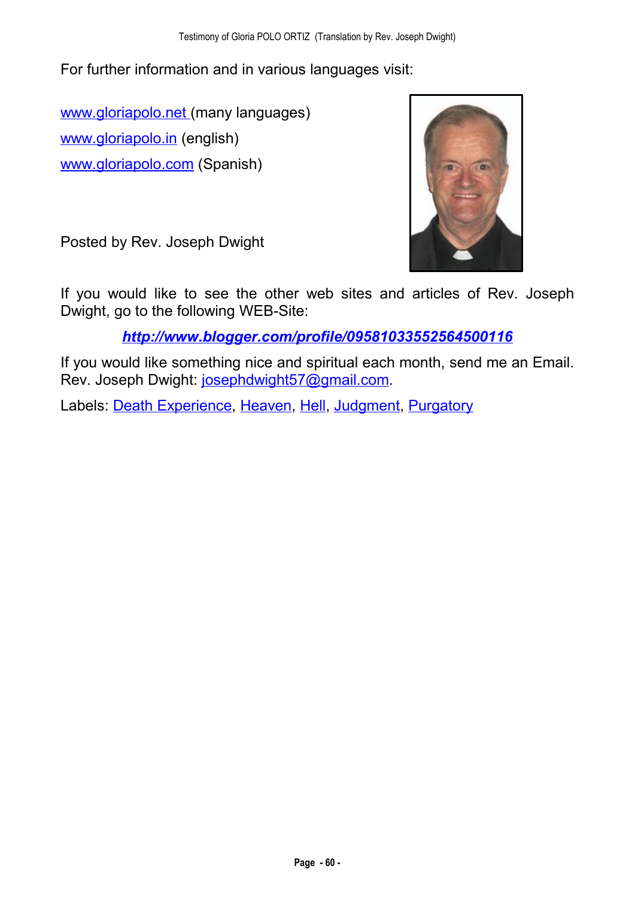For further information and in various languages visit:

www.gloriapolo.net (many languages)
www.gloriapolo.in (english)
www.gloriapolo.com (Spanish)

Posted by Rev. Joseph Dwight

If you would like to see the other web sites and articles of Rev. Joseph Dwight, go to the following WEB-Site:

***http://www.blogger.com/profile/09581033552564500116***

If you would like something nice and spiritual each month, send me an Email. Rev. Joseph Dwight: josephdwight57@gmail.com.

Labels: Death Experience, Heaven, Hell, Judgment, Purgatory